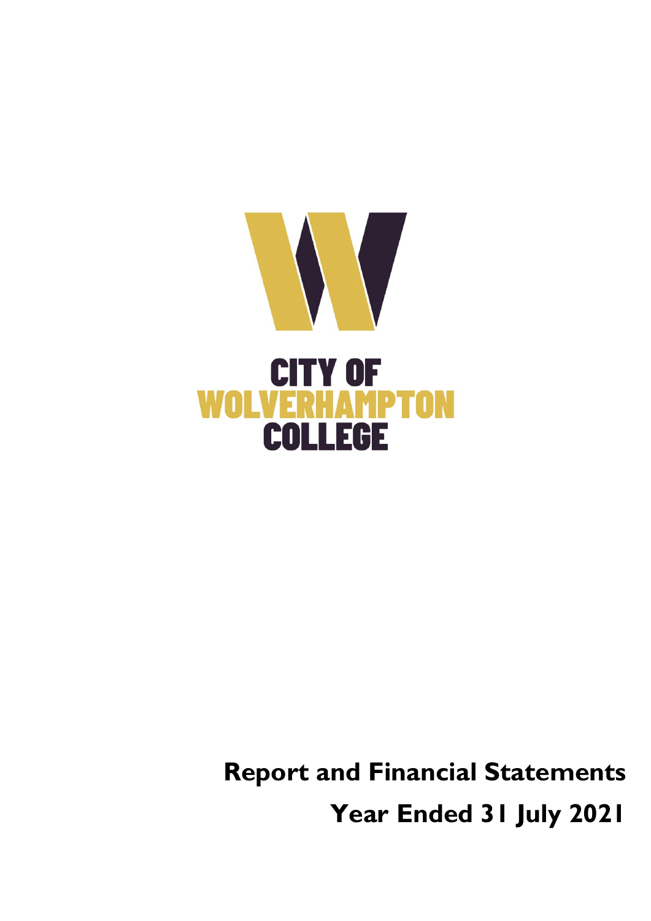CITY OF WOLVERHAMPTON COLLEGE

**Report and Financial Statements**

**Year Ended 31 July 2021**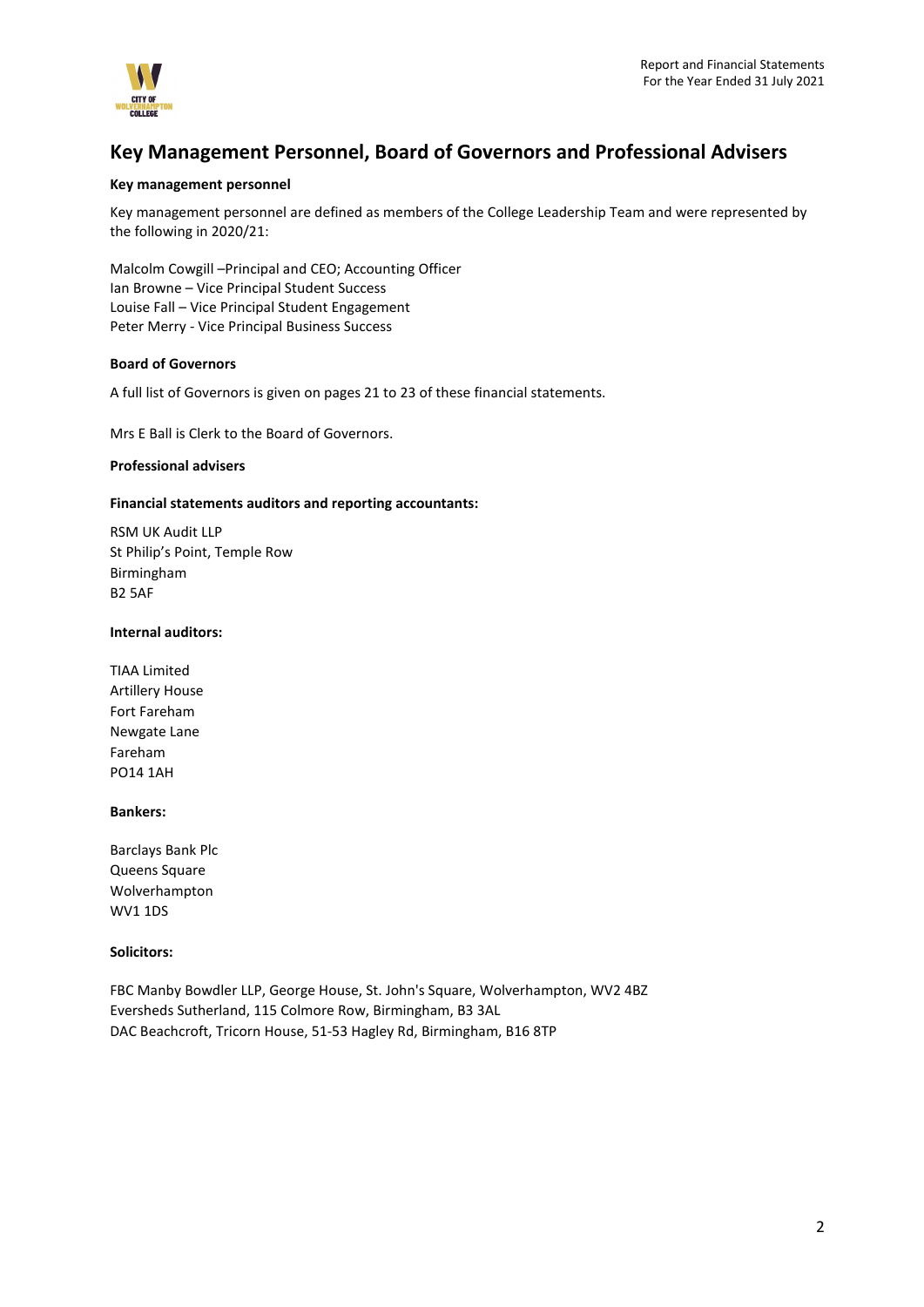## Key Management Personnel, Board of Governors and Professional Advisers

**Key management personnel**

Key management personnel are defined as members of the College Leadership Team and were represented by the following in 2020/21:

Malcolm Cowgill –Principal and CEO; Accounting Officer
Ian Browne – Vice Principal Student Success
Louise Fall – Vice Principal Student Engagement
Peter Merry - Vice Principal Business Success

**Board of Governors**

A full list of Governors is given on pages 21 to 23 of these financial statements.

Mrs E Ball is Clerk to the Board of Governors.

**Professional advisers**

**Financial statements auditors and reporting accountants:**

RSM UK Audit LLP
St Philip's Point, Temple Row
Birmingham
B2 5AF

**Internal auditors:**

TIAA Limited
Artillery House
Fort Fareham
Newgate Lane
Fareham
PO14 1AH

**Bankers:**

Barclays Bank Plc
Queens Square
Wolverhampton
WV1 1DS

**Solicitors:**

FBC Manby Bowdler LLP, George House, St. John's Square, Wolverhampton, WV2 4BZ
Eversheds Sutherland, 115 Colmore Row, Birmingham, B3 3AL
DAC Beachcroft, Tricorn House, 51-53 Hagley Rd, Birmingham, B16 8TP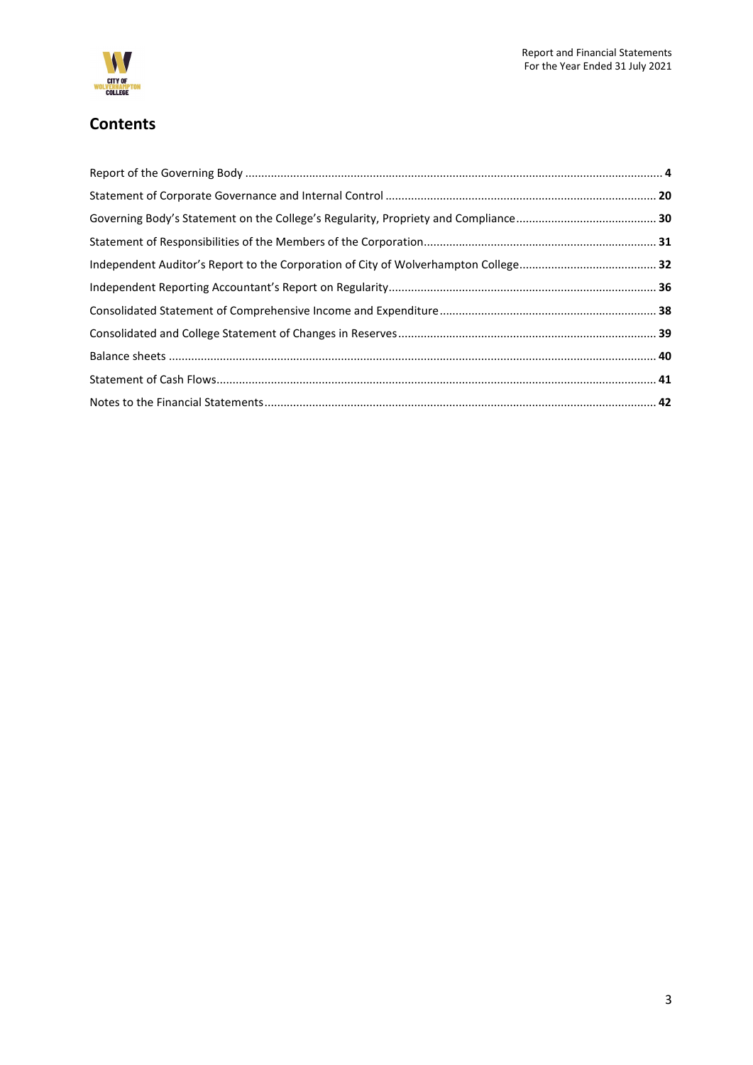## Contents

| | |
|---|---|
| Report of the Governing Body | **4** |
| Statement of Corporate Governance and Internal Control | **20** |
| Governing Body's Statement on the College's Regularity, Propriety and Compliance | **30** |
| Statement of Responsibilities of the Members of the Corporation | **31** |
| Independent Auditor's Report to the Corporation of City of Wolverhampton College | **32** |
| Independent Reporting Accountant's Report on Regularity | **36** |
| Consolidated Statement of Comprehensive Income and Expenditure | **38** |
| Consolidated and College Statement of Changes in Reserves | **39** |
| Balance sheets | **40** |
| Statement of Cash Flows | **41** |
| Notes to the Financial Statements | **42** |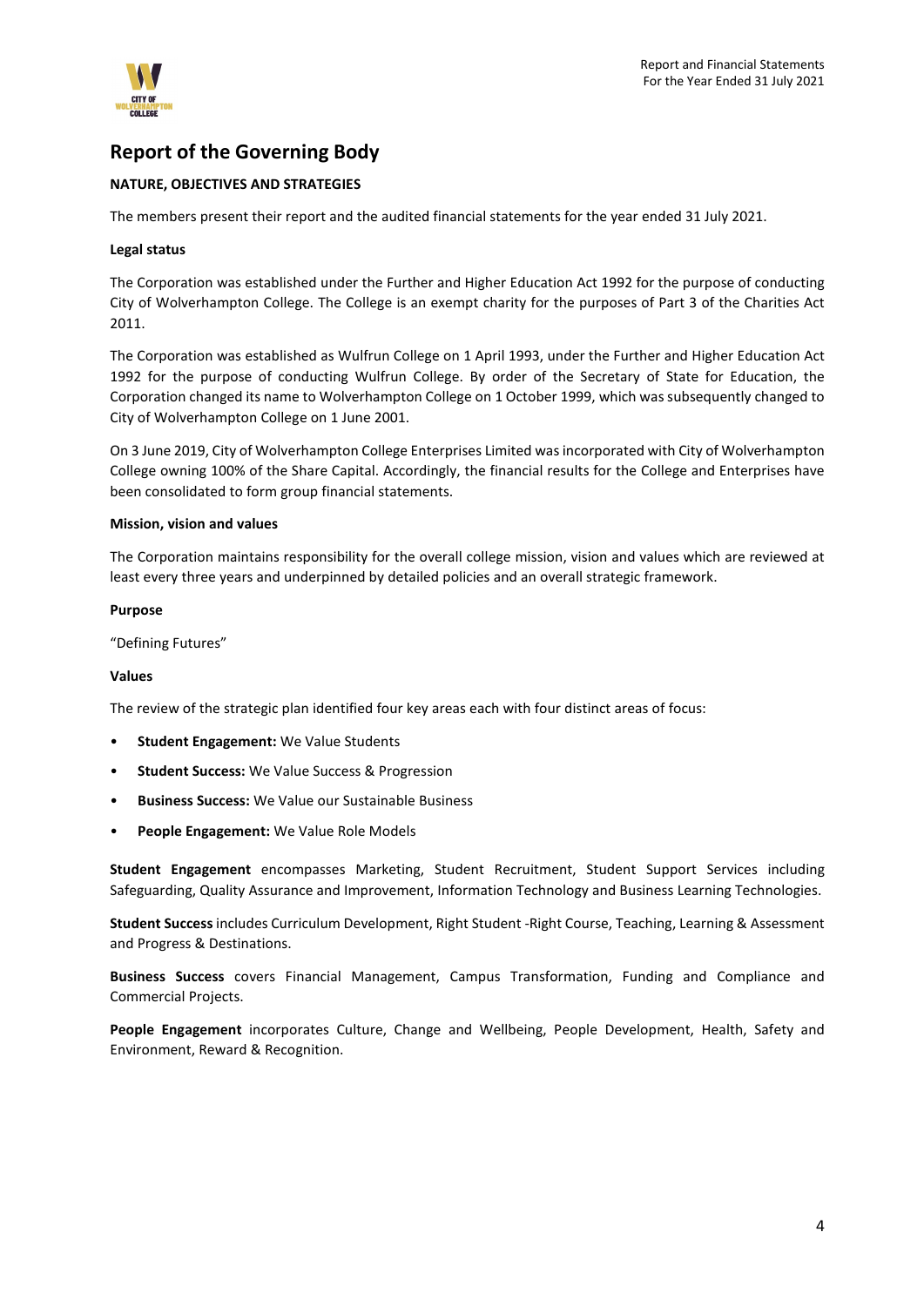# Report of the Governing Body

**NATURE, OBJECTIVES AND STRATEGIES**

The members present their report and the audited financial statements for the year ended 31 July 2021.

**Legal status**

The Corporation was established under the Further and Higher Education Act 1992 for the purpose of conducting City of Wolverhampton College. The College is an exempt charity for the purposes of Part 3 of the Charities Act 2011.

The Corporation was established as Wulfrun College on 1 April 1993, under the Further and Higher Education Act 1992 for the purpose of conducting Wulfrun College. By order of the Secretary of State for Education, the Corporation changed its name to Wolverhampton College on 1 October 1999, which was subsequently changed to City of Wolverhampton College on 1 June 2001.

On 3 June 2019, City of Wolverhampton College Enterprises Limited was incorporated with City of Wolverhampton College owning 100% of the Share Capital. Accordingly, the financial results for the College and Enterprises have been consolidated to form group financial statements.

**Mission, vision and values**

The Corporation maintains responsibility for the overall college mission, vision and values which are reviewed at least every three years and underpinned by detailed policies and an overall strategic framework.

**Purpose**

"Defining Futures"

**Values**

The review of the strategic plan identified four key areas each with four distinct areas of focus:

- **Student Engagement:** We Value Students
- **Student Success:** We Value Success & Progression
- **Business Success:** We Value our Sustainable Business
- **People Engagement:** We Value Role Models

**Student Engagement** encompasses Marketing, Student Recruitment, Student Support Services including Safeguarding, Quality Assurance and Improvement, Information Technology and Business Learning Technologies.

**Student Success** includes Curriculum Development, Right Student -Right Course, Teaching, Learning & Assessment and Progress & Destinations.

**Business Success** covers Financial Management, Campus Transformation, Funding and Compliance and Commercial Projects.

**People Engagement** incorporates Culture, Change and Wellbeing, People Development, Health, Safety and Environment, Reward & Recognition.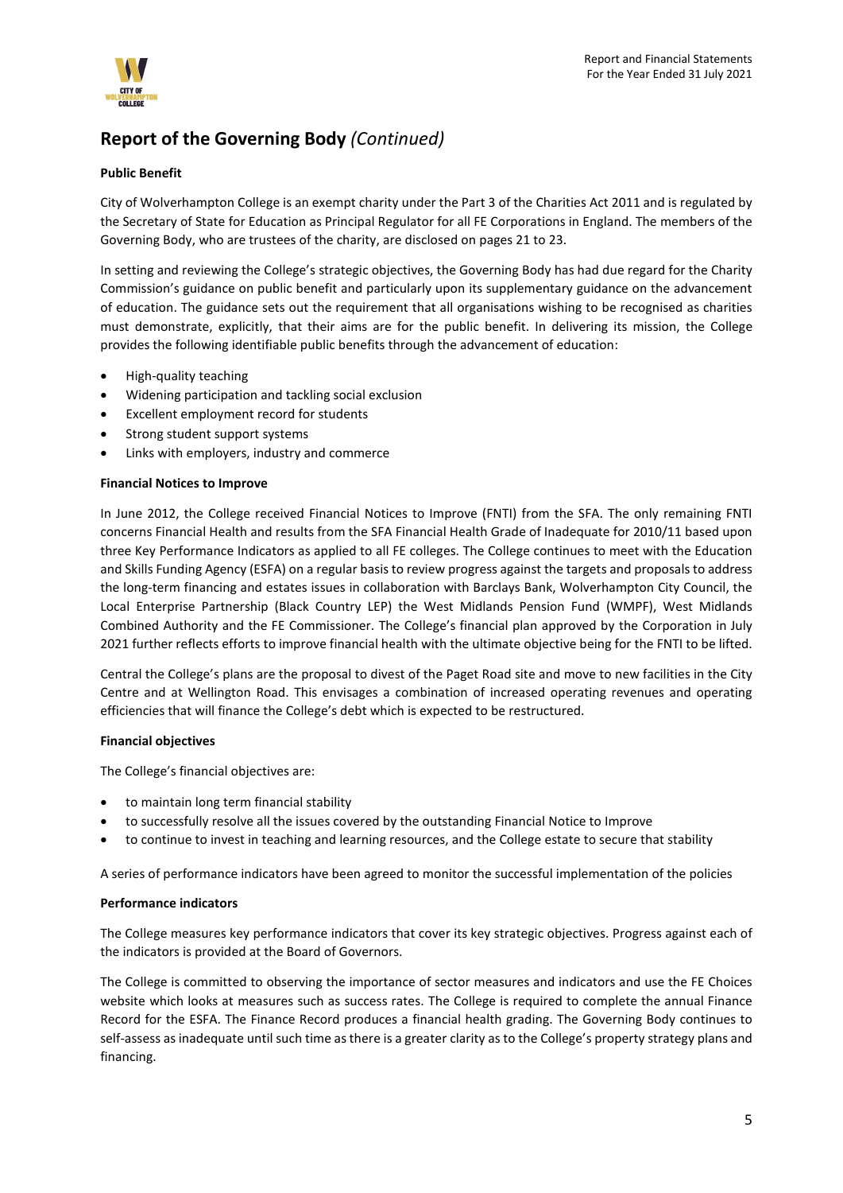## Report of the Governing Body *(Continued)*

**Public Benefit**

City of Wolverhampton College is an exempt charity under the Part 3 of the Charities Act 2011 and is regulated by the Secretary of State for Education as Principal Regulator for all FE Corporations in England. The members of the Governing Body, who are trustees of the charity, are disclosed on pages 21 to 23.

In setting and reviewing the College's strategic objectives, the Governing Body has had due regard for the Charity Commission's guidance on public benefit and particularly upon its supplementary guidance on the advancement of education. The guidance sets out the requirement that all organisations wishing to be recognised as charities must demonstrate, explicitly, that their aims are for the public benefit. In delivering its mission, the College provides the following identifiable public benefits through the advancement of education:

- High-quality teaching
- Widening participation and tackling social exclusion
- Excellent employment record for students
- Strong student support systems
- Links with employers, industry and commerce

**Financial Notices to Improve**

In June 2012, the College received Financial Notices to Improve (FNTI) from the SFA. The only remaining FNTI concerns Financial Health and results from the SFA Financial Health Grade of Inadequate for 2010/11 based upon three Key Performance Indicators as applied to all FE colleges. The College continues to meet with the Education and Skills Funding Agency (ESFA) on a regular basis to review progress against the targets and proposals to address the long-term financing and estates issues in collaboration with Barclays Bank, Wolverhampton City Council, the Local Enterprise Partnership (Black Country LEP) the West Midlands Pension Fund (WMPF), West Midlands Combined Authority and the FE Commissioner. The College's financial plan approved by the Corporation in July 2021 further reflects efforts to improve financial health with the ultimate objective being for the FNTI to be lifted.

Central the College's plans are the proposal to divest of the Paget Road site and move to new facilities in the City Centre and at Wellington Road. This envisages a combination of increased operating revenues and operating efficiencies that will finance the College's debt which is expected to be restructured.

**Financial objectives**

The College's financial objectives are:

- to maintain long term financial stability
- to successfully resolve all the issues covered by the outstanding Financial Notice to Improve
- to continue to invest in teaching and learning resources, and the College estate to secure that stability

A series of performance indicators have been agreed to monitor the successful implementation of the policies

**Performance indicators**

The College measures key performance indicators that cover its key strategic objectives. Progress against each of the indicators is provided at the Board of Governors.

The College is committed to observing the importance of sector measures and indicators and use the FE Choices website which looks at measures such as success rates. The College is required to complete the annual Finance Record for the ESFA. The Finance Record produces a financial health grading. The Governing Body continues to self-assess as inadequate until such time as there is a greater clarity as to the College's property strategy plans and financing.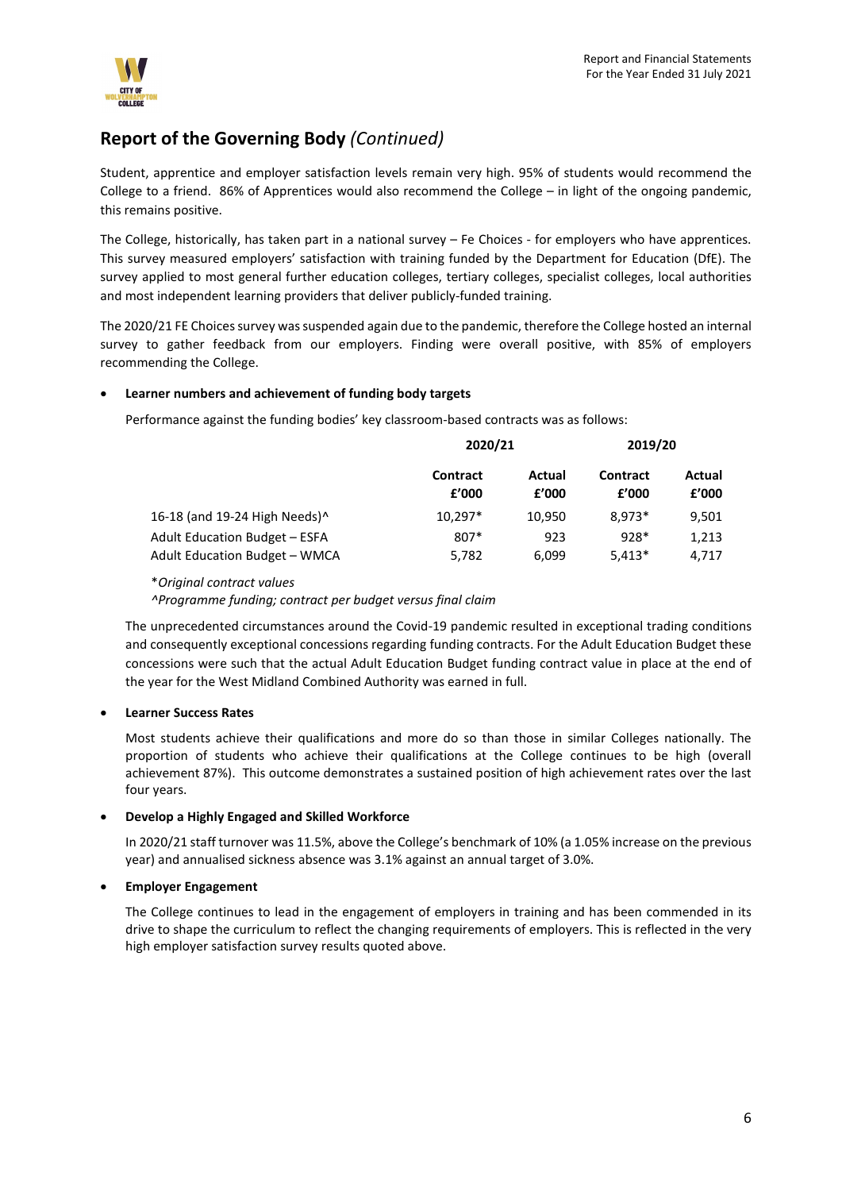## Report of the Governing Body *(Continued)*

Student, apprentice and employer satisfaction levels remain very high. 95% of students would recommend the College to a friend. 86% of Apprentices would also recommend the College – in light of the ongoing pandemic, this remains positive.

The College, historically, has taken part in a national survey – Fe Choices - for employers who have apprentices. This survey measured employers' satisfaction with training funded by the Department for Education (DfE). The survey applied to most general further education colleges, tertiary colleges, specialist colleges, local authorities and most independent learning providers that deliver publicly-funded training.

The 2020/21 FE Choices survey was suspended again due to the pandemic, therefore the College hosted an internal survey to gather feedback from our employers. Finding were overall positive, with 85% of employers recommending the College.

- **Learner numbers and achievement of funding body targets**

  Performance against the funding bodies' key classroom-based contracts was as follows:

| | 2020/21 | | 2019/20 | |
|---|---|---|---|---|
| | **Contract £'000** | **Actual £'000** | **Contract £'000** | **Actual £'000** |
| 16-18 (and 19-24 High Needs)^ | 10,297* | 10,950 | 8,973* | 9,501 |
| Adult Education Budget – ESFA | 807* | 923 | 928* | 1,213 |
| Adult Education Budget – WMCA | 5,782 | 6,099 | 5,413* | 4,717 |

  **Original contract values*

  *^Programme funding; contract per budget versus final claim*

  The unprecedented circumstances around the Covid-19 pandemic resulted in exceptional trading conditions and consequently exceptional concessions regarding funding contracts. For the Adult Education Budget these concessions were such that the actual Adult Education Budget funding contract value in place at the end of the year for the West Midland Combined Authority was earned in full.

- **Learner Success Rates**

  Most students achieve their qualifications and more do so than those in similar Colleges nationally. The proportion of students who achieve their qualifications at the College continues to be high (overall achievement 87%). This outcome demonstrates a sustained position of high achievement rates over the last four years.

- **Develop a Highly Engaged and Skilled Workforce**

  In 2020/21 staff turnover was 11.5%, above the College's benchmark of 10% (a 1.05% increase on the previous year) and annualised sickness absence was 3.1% against an annual target of 3.0%.

- **Employer Engagement**

  The College continues to lead in the engagement of employers in training and has been commended in its drive to shape the curriculum to reflect the changing requirements of employers. This is reflected in the very high employer satisfaction survey results quoted above.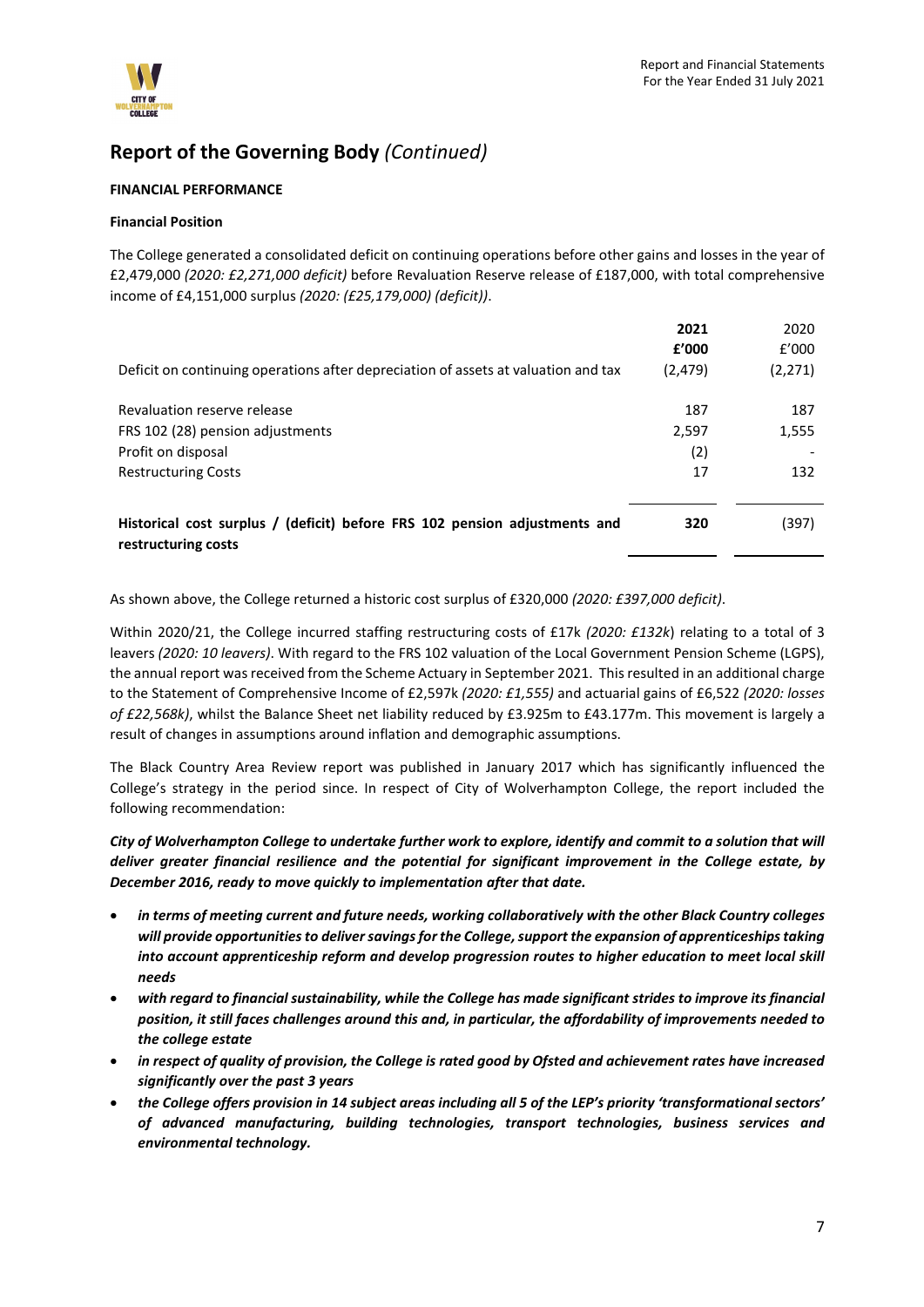# Report of the Governing Body *(Continued)*

**FINANCIAL PERFORMANCE**

**Financial Position**

The College generated a consolidated deficit on continuing operations before other gains and losses in the year of £2,479,000 *(2020: £2,271,000 deficit)* before Revaluation Reserve release of £187,000, with total comprehensive income of £4,151,000 surplus *(2020: (£25,179,000) (deficit))*.

| | **2021** | 2020 |
|---|---|---|
| | **£'000** | £'000 |
| Deficit on continuing operations after depreciation of assets at valuation and tax | (2,479) | (2,271) |
| Revaluation reserve release | 187 | 187 |
| FRS 102 (28) pension adjustments | 2,597 | 1,555 |
| Profit on disposal | (2) | - |
| Restructuring Costs | 17 | 132 |
| **Historical cost surplus / (deficit) before FRS 102 pension adjustments and restructuring costs** | **320** | (397) |

As shown above, the College returned a historic cost surplus of £320,000 *(2020: £397,000 deficit)*.

Within 2020/21, the College incurred staffing restructuring costs of £17k *(2020: £132k)* relating to a total of 3 leavers *(2020: 10 leavers)*. With regard to the FRS 102 valuation of the Local Government Pension Scheme (LGPS), the annual report was received from the Scheme Actuary in September 2021. This resulted in an additional charge to the Statement of Comprehensive Income of £2,597k *(2020: £1,555)* and actuarial gains of £6,522 *(2020: losses of £22,568k)*, whilst the Balance Sheet net liability reduced by £3.925m to £43.177m. This movement is largely a result of changes in assumptions around inflation and demographic assumptions.

The Black Country Area Review report was published in January 2017 which has significantly influenced the College's strategy in the period since. In respect of City of Wolverhampton College, the report included the following recommendation:

***City of Wolverhampton College to undertake further work to explore, identify and commit to a solution that will deliver greater financial resilience and the potential for significant improvement in the College estate, by December 2016, ready to move quickly to implementation after that date.***

- ***in terms of meeting current and future needs, working collaboratively with the other Black Country colleges will provide opportunities to deliver savings for the College, support the expansion of apprenticeships taking into account apprenticeship reform and develop progression routes to higher education to meet local skill needs***
- ***with regard to financial sustainability, while the College has made significant strides to improve its financial position, it still faces challenges around this and, in particular, the affordability of improvements needed to the college estate***
- ***in respect of quality of provision, the College is rated good by Ofsted and achievement rates have increased significantly over the past 3 years***
- ***the College offers provision in 14 subject areas including all 5 of the LEP's priority 'transformational sectors' of advanced manufacturing, building technologies, transport technologies, business services and environmental technology.***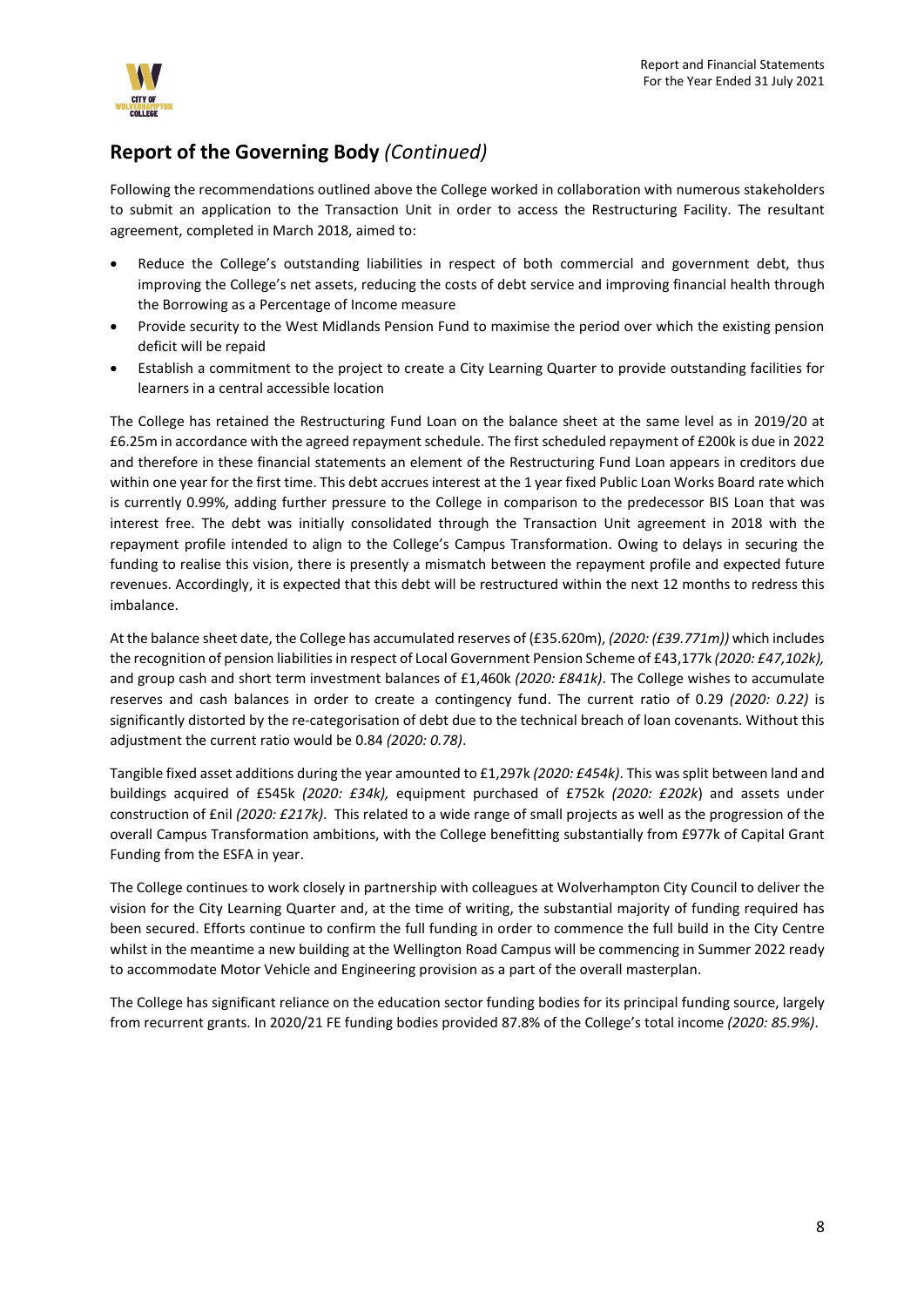## **Report of the Governing Body** *(Continued)*

Following the recommendations outlined above the College worked in collaboration with numerous stakeholders to submit an application to the Transaction Unit in order to access the Restructuring Facility. The resultant agreement, completed in March 2018, aimed to:

- Reduce the College's outstanding liabilities in respect of both commercial and government debt, thus improving the College's net assets, reducing the costs of debt service and improving financial health through the Borrowing as a Percentage of Income measure
- Provide security to the West Midlands Pension Fund to maximise the period over which the existing pension deficit will be repaid
- Establish a commitment to the project to create a City Learning Quarter to provide outstanding facilities for learners in a central accessible location

The College has retained the Restructuring Fund Loan on the balance sheet at the same level as in 2019/20 at £6.25m in accordance with the agreed repayment schedule. The first scheduled repayment of £200k is due in 2022 and therefore in these financial statements an element of the Restructuring Fund Loan appears in creditors due within one year for the first time. This debt accrues interest at the 1 year fixed Public Loan Works Board rate which is currently 0.99%, adding further pressure to the College in comparison to the predecessor BIS Loan that was interest free. The debt was initially consolidated through the Transaction Unit agreement in 2018 with the repayment profile intended to align to the College's Campus Transformation. Owing to delays in securing the funding to realise this vision, there is presently a mismatch between the repayment profile and expected future revenues. Accordingly, it is expected that this debt will be restructured within the next 12 months to redress this imbalance.

At the balance sheet date, the College has accumulated reserves of (£35.620m), *(2020: (£39.771m))* which includes the recognition of pension liabilities in respect of Local Government Pension Scheme of £43,177k *(2020: £47,102k),* and group cash and short term investment balances of £1,460k *(2020: £841k)*. The College wishes to accumulate reserves and cash balances in order to create a contingency fund. The current ratio of 0.29 *(2020: 0.22)* is significantly distorted by the re-categorisation of debt due to the technical breach of loan covenants. Without this adjustment the current ratio would be 0.84 *(2020: 0.78)*.

Tangible fixed asset additions during the year amounted to £1,297k *(2020: £454k)*. This was split between land and buildings acquired of £545k *(2020: £34k),* equipment purchased of £752k *(2020: £202k*) and assets under construction of £nil *(2020: £217k)*. This related to a wide range of small projects as well as the progression of the overall Campus Transformation ambitions, with the College benefitting substantially from £977k of Capital Grant Funding from the ESFA in year.

The College continues to work closely in partnership with colleagues at Wolverhampton City Council to deliver the vision for the City Learning Quarter and, at the time of writing, the substantial majority of funding required has been secured. Efforts continue to confirm the full funding in order to commence the full build in the City Centre whilst in the meantime a new building at the Wellington Road Campus will be commencing in Summer 2022 ready to accommodate Motor Vehicle and Engineering provision as a part of the overall masterplan.

The College has significant reliance on the education sector funding bodies for its principal funding source, largely from recurrent grants. In 2020/21 FE funding bodies provided 87.8% of the College's total income *(2020: 85.9%)*.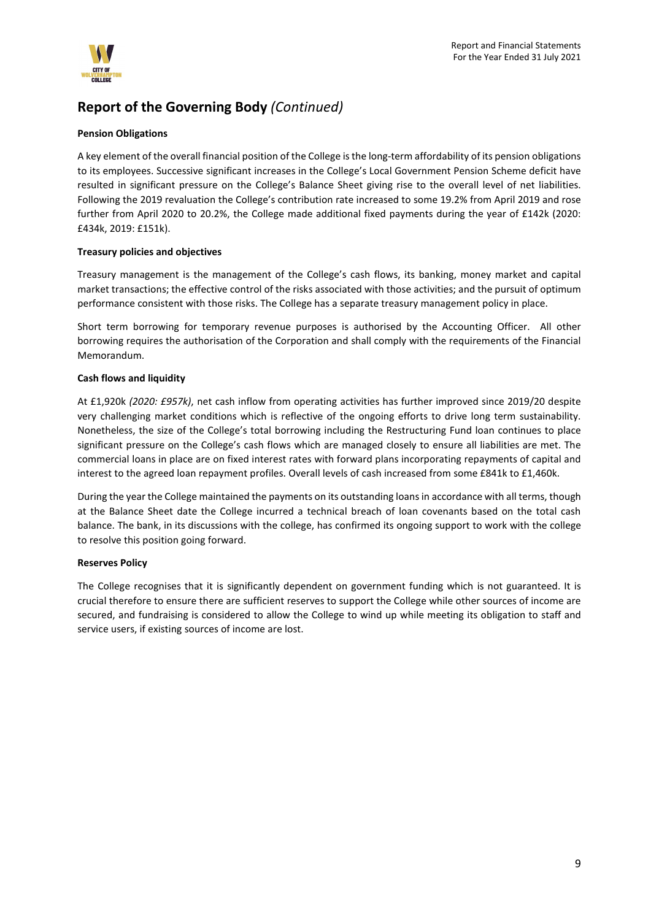## Report of the Governing Body *(Continued)*

**Pension Obligations**

A key element of the overall financial position of the College is the long-term affordability of its pension obligations to its employees. Successive significant increases in the College's Local Government Pension Scheme deficit have resulted in significant pressure on the College's Balance Sheet giving rise to the overall level of net liabilities. Following the 2019 revaluation the College's contribution rate increased to some 19.2% from April 2019 and rose further from April 2020 to 20.2%, the College made additional fixed payments during the year of £142k (2020: £434k, 2019: £151k).

**Treasury policies and objectives**

Treasury management is the management of the College's cash flows, its banking, money market and capital market transactions; the effective control of the risks associated with those activities; and the pursuit of optimum performance consistent with those risks. The College has a separate treasury management policy in place.

Short term borrowing for temporary revenue purposes is authorised by the Accounting Officer. All other borrowing requires the authorisation of the Corporation and shall comply with the requirements of the Financial Memorandum.

**Cash flows and liquidity**

At £1,920k *(2020: £957k)*, net cash inflow from operating activities has further improved since 2019/20 despite very challenging market conditions which is reflective of the ongoing efforts to drive long term sustainability. Nonetheless, the size of the College's total borrowing including the Restructuring Fund loan continues to place significant pressure on the College's cash flows which are managed closely to ensure all liabilities are met. The commercial loans in place are on fixed interest rates with forward plans incorporating repayments of capital and interest to the agreed loan repayment profiles. Overall levels of cash increased from some £841k to £1,460k.

During the year the College maintained the payments on its outstanding loans in accordance with all terms, though at the Balance Sheet date the College incurred a technical breach of loan covenants based on the total cash balance. The bank, in its discussions with the college, has confirmed its ongoing support to work with the college to resolve this position going forward.

**Reserves Policy**

The College recognises that it is significantly dependent on government funding which is not guaranteed. It is crucial therefore to ensure there are sufficient reserves to support the College while other sources of income are secured, and fundraising is considered to allow the College to wind up while meeting its obligation to staff and service users, if existing sources of income are lost.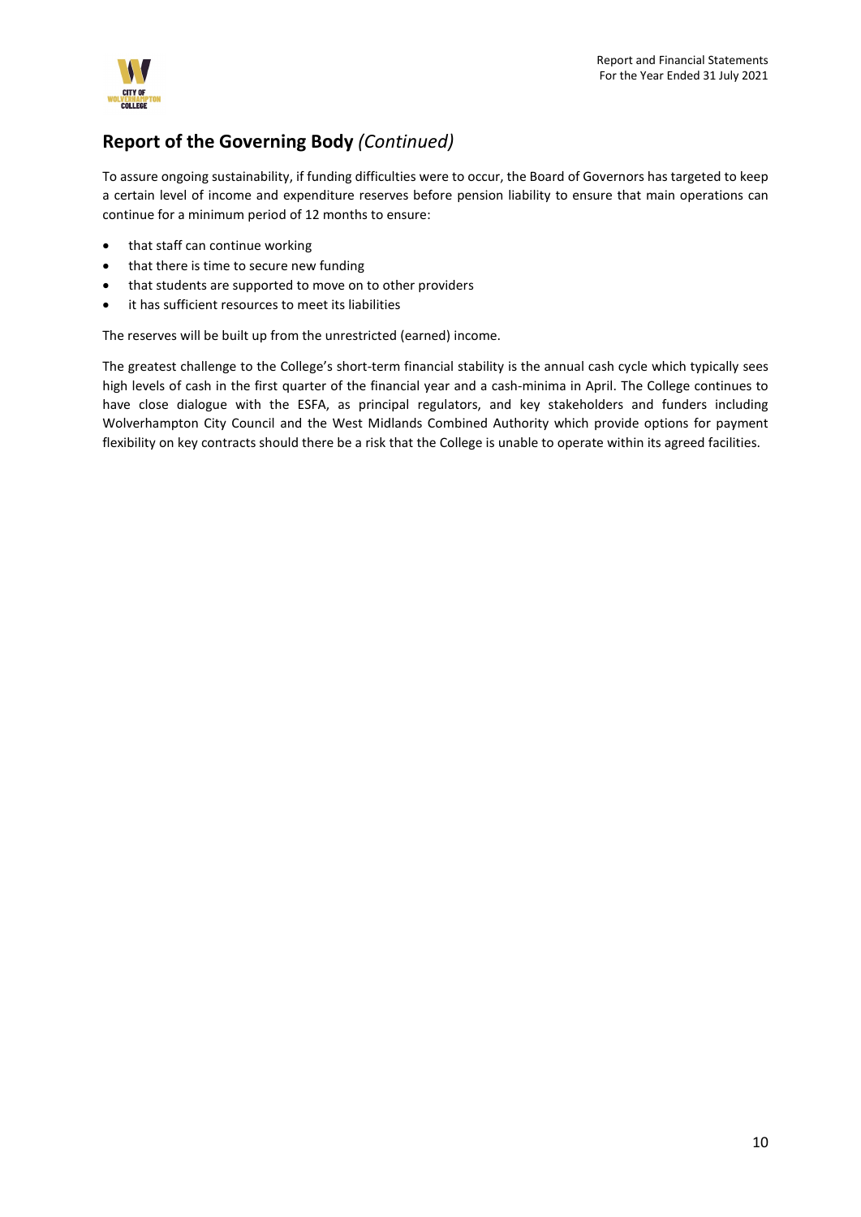## Report of the Governing Body *(Continued)*

To assure ongoing sustainability, if funding difficulties were to occur, the Board of Governors has targeted to keep a certain level of income and expenditure reserves before pension liability to ensure that main operations can continue for a minimum period of 12 months to ensure:

- that staff can continue working
- that there is time to secure new funding
- that students are supported to move on to other providers
- it has sufficient resources to meet its liabilities

The reserves will be built up from the unrestricted (earned) income.

The greatest challenge to the College's short-term financial stability is the annual cash cycle which typically sees high levels of cash in the first quarter of the financial year and a cash-minima in April. The College continues to have close dialogue with the ESFA, as principal regulators, and key stakeholders and funders including Wolverhampton City Council and the West Midlands Combined Authority which provide options for payment flexibility on key contracts should there be a risk that the College is unable to operate within its agreed facilities.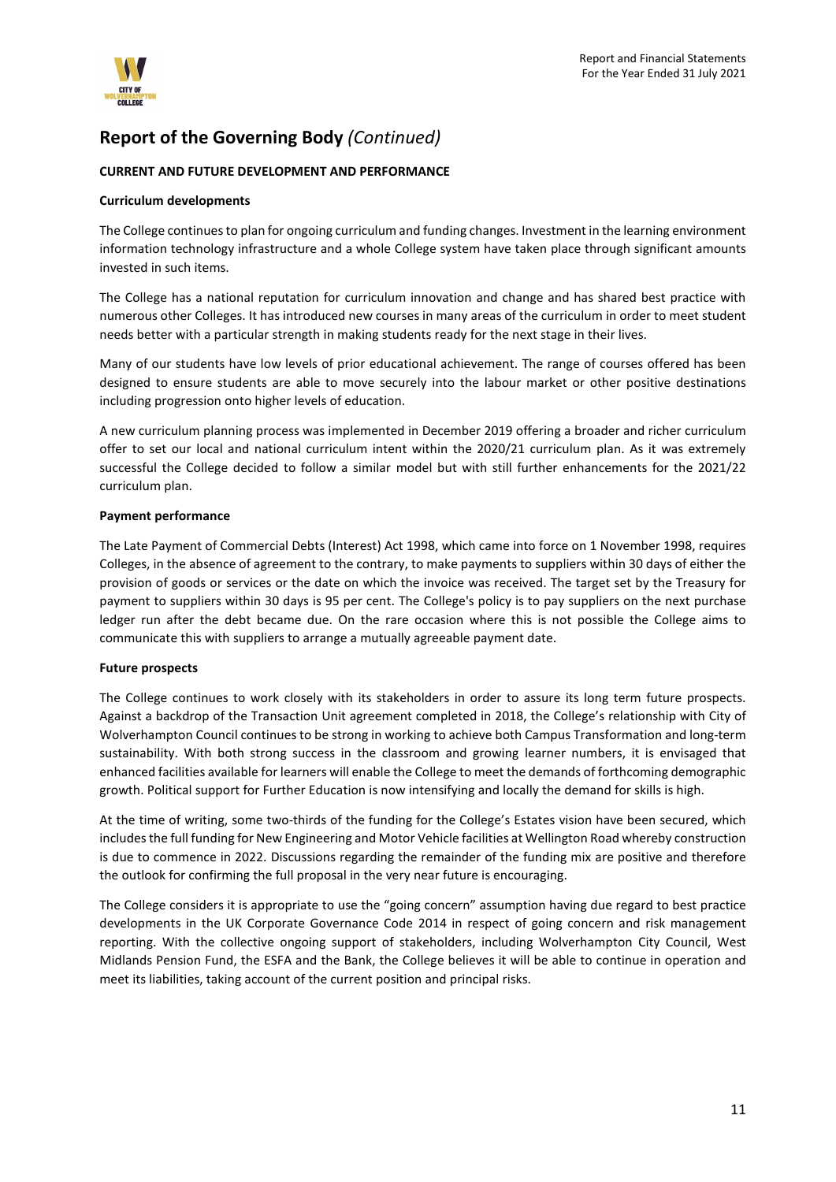# Report of the Governing Body *(Continued)*

**CURRENT AND FUTURE DEVELOPMENT AND PERFORMANCE**

**Curriculum developments**

The College continues to plan for ongoing curriculum and funding changes. Investment in the learning environment information technology infrastructure and a whole College system have taken place through significant amounts invested in such items.

The College has a national reputation for curriculum innovation and change and has shared best practice with numerous other Colleges. It has introduced new courses in many areas of the curriculum in order to meet student needs better with a particular strength in making students ready for the next stage in their lives.

Many of our students have low levels of prior educational achievement. The range of courses offered has been designed to ensure students are able to move securely into the labour market or other positive destinations including progression onto higher levels of education.

A new curriculum planning process was implemented in December 2019 offering a broader and richer curriculum offer to set our local and national curriculum intent within the 2020/21 curriculum plan. As it was extremely successful the College decided to follow a similar model but with still further enhancements for the 2021/22 curriculum plan.

**Payment performance**

The Late Payment of Commercial Debts (Interest) Act 1998, which came into force on 1 November 1998, requires Colleges, in the absence of agreement to the contrary, to make payments to suppliers within 30 days of either the provision of goods or services or the date on which the invoice was received. The target set by the Treasury for payment to suppliers within 30 days is 95 per cent. The College's policy is to pay suppliers on the next purchase ledger run after the debt became due. On the rare occasion where this is not possible the College aims to communicate this with suppliers to arrange a mutually agreeable payment date.

**Future prospects**

The College continues to work closely with its stakeholders in order to assure its long term future prospects. Against a backdrop of the Transaction Unit agreement completed in 2018, the College's relationship with City of Wolverhampton Council continues to be strong in working to achieve both Campus Transformation and long-term sustainability. With both strong success in the classroom and growing learner numbers, it is envisaged that enhanced facilities available for learners will enable the College to meet the demands of forthcoming demographic growth. Political support for Further Education is now intensifying and locally the demand for skills is high.

At the time of writing, some two-thirds of the funding for the College's Estates vision have been secured, which includes the full funding for New Engineering and Motor Vehicle facilities at Wellington Road whereby construction is due to commence in 2022. Discussions regarding the remainder of the funding mix are positive and therefore the outlook for confirming the full proposal in the very near future is encouraging.

The College considers it is appropriate to use the "going concern" assumption having due regard to best practice developments in the UK Corporate Governance Code 2014 in respect of going concern and risk management reporting. With the collective ongoing support of stakeholders, including Wolverhampton City Council, West Midlands Pension Fund, the ESFA and the Bank, the College believes it will be able to continue in operation and meet its liabilities, taking account of the current position and principal risks.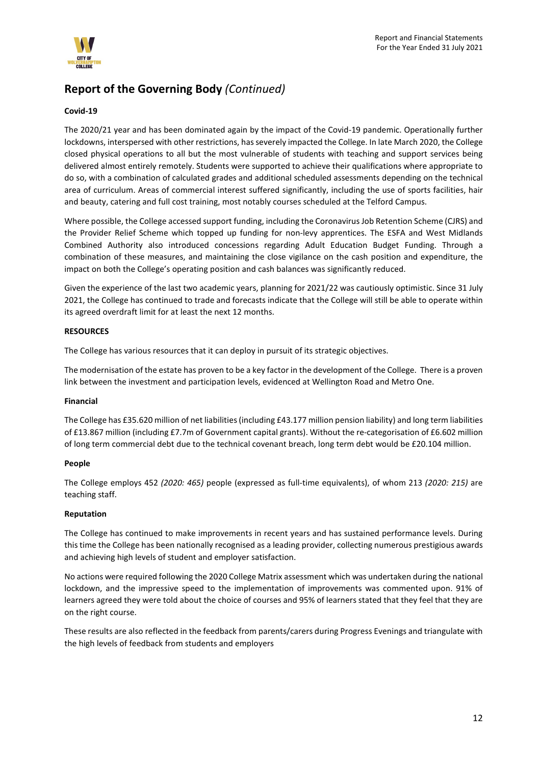## Report of the Governing Body *(Continued)*

**Covid-19**

The 2020/21 year and has been dominated again by the impact of the Covid-19 pandemic. Operationally further lockdowns, interspersed with other restrictions, has severely impacted the College. In late March 2020, the College closed physical operations to all but the most vulnerable of students with teaching and support services being delivered almost entirely remotely. Students were supported to achieve their qualifications where appropriate to do so, with a combination of calculated grades and additional scheduled assessments depending on the technical area of curriculum. Areas of commercial interest suffered significantly, including the use of sports facilities, hair and beauty, catering and full cost training, most notably courses scheduled at the Telford Campus.

Where possible, the College accessed support funding, including the Coronavirus Job Retention Scheme (CJRS) and the Provider Relief Scheme which topped up funding for non-levy apprentices. The ESFA and West Midlands Combined Authority also introduced concessions regarding Adult Education Budget Funding. Through a combination of these measures, and maintaining the close vigilance on the cash position and expenditure, the impact on both the College's operating position and cash balances was significantly reduced.

Given the experience of the last two academic years, planning for 2021/22 was cautiously optimistic. Since 31 July 2021, the College has continued to trade and forecasts indicate that the College will still be able to operate within its agreed overdraft limit for at least the next 12 months.

**RESOURCES**

The College has various resources that it can deploy in pursuit of its strategic objectives.

The modernisation of the estate has proven to be a key factor in the development of the College. There is a proven link between the investment and participation levels, evidenced at Wellington Road and Metro One.

**Financial**

The College has £35.620 million of net liabilities (including £43.177 million pension liability) and long term liabilities of £13.867 million (including £7.7m of Government capital grants). Without the re-categorisation of £6.602 million of long term commercial debt due to the technical covenant breach, long term debt would be £20.104 million.

**People**

The College employs 452 *(2020: 465)* people (expressed as full-time equivalents), of whom 213 *(2020: 215)* are teaching staff.

**Reputation**

The College has continued to make improvements in recent years and has sustained performance levels. During this time the College has been nationally recognised as a leading provider, collecting numerous prestigious awards and achieving high levels of student and employer satisfaction.

No actions were required following the 2020 College Matrix assessment which was undertaken during the national lockdown, and the impressive speed to the implementation of improvements was commented upon. 91% of learners agreed they were told about the choice of courses and 95% of learners stated that they feel that they are on the right course.

These results are also reflected in the feedback from parents/carers during Progress Evenings and triangulate with the high levels of feedback from students and employers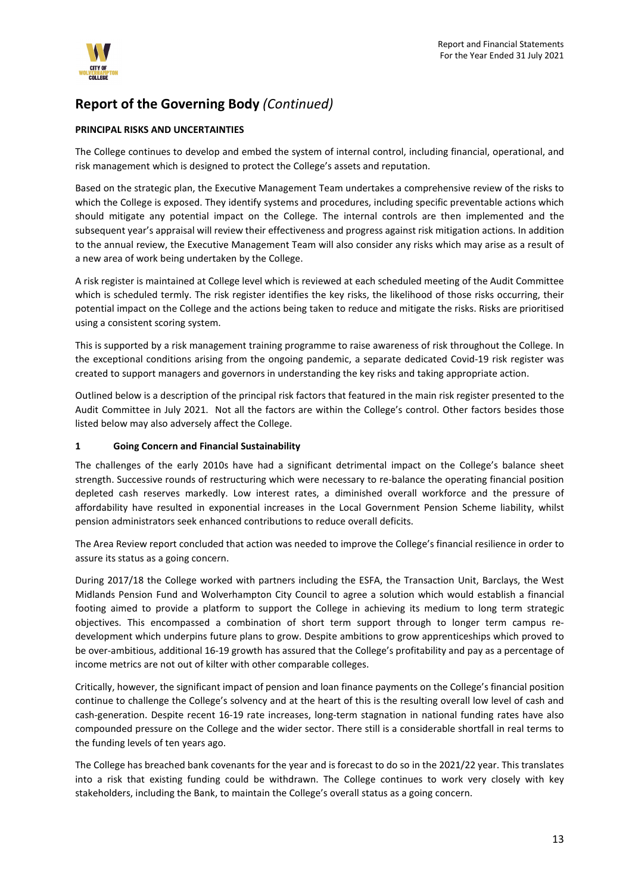# Report of the Governing Body *(Continued)*

**PRINCIPAL RISKS AND UNCERTAINTIES**

The College continues to develop and embed the system of internal control, including financial, operational, and risk management which is designed to protect the College's assets and reputation.

Based on the strategic plan, the Executive Management Team undertakes a comprehensive review of the risks to which the College is exposed. They identify systems and procedures, including specific preventable actions which should mitigate any potential impact on the College. The internal controls are then implemented and the subsequent year's appraisal will review their effectiveness and progress against risk mitigation actions. In addition to the annual review, the Executive Management Team will also consider any risks which may arise as a result of a new area of work being undertaken by the College.

A risk register is maintained at College level which is reviewed at each scheduled meeting of the Audit Committee which is scheduled termly. The risk register identifies the key risks, the likelihood of those risks occurring, their potential impact on the College and the actions being taken to reduce and mitigate the risks. Risks are prioritised using a consistent scoring system.

This is supported by a risk management training programme to raise awareness of risk throughout the College. In the exceptional conditions arising from the ongoing pandemic, a separate dedicated Covid-19 risk register was created to support managers and governors in understanding the key risks and taking appropriate action.

Outlined below is a description of the principal risk factors that featured in the main risk register presented to the Audit Committee in July 2021. Not all the factors are within the College's control. Other factors besides those listed below may also adversely affect the College.

**1 Going Concern and Financial Sustainability**

The challenges of the early 2010s have had a significant detrimental impact on the College's balance sheet strength. Successive rounds of restructuring which were necessary to re-balance the operating financial position depleted cash reserves markedly. Low interest rates, a diminished overall workforce and the pressure of affordability have resulted in exponential increases in the Local Government Pension Scheme liability, whilst pension administrators seek enhanced contributions to reduce overall deficits.

The Area Review report concluded that action was needed to improve the College's financial resilience in order to assure its status as a going concern.

During 2017/18 the College worked with partners including the ESFA, the Transaction Unit, Barclays, the West Midlands Pension Fund and Wolverhampton City Council to agree a solution which would establish a financial footing aimed to provide a platform to support the College in achieving its medium to long term strategic objectives. This encompassed a combination of short term support through to longer term campus re-development which underpins future plans to grow. Despite ambitions to grow apprenticeships which proved to be over-ambitious, additional 16-19 growth has assured that the College's profitability and pay as a percentage of income metrics are not out of kilter with other comparable colleges.

Critically, however, the significant impact of pension and loan finance payments on the College's financial position continue to challenge the College's solvency and at the heart of this is the resulting overall low level of cash and cash-generation. Despite recent 16-19 rate increases, long-term stagnation in national funding rates have also compounded pressure on the College and the wider sector. There still is a considerable shortfall in real terms to the funding levels of ten years ago.

The College has breached bank covenants for the year and is forecast to do so in the 2021/22 year. This translates into a risk that existing funding could be withdrawn. The College continues to work very closely with key stakeholders, including the Bank, to maintain the College's overall status as a going concern.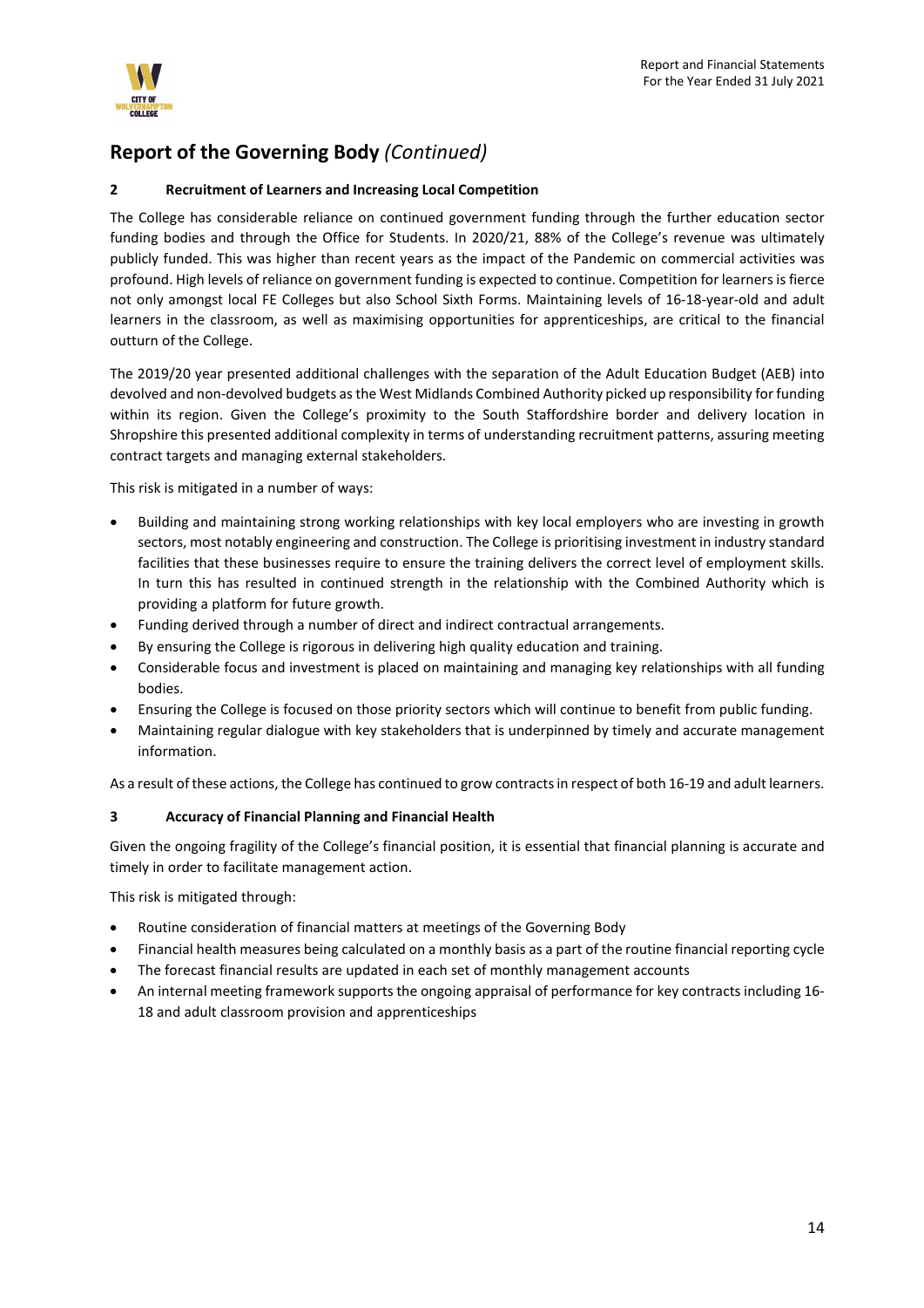## Report of the Governing Body *(Continued)*

### 2 Recruitment of Learners and Increasing Local Competition

The College has considerable reliance on continued government funding through the further education sector funding bodies and through the Office for Students. In 2020/21, 88% of the College's revenue was ultimately publicly funded. This was higher than recent years as the impact of the Pandemic on commercial activities was profound. High levels of reliance on government funding is expected to continue. Competition for learners is fierce not only amongst local FE Colleges but also School Sixth Forms. Maintaining levels of 16-18-year-old and adult learners in the classroom, as well as maximising opportunities for apprenticeships, are critical to the financial outturn of the College.

The 2019/20 year presented additional challenges with the separation of the Adult Education Budget (AEB) into devolved and non-devolved budgets as the West Midlands Combined Authority picked up responsibility for funding within its region. Given the College's proximity to the South Staffordshire border and delivery location in Shropshire this presented additional complexity in terms of understanding recruitment patterns, assuring meeting contract targets and managing external stakeholders.

This risk is mitigated in a number of ways:

- Building and maintaining strong working relationships with key local employers who are investing in growth sectors, most notably engineering and construction. The College is prioritising investment in industry standard facilities that these businesses require to ensure the training delivers the correct level of employment skills. In turn this has resulted in continued strength in the relationship with the Combined Authority which is providing a platform for future growth.
- Funding derived through a number of direct and indirect contractual arrangements.
- By ensuring the College is rigorous in delivering high quality education and training.
- Considerable focus and investment is placed on maintaining and managing key relationships with all funding bodies.
- Ensuring the College is focused on those priority sectors which will continue to benefit from public funding.
- Maintaining regular dialogue with key stakeholders that is underpinned by timely and accurate management information.

As a result of these actions, the College has continued to grow contracts in respect of both 16-19 and adult learners.

### 3 Accuracy of Financial Planning and Financial Health

Given the ongoing fragility of the College's financial position, it is essential that financial planning is accurate and timely in order to facilitate management action.

This risk is mitigated through:

- Routine consideration of financial matters at meetings of the Governing Body
- Financial health measures being calculated on a monthly basis as a part of the routine financial reporting cycle
- The forecast financial results are updated in each set of monthly management accounts
- An internal meeting framework supports the ongoing appraisal of performance for key contracts including 16-18 and adult classroom provision and apprenticeships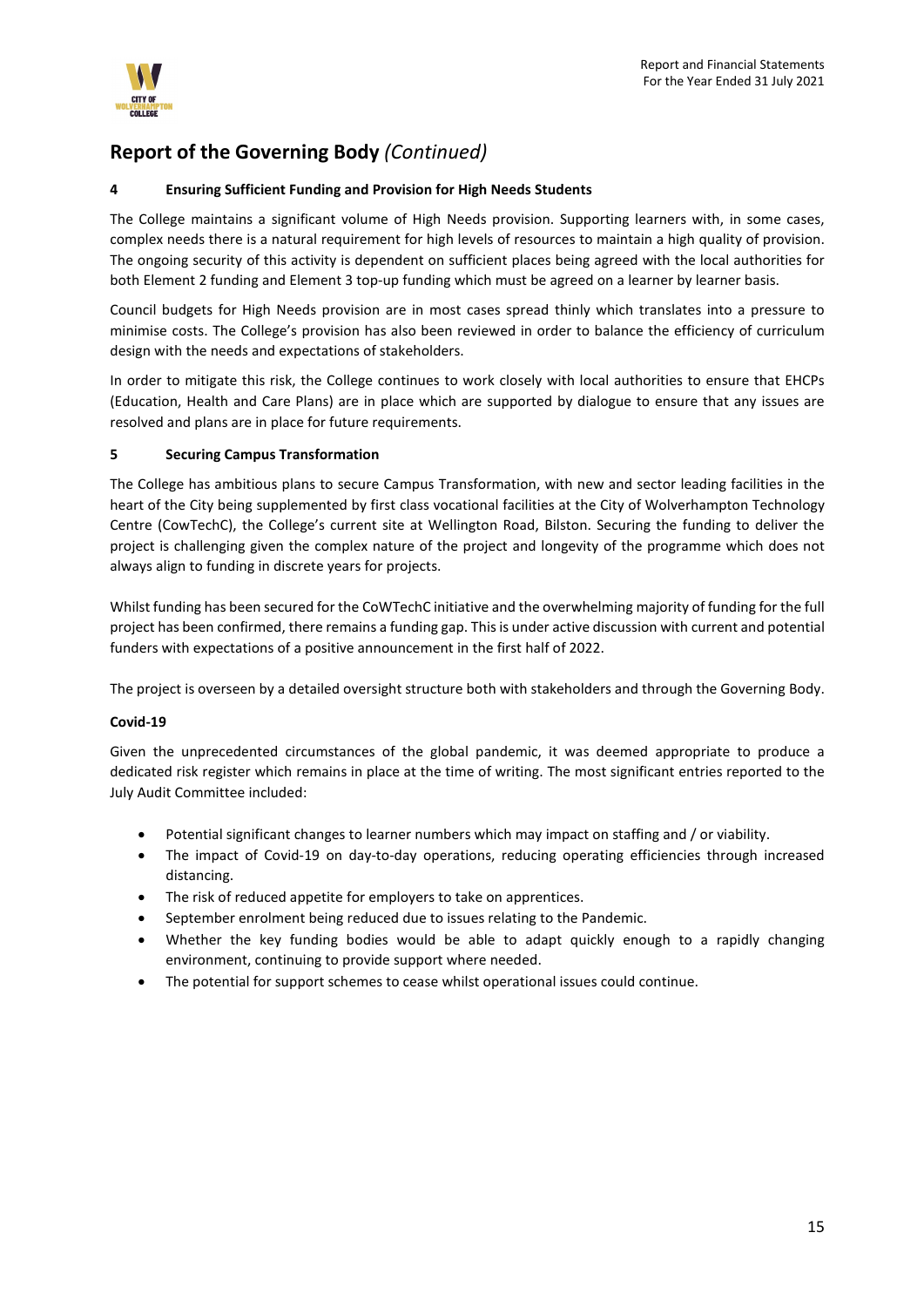## Report of the Governing Body *(Continued)*

### 4 Ensuring Sufficient Funding and Provision for High Needs Students

The College maintains a significant volume of High Needs provision. Supporting learners with, in some cases, complex needs there is a natural requirement for high levels of resources to maintain a high quality of provision. The ongoing security of this activity is dependent on sufficient places being agreed with the local authorities for both Element 2 funding and Element 3 top-up funding which must be agreed on a learner by learner basis.

Council budgets for High Needs provision are in most cases spread thinly which translates into a pressure to minimise costs. The College's provision has also been reviewed in order to balance the efficiency of curriculum design with the needs and expectations of stakeholders.

In order to mitigate this risk, the College continues to work closely with local authorities to ensure that EHCPs (Education, Health and Care Plans) are in place which are supported by dialogue to ensure that any issues are resolved and plans are in place for future requirements.

### 5 Securing Campus Transformation

The College has ambitious plans to secure Campus Transformation, with new and sector leading facilities in the heart of the City being supplemented by first class vocational facilities at the City of Wolverhampton Technology Centre (CowTechC), the College's current site at Wellington Road, Bilston. Securing the funding to deliver the project is challenging given the complex nature of the project and longevity of the programme which does not always align to funding in discrete years for projects.

Whilst funding has been secured for the CoWTechC initiative and the overwhelming majority of funding for the full project has been confirmed, there remains a funding gap. This is under active discussion with current and potential funders with expectations of a positive announcement in the first half of 2022.

The project is overseen by a detailed oversight structure both with stakeholders and through the Governing Body.

### Covid-19

Given the unprecedented circumstances of the global pandemic, it was deemed appropriate to produce a dedicated risk register which remains in place at the time of writing. The most significant entries reported to the July Audit Committee included:

- Potential significant changes to learner numbers which may impact on staffing and / or viability.
- The impact of Covid-19 on day-to-day operations, reducing operating efficiencies through increased distancing.
- The risk of reduced appetite for employers to take on apprentices.
- September enrolment being reduced due to issues relating to the Pandemic.
- Whether the key funding bodies would be able to adapt quickly enough to a rapidly changing environment, continuing to provide support where needed.
- The potential for support schemes to cease whilst operational issues could continue.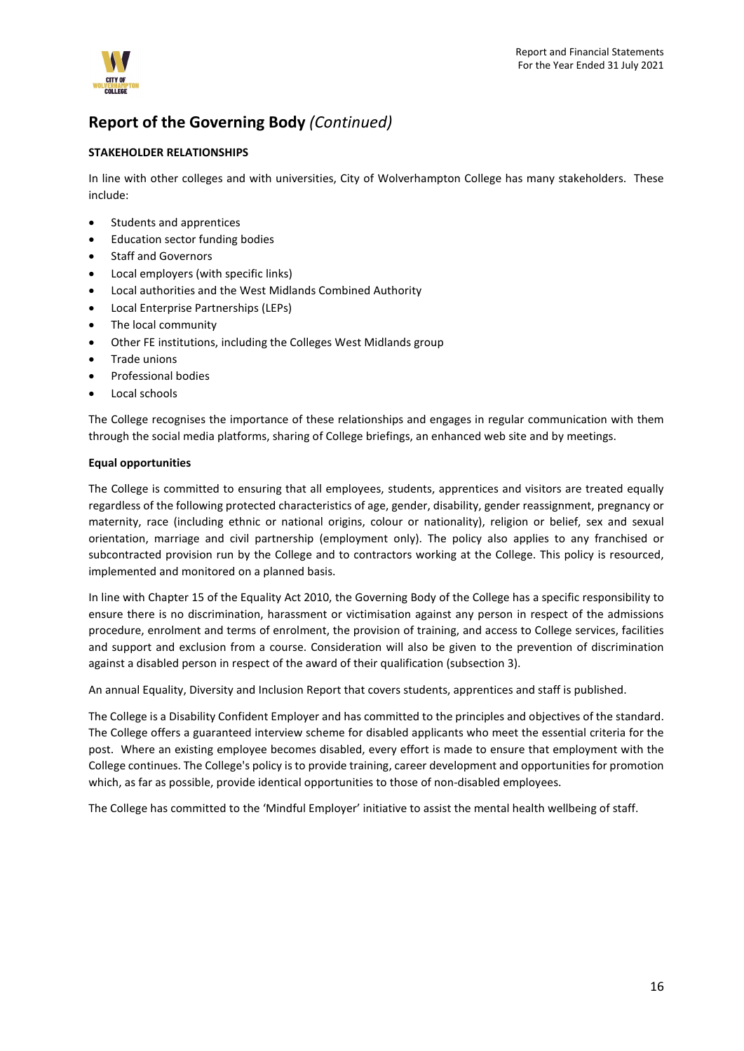## Report of the Governing Body *(Continued)*

**STAKEHOLDER RELATIONSHIPS**

In line with other colleges and with universities, City of Wolverhampton College has many stakeholders. These include:

- Students and apprentices
- Education sector funding bodies
- Staff and Governors
- Local employers (with specific links)
- Local authorities and the West Midlands Combined Authority
- Local Enterprise Partnerships (LEPs)
- The local community
- Other FE institutions, including the Colleges West Midlands group
- Trade unions
- Professional bodies
- Local schools

The College recognises the importance of these relationships and engages in regular communication with them through the social media platforms, sharing of College briefings, an enhanced web site and by meetings.

**Equal opportunities**

The College is committed to ensuring that all employees, students, apprentices and visitors are treated equally regardless of the following protected characteristics of age, gender, disability, gender reassignment, pregnancy or maternity, race (including ethnic or national origins, colour or nationality), religion or belief, sex and sexual orientation, marriage and civil partnership (employment only). The policy also applies to any franchised or subcontracted provision run by the College and to contractors working at the College. This policy is resourced, implemented and monitored on a planned basis.

In line with Chapter 15 of the Equality Act 2010, the Governing Body of the College has a specific responsibility to ensure there is no discrimination, harassment or victimisation against any person in respect of the admissions procedure, enrolment and terms of enrolment, the provision of training, and access to College services, facilities and support and exclusion from a course. Consideration will also be given to the prevention of discrimination against a disabled person in respect of the award of their qualification (subsection 3).

An annual Equality, Diversity and Inclusion Report that covers students, apprentices and staff is published.

The College is a Disability Confident Employer and has committed to the principles and objectives of the standard. The College offers a guaranteed interview scheme for disabled applicants who meet the essential criteria for the post. Where an existing employee becomes disabled, every effort is made to ensure that employment with the College continues. The College's policy is to provide training, career development and opportunities for promotion which, as far as possible, provide identical opportunities to those of non-disabled employees.

The College has committed to the 'Mindful Employer' initiative to assist the mental health wellbeing of staff.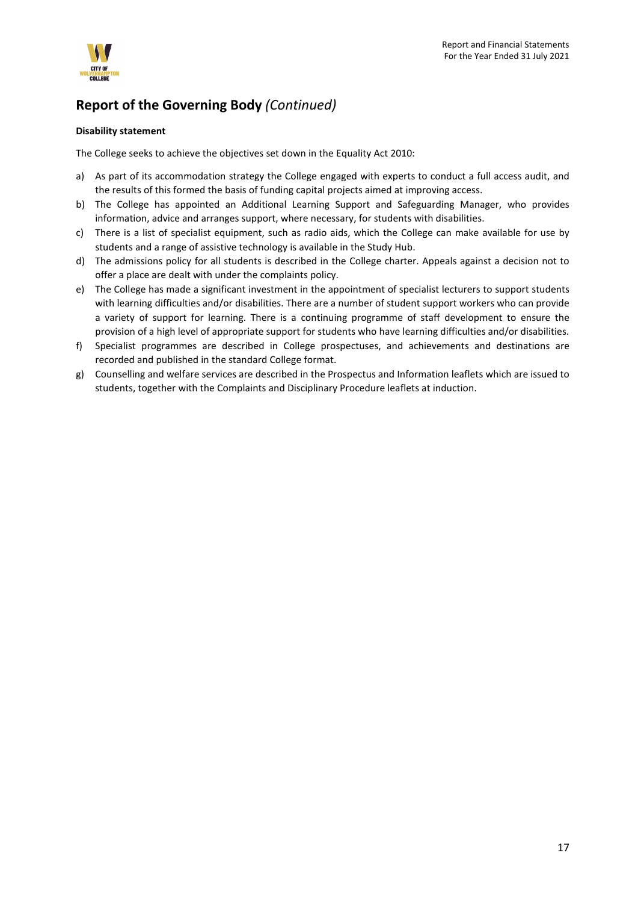## Report of the Governing Body *(Continued)*

**Disability statement**

The College seeks to achieve the objectives set down in the Equality Act 2010:

a) As part of its accommodation strategy the College engaged with experts to conduct a full access audit, and the results of this formed the basis of funding capital projects aimed at improving access.
b) The College has appointed an Additional Learning Support and Safeguarding Manager, who provides information, advice and arranges support, where necessary, for students with disabilities.
c) There is a list of specialist equipment, such as radio aids, which the College can make available for use by students and a range of assistive technology is available in the Study Hub.
d) The admissions policy for all students is described in the College charter. Appeals against a decision not to offer a place are dealt with under the complaints policy.
e) The College has made a significant investment in the appointment of specialist lecturers to support students with learning difficulties and/or disabilities. There are a number of student support workers who can provide a variety of support for learning. There is a continuing programme of staff development to ensure the provision of a high level of appropriate support for students who have learning difficulties and/or disabilities.
f) Specialist programmes are described in College prospectuses, and achievements and destinations are recorded and published in the standard College format.
g) Counselling and welfare services are described in the Prospectus and Information leaflets which are issued to students, together with the Complaints and Disciplinary Procedure leaflets at induction.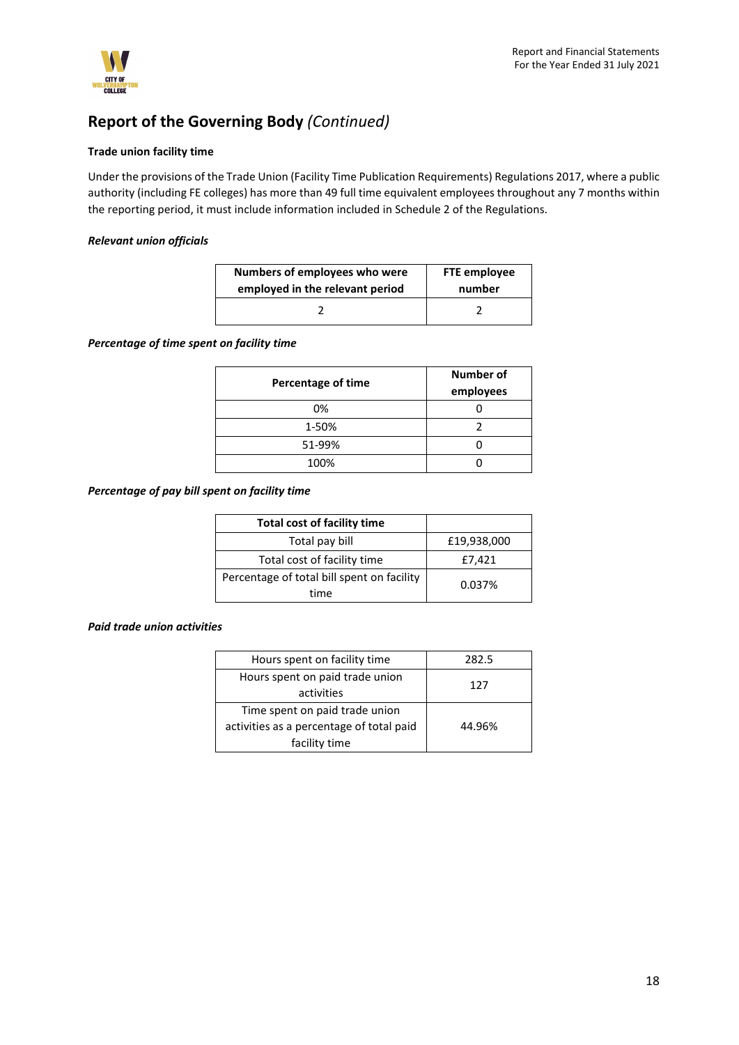## Report of the Governing Body *(Continued)*

**Trade union facility time**

Under the provisions of the Trade Union (Facility Time Publication Requirements) Regulations 2017, where a public authority (including FE colleges) has more than 49 full time equivalent employees throughout any 7 months within the reporting period, it must include information included in Schedule 2 of the Regulations.

***Relevant union officials***

| Numbers of employees who were employed in the relevant period | FTE employee number |
|---|---|
| 2 | 2 |

***Percentage of time spent on facility time***

| Percentage of time | Number of employees |
|---|---|
| 0% | 0 |
| 1-50% | 2 |
| 51-99% | 0 |
| 100% | 0 |

***Percentage of pay bill spent on facility time***

| Total cost of facility time | |
|---|---|
| Total pay bill | £19,938,000 |
| Total cost of facility time | £7,421 |
| Percentage of total bill spent on facility time | 0.037% |

***Paid trade union activities***

| | |
|---|---|
| Hours spent on facility time | 282.5 |
| Hours spent on paid trade union activities | 127 |
| Time spent on paid trade union activities as a percentage of total paid facility time | 44.96% |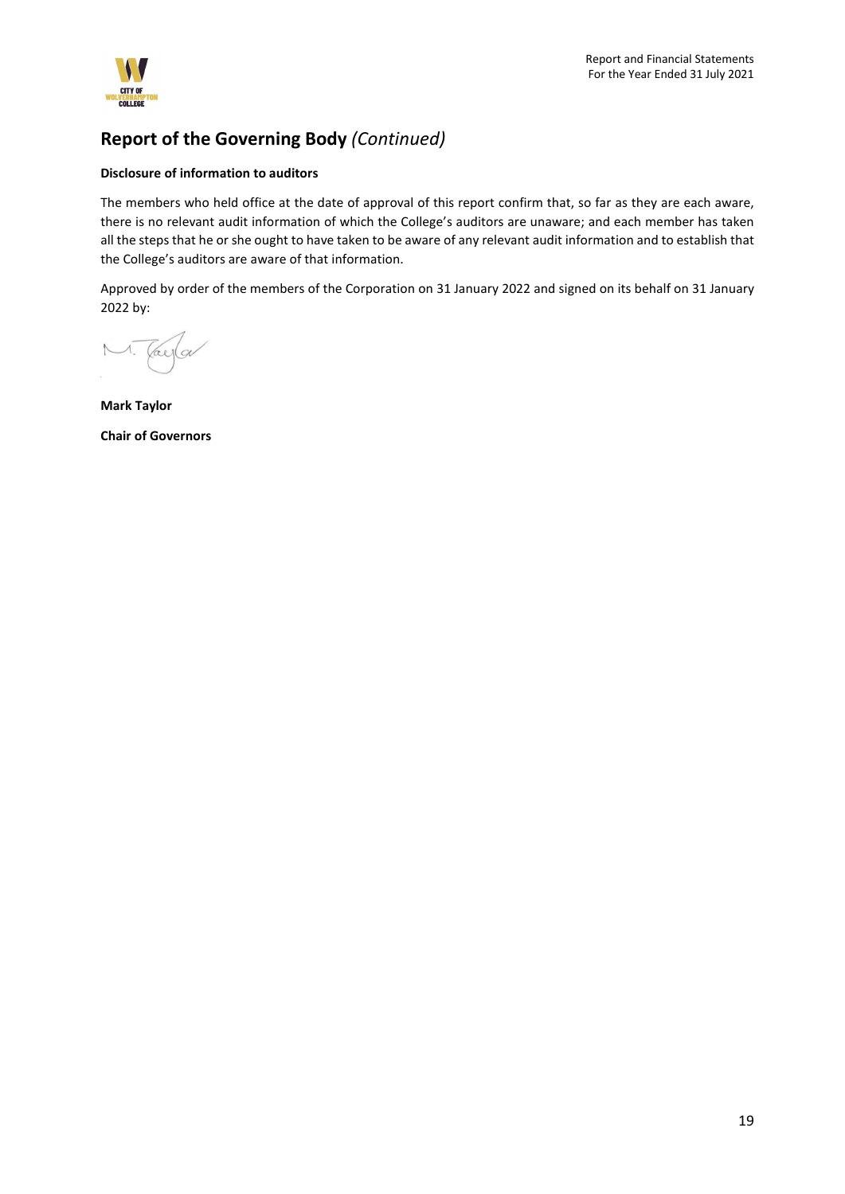## Report of the Governing Body *(Continued)*

**Disclosure of information to auditors**

The members who held office at the date of approval of this report confirm that, so far as they are each aware, there is no relevant audit information of which the College's auditors are unaware; and each member has taken all the steps that he or she ought to have taken to be aware of any relevant audit information and to establish that the College's auditors are aware of that information.

Approved by order of the members of the Corporation on 31 January 2022 and signed on its behalf on 31 January 2022 by:

**Mark Taylor**

**Chair of Governors**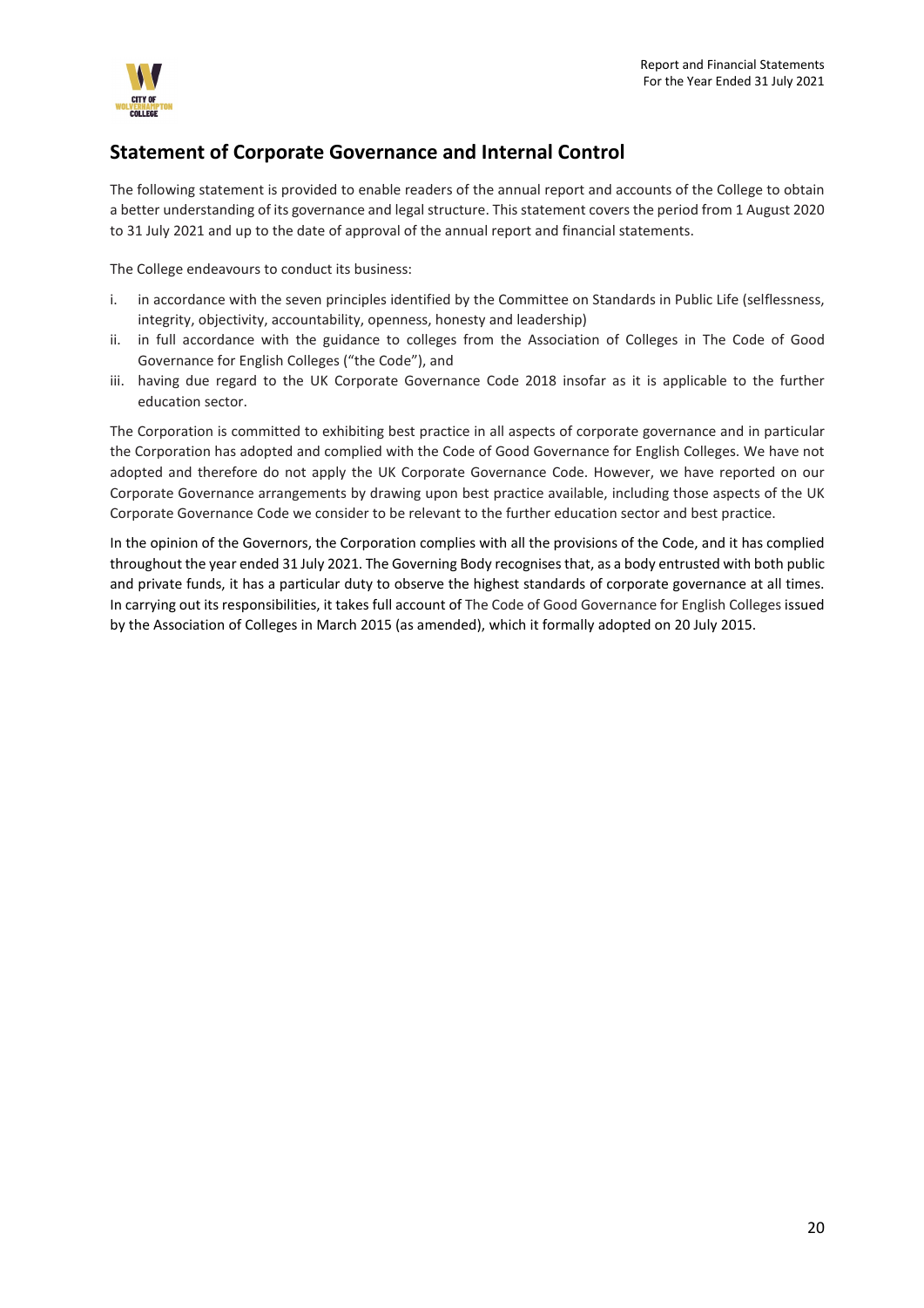## Statement of Corporate Governance and Internal Control

The following statement is provided to enable readers of the annual report and accounts of the College to obtain a better understanding of its governance and legal structure. This statement covers the period from 1 August 2020 to 31 July 2021 and up to the date of approval of the annual report and financial statements.

The College endeavours to conduct its business:

i. in accordance with the seven principles identified by the Committee on Standards in Public Life (selflessness, integrity, objectivity, accountability, openness, honesty and leadership)
ii. in full accordance with the guidance to colleges from the Association of Colleges in The Code of Good Governance for English Colleges ("the Code"), and
iii. having due regard to the UK Corporate Governance Code 2018 insofar as it is applicable to the further education sector.

The Corporation is committed to exhibiting best practice in all aspects of corporate governance and in particular the Corporation has adopted and complied with the Code of Good Governance for English Colleges. We have not adopted and therefore do not apply the UK Corporate Governance Code. However, we have reported on our Corporate Governance arrangements by drawing upon best practice available, including those aspects of the UK Corporate Governance Code we consider to be relevant to the further education sector and best practice.

In the opinion of the Governors, the Corporation complies with all the provisions of the Code, and it has complied throughout the year ended 31 July 2021. The Governing Body recognises that, as a body entrusted with both public and private funds, it has a particular duty to observe the highest standards of corporate governance at all times. In carrying out its responsibilities, it takes full account of The Code of Good Governance for English Colleges issued by the Association of Colleges in March 2015 (as amended), which it formally adopted on 20 July 2015.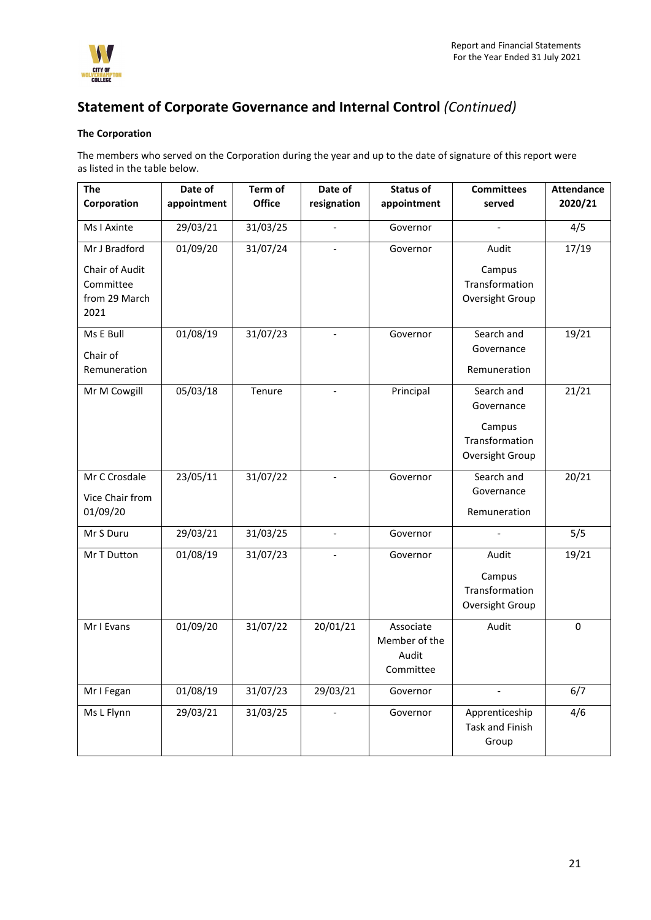## Statement of Corporate Governance and Internal Control *(Continued)*

**The Corporation**

The members who served on the Corporation during the year and up to the date of signature of this report were as listed in the table below.

| The Corporation | Date of appointment | Term of Office | Date of resignation | Status of appointment | Committees served | Attendance 2020/21 |
|---|---|---|---|---|---|---|
| Ms I Axinte | 29/03/21 | 31/03/25 | - | Governor | - | 4/5 |
| Mr J Bradford<br>Chair of Audit Committee from 29 March 2021 | 01/09/20 | 31/07/24 | - | Governor | Audit<br>Campus Transformation Oversight Group | 17/19 |
| Ms E Bull<br>Chair of Remuneration | 01/08/19 | 31/07/23 | - | Governor | Search and Governance<br>Remuneration | 19/21 |
| Mr M Cowgill | 05/03/18 | Tenure | - | Principal | Search and Governance<br>Campus Transformation Oversight Group | 21/21 |
| Mr C Crosdale<br>Vice Chair from 01/09/20 | 23/05/11 | 31/07/22 | - | Governor | Search and Governance<br>Remuneration | 20/21 |
| Mr S Duru | 29/03/21 | 31/03/25 | - | Governor | - | 5/5 |
| Mr T Dutton | 01/08/19 | 31/07/23 | - | Governor | Audit<br>Campus Transformation Oversight Group | 19/21 |
| Mr I Evans | 01/09/20 | 31/07/22 | 20/01/21 | Associate Member of the Audit Committee | Audit | 0 |
| Mr I Fegan | 01/08/19 | 31/07/23 | 29/03/21 | Governor | - | 6/7 |
| Ms L Flynn | 29/03/21 | 31/03/25 | - | Governor | Apprenticeship Task and Finish Group | 4/6 |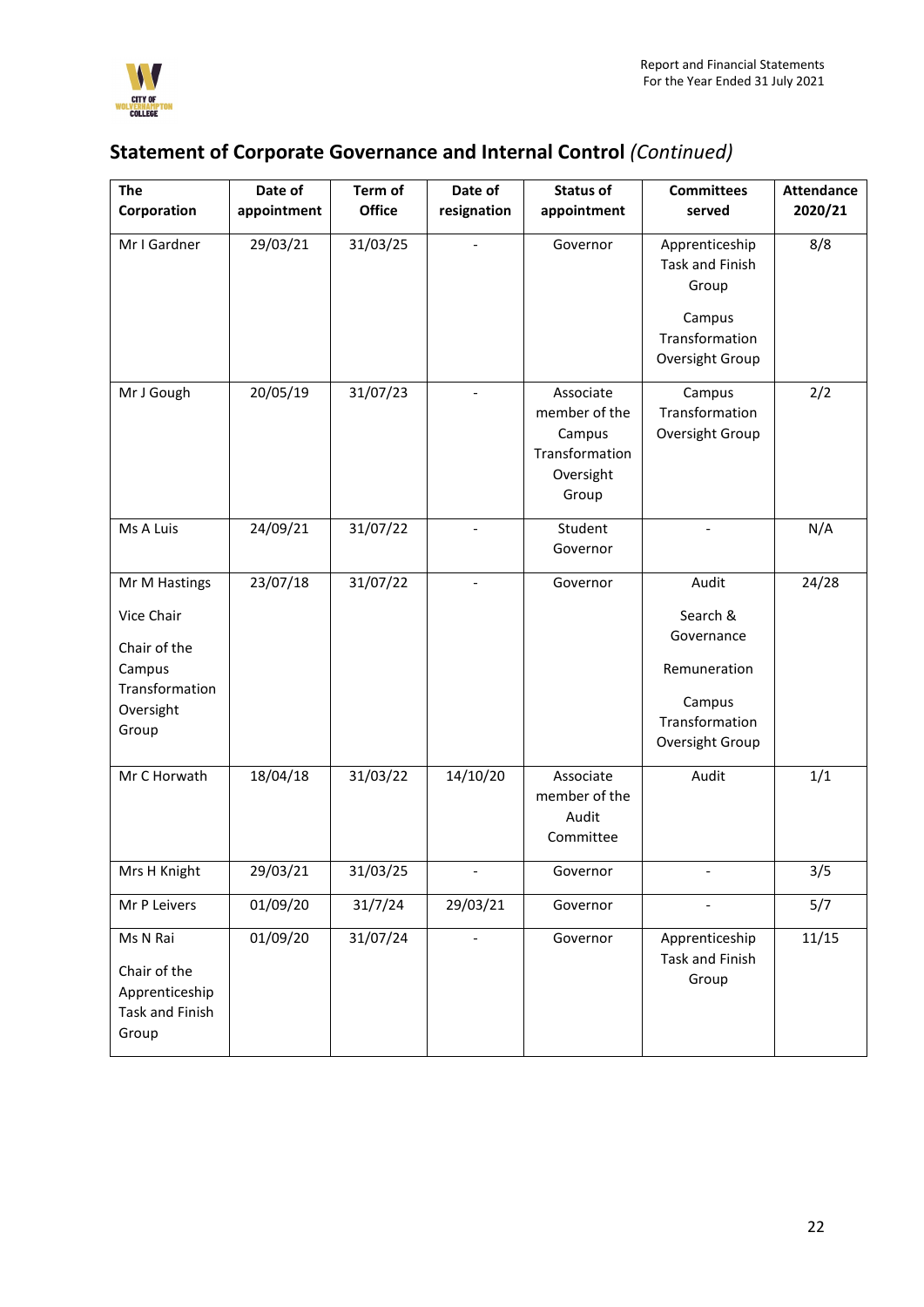## Statement of Corporate Governance and Internal Control *(Continued)*

| The Corporation | Date of appointment | Term of Office | Date of resignation | Status of appointment | Committees served | Attendance 2020/21 |
|---|---|---|---|---|---|---|
| Mr I Gardner | 29/03/21 | 31/03/25 | - | Governor | Apprenticeship Task and Finish Group<br><br>Campus Transformation Oversight Group | 8/8 |
| Mr J Gough | 20/05/19 | 31/07/23 | - | Associate member of the Campus Transformation Oversight Group | Campus Transformation Oversight Group | 2/2 |
| Ms A Luis | 24/09/21 | 31/07/22 | - | Student Governor | - | N/A |
| Mr M Hastings<br><br>Vice Chair<br><br>Chair of the Campus Transformation Oversight Group | 23/07/18 | 31/07/22 | - | Governor | Audit<br><br>Search & Governance<br><br>Remuneration<br><br>Campus Transformation Oversight Group | 24/28 |
| Mr C Horwath | 18/04/18 | 31/03/22 | 14/10/20 | Associate member of the Audit Committee | Audit | 1/1 |
| Mrs H Knight | 29/03/21 | 31/03/25 | - | Governor | - | 3/5 |
| Mr P Leivers | 01/09/20 | 31/7/24 | 29/03/21 | Governor | - | 5/7 |
| Ms N Rai<br><br>Chair of the Apprenticeship Task and Finish Group | 01/09/20 | 31/07/24 | - | Governor | Apprenticeship Task and Finish Group | 11/15 |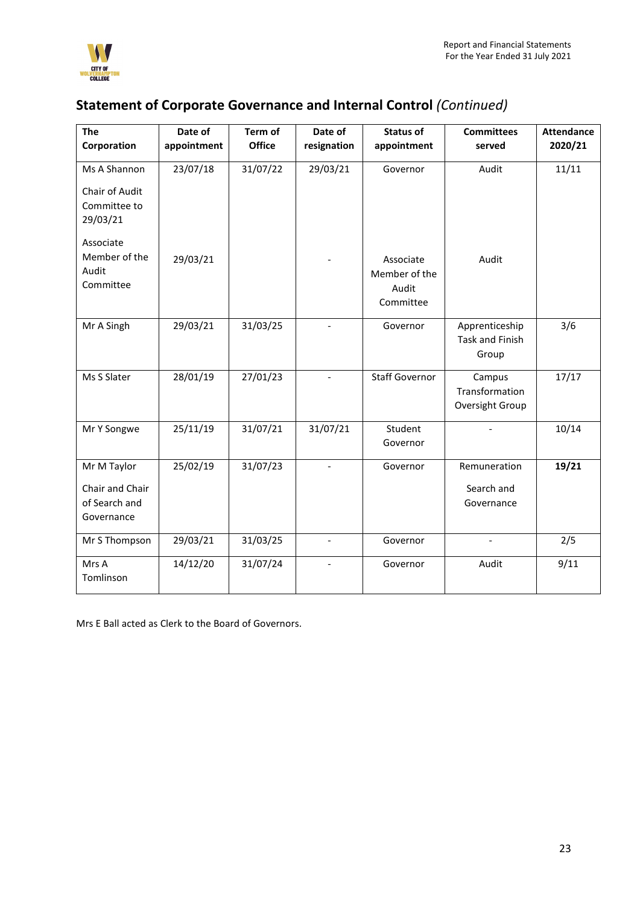## Statement of Corporate Governance and Internal Control *(Continued)*

| The Corporation | Date of appointment | Term of Office | Date of resignation | Status of appointment | Committees served | Attendance 2020/21 |
|---|---|---|---|---|---|---|
| Ms A Shannon<br><br>Chair of Audit Committee to 29/03/21<br><br>Associate Member of the Audit Committee | 23/07/18<br><br><br><br>29/03/21 | 31/07/22 | 29/03/21<br><br><br><br>- | Governor<br><br><br><br>Associate Member of the Audit Committee | Audit<br><br><br><br>Audit | 11/11 |
| Mr A Singh | 29/03/21 | 31/03/25 | - | Governor | Apprenticeship Task and Finish Group | 3/6 |
| Ms S Slater | 28/01/19 | 27/01/23 | - | Staff Governor | Campus Transformation Oversight Group | 17/17 |
| Mr Y Songwe | 25/11/19 | 31/07/21 | 31/07/21 | Student Governor | - | 10/14 |
| Mr M Taylor<br><br>Chair and Chair of Search and Governance | 25/02/19 | 31/07/23 | - | Governor | Remuneration<br><br>Search and Governance | **19/21** |
| Mr S Thompson | 29/03/21 | 31/03/25 | - | Governor | - | 2/5 |
| Mrs A Tomlinson | 14/12/20 | 31/07/24 | - | Governor | Audit | 9/11 |

Mrs E Ball acted as Clerk to the Board of Governors.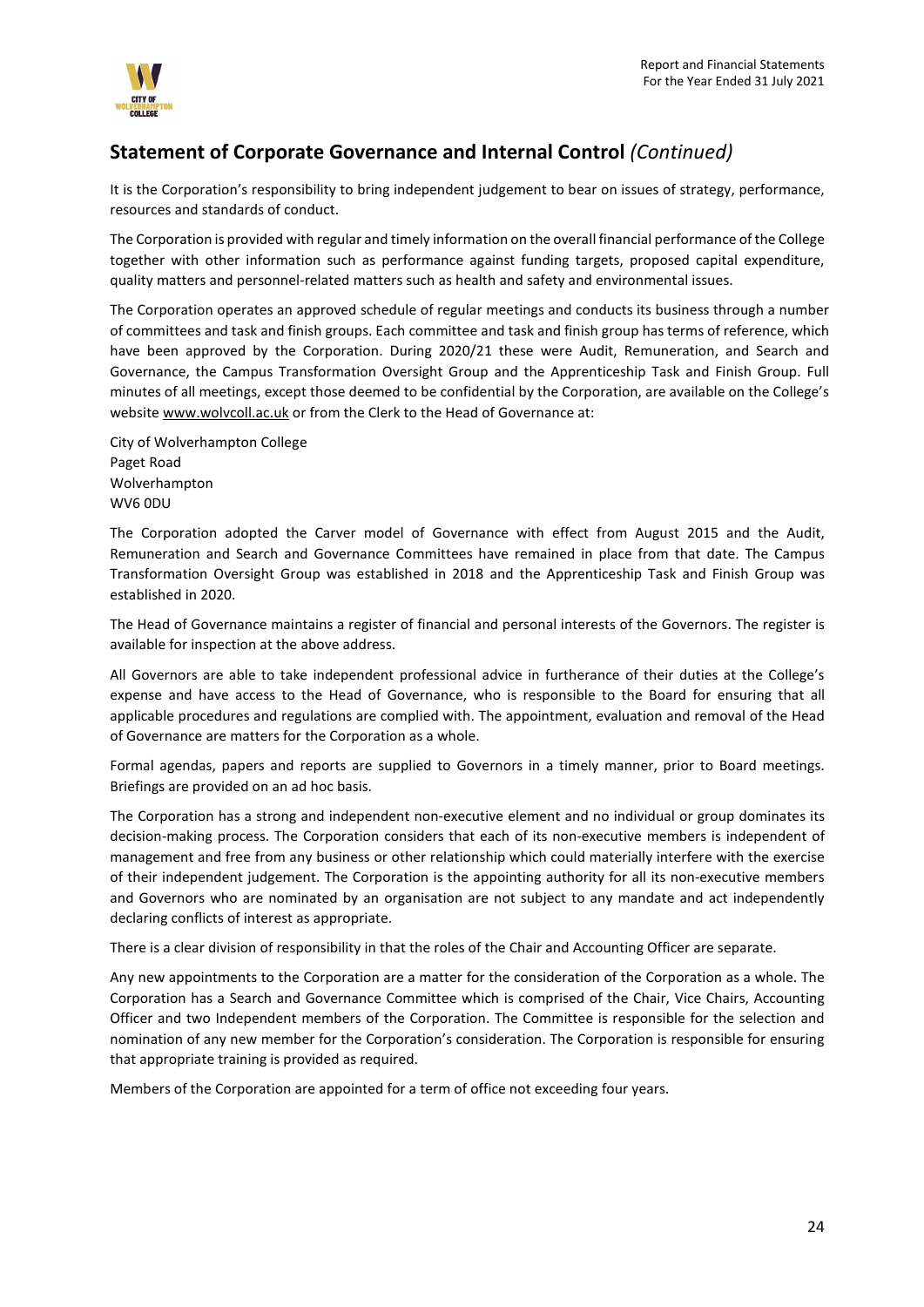## Statement of Corporate Governance and Internal Control *(Continued)*

It is the Corporation's responsibility to bring independent judgement to bear on issues of strategy, performance, resources and standards of conduct.

The Corporation is provided with regular and timely information on the overall financial performance of the College together with other information such as performance against funding targets, proposed capital expenditure, quality matters and personnel-related matters such as health and safety and environmental issues.

The Corporation operates an approved schedule of regular meetings and conducts its business through a number of committees and task and finish groups. Each committee and task and finish group has terms of reference, which have been approved by the Corporation. During 2020/21 these were Audit, Remuneration, and Search and Governance, the Campus Transformation Oversight Group and the Apprenticeship Task and Finish Group. Full minutes of all meetings, except those deemed to be confidential by the Corporation, are available on the College's website www.wolvcoll.ac.uk or from the Clerk to the Head of Governance at:

City of Wolverhampton College
Paget Road
Wolverhampton
WV6 0DU

The Corporation adopted the Carver model of Governance with effect from August 2015 and the Audit, Remuneration and Search and Governance Committees have remained in place from that date. The Campus Transformation Oversight Group was established in 2018 and the Apprenticeship Task and Finish Group was established in 2020.

The Head of Governance maintains a register of financial and personal interests of the Governors. The register is available for inspection at the above address.

All Governors are able to take independent professional advice in furtherance of their duties at the College's expense and have access to the Head of Governance, who is responsible to the Board for ensuring that all applicable procedures and regulations are complied with. The appointment, evaluation and removal of the Head of Governance are matters for the Corporation as a whole.

Formal agendas, papers and reports are supplied to Governors in a timely manner, prior to Board meetings. Briefings are provided on an ad hoc basis.

The Corporation has a strong and independent non-executive element and no individual or group dominates its decision-making process. The Corporation considers that each of its non-executive members is independent of management and free from any business or other relationship which could materially interfere with the exercise of their independent judgement. The Corporation is the appointing authority for all its non-executive members and Governors who are nominated by an organisation are not subject to any mandate and act independently declaring conflicts of interest as appropriate.

There is a clear division of responsibility in that the roles of the Chair and Accounting Officer are separate.

Any new appointments to the Corporation are a matter for the consideration of the Corporation as a whole. The Corporation has a Search and Governance Committee which is comprised of the Chair, Vice Chairs, Accounting Officer and two Independent members of the Corporation. The Committee is responsible for the selection and nomination of any new member for the Corporation's consideration. The Corporation is responsible for ensuring that appropriate training is provided as required.

Members of the Corporation are appointed for a term of office not exceeding four years.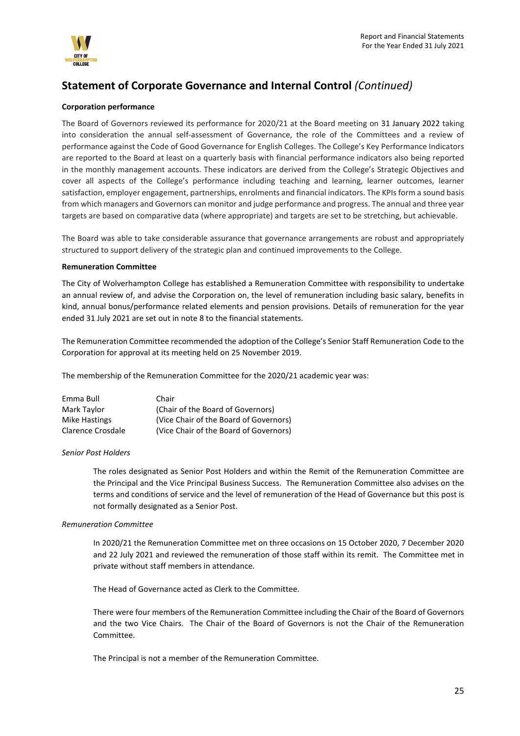## Statement of Corporate Governance and Internal Control *(Continued)*

**Corporation performance**

The Board of Governors reviewed its performance for 2020/21 at the Board meeting on 31 January 2022 taking into consideration the annual self-assessment of Governance, the role of the Committees and a review of performance against the Code of Good Governance for English Colleges. The College's Key Performance Indicators are reported to the Board at least on a quarterly basis with financial performance indicators also being reported in the monthly management accounts. These indicators are derived from the College's Strategic Objectives and cover all aspects of the College's performance including teaching and learning, learner outcomes, learner satisfaction, employer engagement, partnerships, enrolments and financial indicators. The KPIs form a sound basis from which managers and Governors can monitor and judge performance and progress. The annual and three year targets are based on comparative data (where appropriate) and targets are set to be stretching, but achievable.

The Board was able to take considerable assurance that governance arrangements are robust and appropriately structured to support delivery of the strategic plan and continued improvements to the College.

**Remuneration Committee**

The City of Wolverhampton College has established a Remuneration Committee with responsibility to undertake an annual review of, and advise the Corporation on, the level of remuneration including basic salary, benefits in kind, annual bonus/performance related elements and pension provisions. Details of remuneration for the year ended 31 July 2021 are set out in note 8 to the financial statements.

The Remuneration Committee recommended the adoption of the College's Senior Staff Remuneration Code to the Corporation for approval at its meeting held on 25 November 2019.

The membership of the Remuneration Committee for the 2020/21 academic year was:

| | |
|---|---|
| Emma Bull | Chair |
| Mark Taylor | (Chair of the Board of Governors) |
| Mike Hastings | (Vice Chair of the Board of Governors) |
| Clarence Crosdale | (Vice Chair of the Board of Governors) |

*Senior Post Holders*

The roles designated as Senior Post Holders and within the Remit of the Remuneration Committee are the Principal and the Vice Principal Business Success. The Remuneration Committee also advises on the terms and conditions of service and the level of remuneration of the Head of Governance but this post is not formally designated as a Senior Post.

*Remuneration Committee*

In 2020/21 the Remuneration Committee met on three occasions on 15 October 2020, 7 December 2020 and 22 July 2021 and reviewed the remuneration of those staff within its remit. The Committee met in private without staff members in attendance.

The Head of Governance acted as Clerk to the Committee.

There were four members of the Remuneration Committee including the Chair of the Board of Governors and the two Vice Chairs. The Chair of the Board of Governors is not the Chair of the Remuneration Committee.

The Principal is not a member of the Remuneration Committee.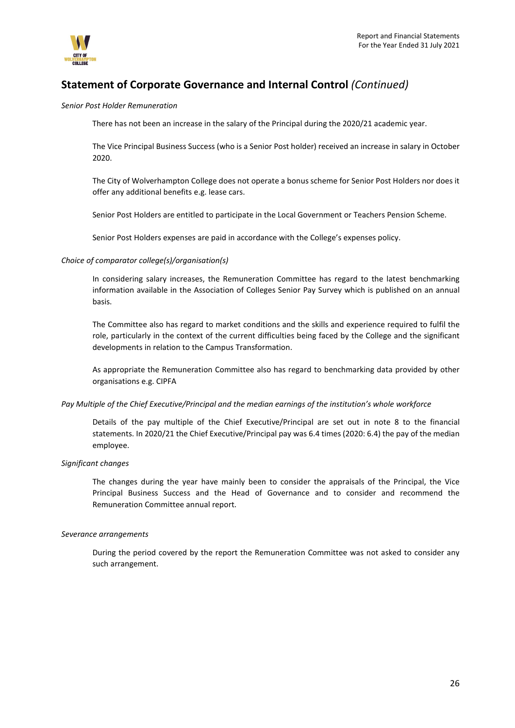## Statement of Corporate Governance and Internal Control *(Continued)*

*Senior Post Holder Remuneration*

There has not been an increase in the salary of the Principal during the 2020/21 academic year.

The Vice Principal Business Success (who is a Senior Post holder) received an increase in salary in October 2020.

The City of Wolverhampton College does not operate a bonus scheme for Senior Post Holders nor does it offer any additional benefits e.g. lease cars.

Senior Post Holders are entitled to participate in the Local Government or Teachers Pension Scheme.

Senior Post Holders expenses are paid in accordance with the College's expenses policy.

*Choice of comparator college(s)/organisation(s)*

In considering salary increases, the Remuneration Committee has regard to the latest benchmarking information available in the Association of Colleges Senior Pay Survey which is published on an annual basis.

The Committee also has regard to market conditions and the skills and experience required to fulfil the role, particularly in the context of the current difficulties being faced by the College and the significant developments in relation to the Campus Transformation.

As appropriate the Remuneration Committee also has regard to benchmarking data provided by other organisations e.g. CIPFA

*Pay Multiple of the Chief Executive/Principal and the median earnings of the institution's whole workforce*

Details of the pay multiple of the Chief Executive/Principal are set out in note 8 to the financial statements. In 2020/21 the Chief Executive/Principal pay was 6.4 times (2020: 6.4) the pay of the median employee.

*Significant changes*

The changes during the year have mainly been to consider the appraisals of the Principal, the Vice Principal Business Success and the Head of Governance and to consider and recommend the Remuneration Committee annual report.

*Severance arrangements*

During the period covered by the report the Remuneration Committee was not asked to consider any such arrangement.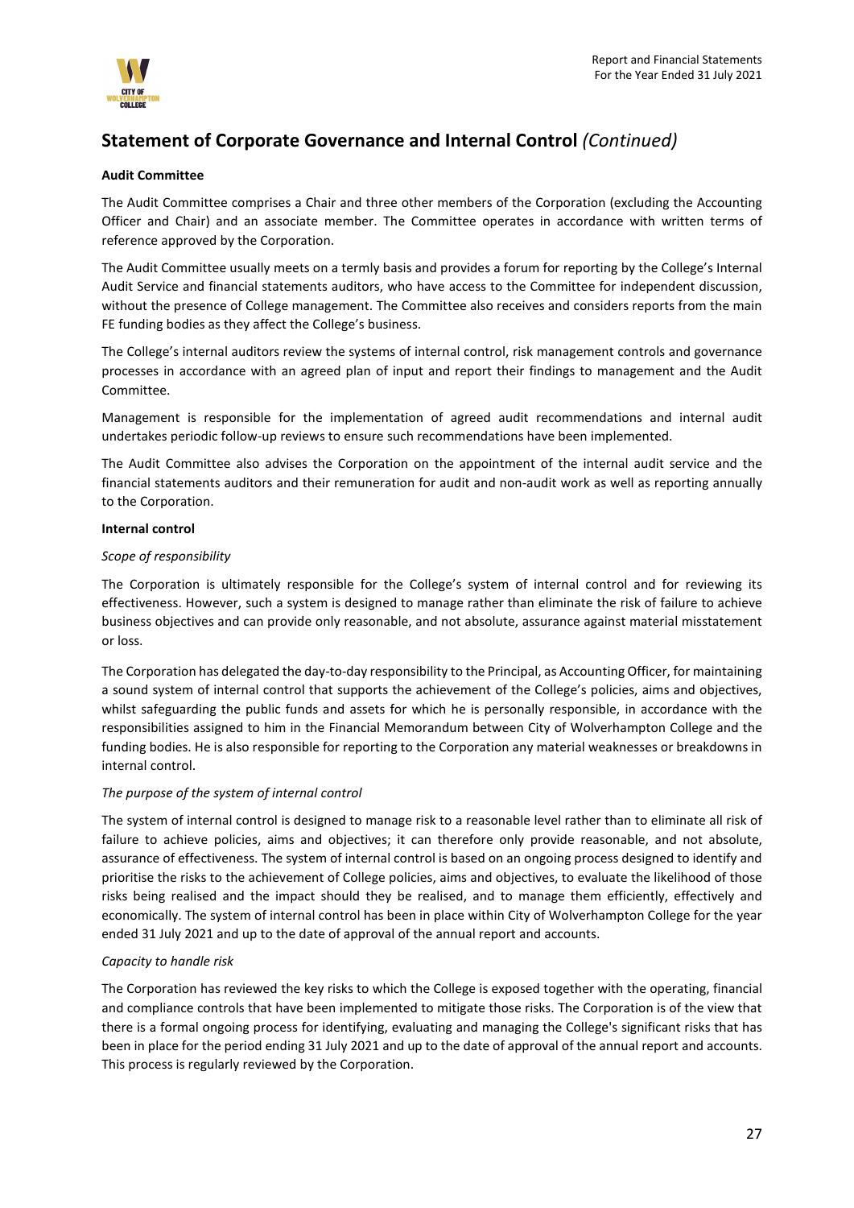## Statement of Corporate Governance and Internal Control *(Continued)*

**Audit Committee**

The Audit Committee comprises a Chair and three other members of the Corporation (excluding the Accounting Officer and Chair) and an associate member. The Committee operates in accordance with written terms of reference approved by the Corporation.

The Audit Committee usually meets on a termly basis and provides a forum for reporting by the College's Internal Audit Service and financial statements auditors, who have access to the Committee for independent discussion, without the presence of College management. The Committee also receives and considers reports from the main FE funding bodies as they affect the College's business.

The College's internal auditors review the systems of internal control, risk management controls and governance processes in accordance with an agreed plan of input and report their findings to management and the Audit Committee.

Management is responsible for the implementation of agreed audit recommendations and internal audit undertakes periodic follow-up reviews to ensure such recommendations have been implemented.

The Audit Committee also advises the Corporation on the appointment of the internal audit service and the financial statements auditors and their remuneration for audit and non-audit work as well as reporting annually to the Corporation.

**Internal control**

*Scope of responsibility*

The Corporation is ultimately responsible for the College's system of internal control and for reviewing its effectiveness. However, such a system is designed to manage rather than eliminate the risk of failure to achieve business objectives and can provide only reasonable, and not absolute, assurance against material misstatement or loss.

The Corporation has delegated the day-to-day responsibility to the Principal, as Accounting Officer, for maintaining a sound system of internal control that supports the achievement of the College's policies, aims and objectives, whilst safeguarding the public funds and assets for which he is personally responsible, in accordance with the responsibilities assigned to him in the Financial Memorandum between City of Wolverhampton College and the funding bodies. He is also responsible for reporting to the Corporation any material weaknesses or breakdowns in internal control.

*The purpose of the system of internal control*

The system of internal control is designed to manage risk to a reasonable level rather than to eliminate all risk of failure to achieve policies, aims and objectives; it can therefore only provide reasonable, and not absolute, assurance of effectiveness. The system of internal control is based on an ongoing process designed to identify and prioritise the risks to the achievement of College policies, aims and objectives, to evaluate the likelihood of those risks being realised and the impact should they be realised, and to manage them efficiently, effectively and economically. The system of internal control has been in place within City of Wolverhampton College for the year ended 31 July 2021 and up to the date of approval of the annual report and accounts.

*Capacity to handle risk*

The Corporation has reviewed the key risks to which the College is exposed together with the operating, financial and compliance controls that have been implemented to mitigate those risks. The Corporation is of the view that there is a formal ongoing process for identifying, evaluating and managing the College's significant risks that has been in place for the period ending 31 July 2021 and up to the date of approval of the annual report and accounts. This process is regularly reviewed by the Corporation.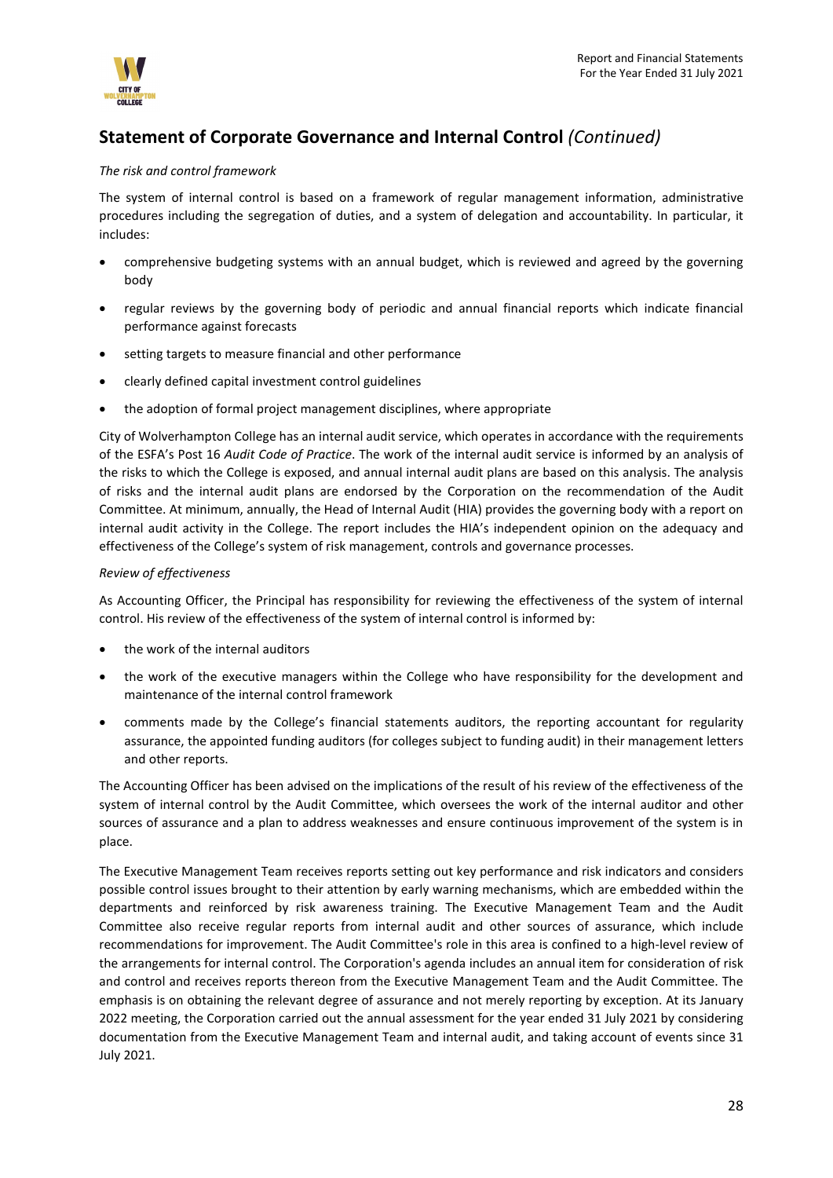## Statement of Corporate Governance and Internal Control *(Continued)*

*The risk and control framework*

The system of internal control is based on a framework of regular management information, administrative procedures including the segregation of duties, and a system of delegation and accountability. In particular, it includes:

- comprehensive budgeting systems with an annual budget, which is reviewed and agreed by the governing body
- regular reviews by the governing body of periodic and annual financial reports which indicate financial performance against forecasts
- setting targets to measure financial and other performance
- clearly defined capital investment control guidelines
- the adoption of formal project management disciplines, where appropriate

City of Wolverhampton College has an internal audit service, which operates in accordance with the requirements of the ESFA's Post 16 *Audit Code of Practice*. The work of the internal audit service is informed by an analysis of the risks to which the College is exposed, and annual internal audit plans are based on this analysis. The analysis of risks and the internal audit plans are endorsed by the Corporation on the recommendation of the Audit Committee. At minimum, annually, the Head of Internal Audit (HIA) provides the governing body with a report on internal audit activity in the College. The report includes the HIA's independent opinion on the adequacy and effectiveness of the College's system of risk management, controls and governance processes.

*Review of effectiveness*

As Accounting Officer, the Principal has responsibility for reviewing the effectiveness of the system of internal control. His review of the effectiveness of the system of internal control is informed by:

- the work of the internal auditors
- the work of the executive managers within the College who have responsibility for the development and maintenance of the internal control framework
- comments made by the College's financial statements auditors, the reporting accountant for regularity assurance, the appointed funding auditors (for colleges subject to funding audit) in their management letters and other reports.

The Accounting Officer has been advised on the implications of the result of his review of the effectiveness of the system of internal control by the Audit Committee, which oversees the work of the internal auditor and other sources of assurance and a plan to address weaknesses and ensure continuous improvement of the system is in place.

The Executive Management Team receives reports setting out key performance and risk indicators and considers possible control issues brought to their attention by early warning mechanisms, which are embedded within the departments and reinforced by risk awareness training. The Executive Management Team and the Audit Committee also receive regular reports from internal audit and other sources of assurance, which include recommendations for improvement. The Audit Committee's role in this area is confined to a high-level review of the arrangements for internal control. The Corporation's agenda includes an annual item for consideration of risk and control and receives reports thereon from the Executive Management Team and the Audit Committee. The emphasis is on obtaining the relevant degree of assurance and not merely reporting by exception. At its January 2022 meeting, the Corporation carried out the annual assessment for the year ended 31 July 2021 by considering documentation from the Executive Management Team and internal audit, and taking account of events since 31 July 2021.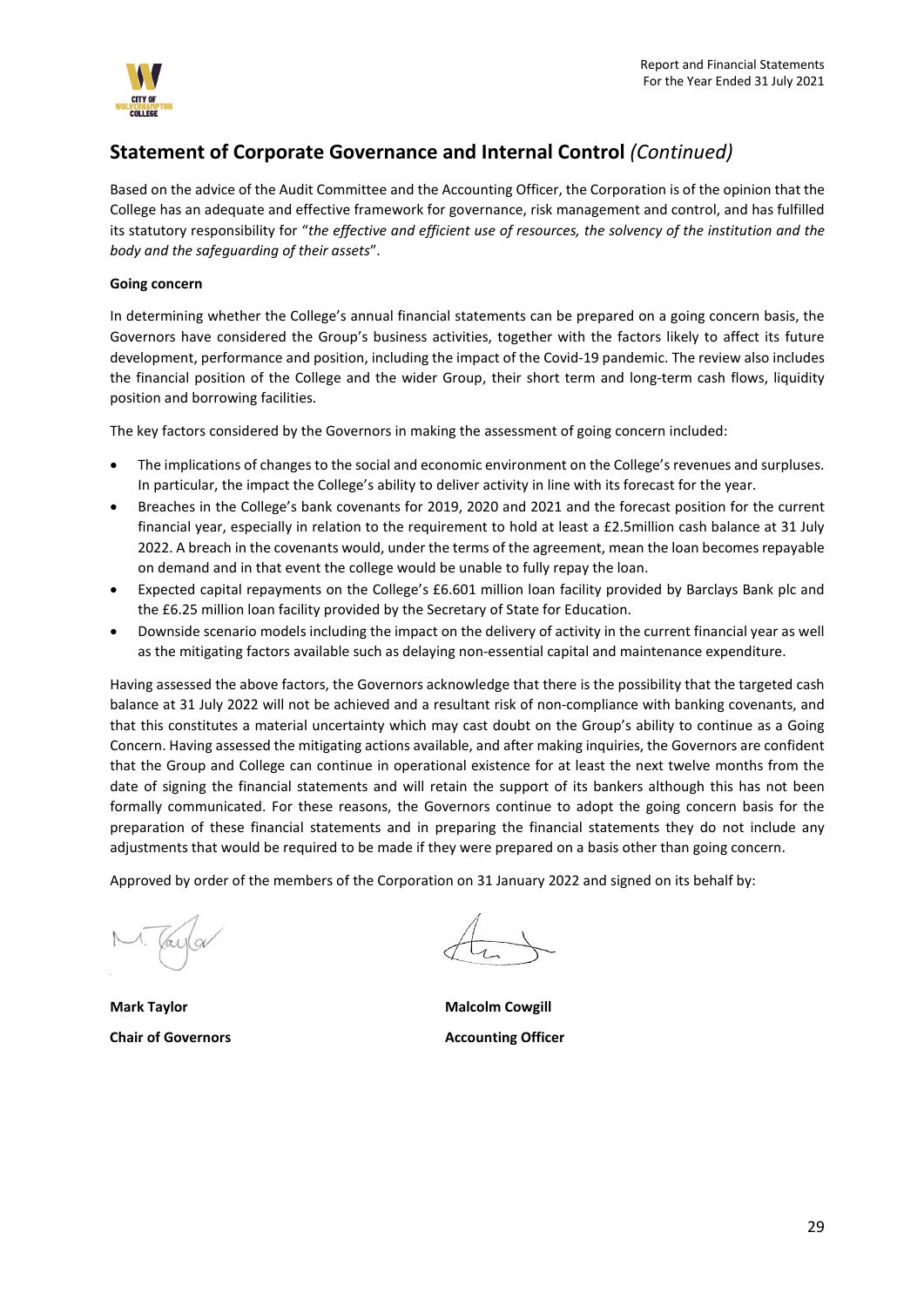## Statement of Corporate Governance and Internal Control *(Continued)*

Based on the advice of the Audit Committee and the Accounting Officer, the Corporation is of the opinion that the College has an adequate and effective framework for governance, risk management and control, and has fulfilled its statutory responsibility for "*the effective and efficient use of resources, the solvency of the institution and the body and the safeguarding of their assets*".

**Going concern**

In determining whether the College's annual financial statements can be prepared on a going concern basis, the Governors have considered the Group's business activities, together with the factors likely to affect its future development, performance and position, including the impact of the Covid-19 pandemic. The review also includes the financial position of the College and the wider Group, their short term and long-term cash flows, liquidity position and borrowing facilities.

The key factors considered by the Governors in making the assessment of going concern included:

- The implications of changes to the social and economic environment on the College's revenues and surpluses. In particular, the impact the College's ability to deliver activity in line with its forecast for the year.
- Breaches in the College's bank covenants for 2019, 2020 and 2021 and the forecast position for the current financial year, especially in relation to the requirement to hold at least a £2.5million cash balance at 31 July 2022. A breach in the covenants would, under the terms of the agreement, mean the loan becomes repayable on demand and in that event the college would be unable to fully repay the loan.
- Expected capital repayments on the College's £6.601 million loan facility provided by Barclays Bank plc and the £6.25 million loan facility provided by the Secretary of State for Education.
- Downside scenario models including the impact on the delivery of activity in the current financial year as well as the mitigating factors available such as delaying non-essential capital and maintenance expenditure.

Having assessed the above factors, the Governors acknowledge that there is the possibility that the targeted cash balance at 31 July 2022 will not be achieved and a resultant risk of non-compliance with banking covenants, and that this constitutes a material uncertainty which may cast doubt on the Group's ability to continue as a Going Concern. Having assessed the mitigating actions available, and after making inquiries, the Governors are confident that the Group and College can continue in operational existence for at least the next twelve months from the date of signing the financial statements and will retain the support of its bankers although this has not been formally communicated. For these reasons, the Governors continue to adopt the going concern basis for the preparation of these financial statements and in preparing the financial statements they do not include any adjustments that would be required to be made if they were prepared on a basis other than going concern.

Approved by order of the members of the Corporation on 31 January 2022 and signed on its behalf by:

| | |
|---|---|
| **Mark Taylor** | **Malcolm Cowgill** |
| **Chair of Governors** | **Accounting Officer** |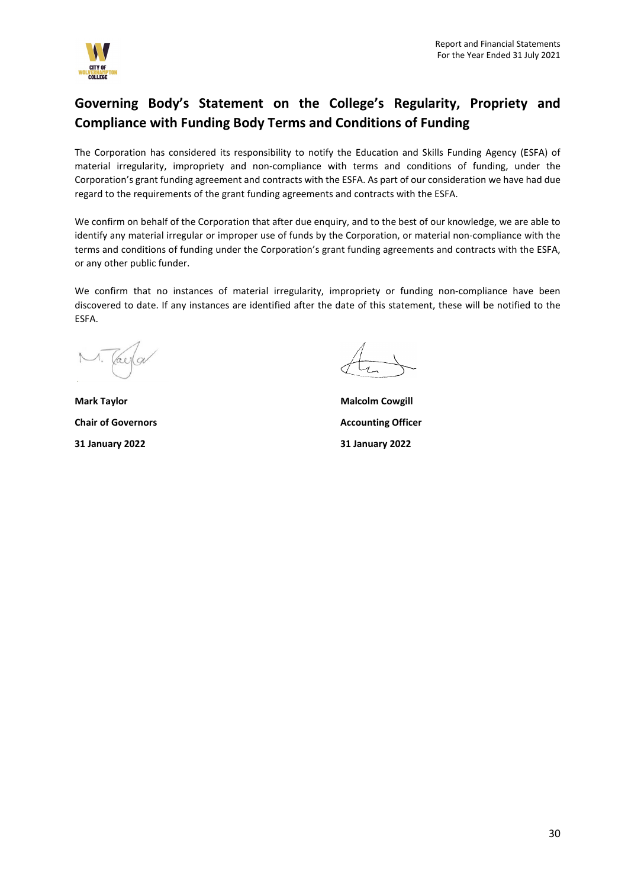## Governing Body's Statement on the College's Regularity, Propriety and Compliance with Funding Body Terms and Conditions of Funding

The Corporation has considered its responsibility to notify the Education and Skills Funding Agency (ESFA) of material irregularity, impropriety and non-compliance with terms and conditions of funding, under the Corporation's grant funding agreement and contracts with the ESFA. As part of our consideration we have had due regard to the requirements of the grant funding agreements and contracts with the ESFA.

We confirm on behalf of the Corporation that after due enquiry, and to the best of our knowledge, we are able to identify any material irregular or improper use of funds by the Corporation, or material non-compliance with the terms and conditions of funding under the Corporation's grant funding agreements and contracts with the ESFA, or any other public funder.

We confirm that no instances of material irregularity, impropriety or funding non-compliance have been discovered to date. If any instances are identified after the date of this statement, these will be notified to the ESFA.

**Mark Taylor**
**Chair of Governors**
**31 January 2022**

**Malcolm Cowgill**
**Accounting Officer**
**31 January 2022**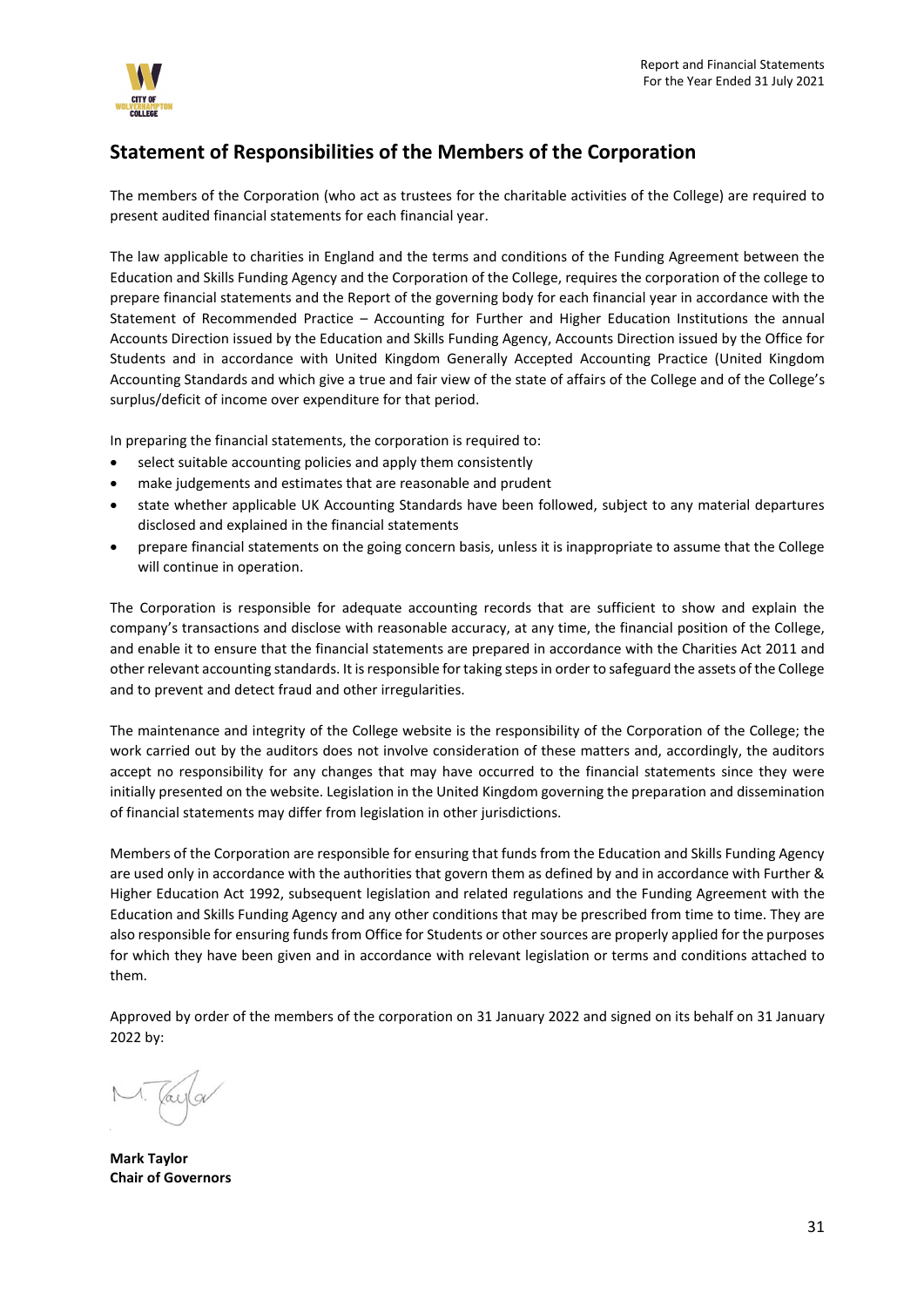## Statement of Responsibilities of the Members of the Corporation

The members of the Corporation (who act as trustees for the charitable activities of the College) are required to present audited financial statements for each financial year.

The law applicable to charities in England and the terms and conditions of the Funding Agreement between the Education and Skills Funding Agency and the Corporation of the College, requires the corporation of the college to prepare financial statements and the Report of the governing body for each financial year in accordance with the Statement of Recommended Practice – Accounting for Further and Higher Education Institutions the annual Accounts Direction issued by the Education and Skills Funding Agency, Accounts Direction issued by the Office for Students and in accordance with United Kingdom Generally Accepted Accounting Practice (United Kingdom Accounting Standards and which give a true and fair view of the state of affairs of the College and of the College's surplus/deficit of income over expenditure for that period.

In preparing the financial statements, the corporation is required to:

- select suitable accounting policies and apply them consistently
- make judgements and estimates that are reasonable and prudent
- state whether applicable UK Accounting Standards have been followed, subject to any material departures disclosed and explained in the financial statements
- prepare financial statements on the going concern basis, unless it is inappropriate to assume that the College will continue in operation.

The Corporation is responsible for adequate accounting records that are sufficient to show and explain the company's transactions and disclose with reasonable accuracy, at any time, the financial position of the College, and enable it to ensure that the financial statements are prepared in accordance with the Charities Act 2011 and other relevant accounting standards. It is responsible for taking steps in order to safeguard the assets of the College and to prevent and detect fraud and other irregularities.

The maintenance and integrity of the College website is the responsibility of the Corporation of the College; the work carried out by the auditors does not involve consideration of these matters and, accordingly, the auditors accept no responsibility for any changes that may have occurred to the financial statements since they were initially presented on the website. Legislation in the United Kingdom governing the preparation and dissemination of financial statements may differ from legislation in other jurisdictions.

Members of the Corporation are responsible for ensuring that funds from the Education and Skills Funding Agency are used only in accordance with the authorities that govern them as defined by and in accordance with Further & Higher Education Act 1992, subsequent legislation and related regulations and the Funding Agreement with the Education and Skills Funding Agency and any other conditions that may be prescribed from time to time. They are also responsible for ensuring funds from Office for Students or other sources are properly applied for the purposes for which they have been given and in accordance with relevant legislation or terms and conditions attached to them.

Approved by order of the members of the corporation on 31 January 2022 and signed on its behalf on 31 January 2022 by:

**Mark Taylor**
**Chair of Governors**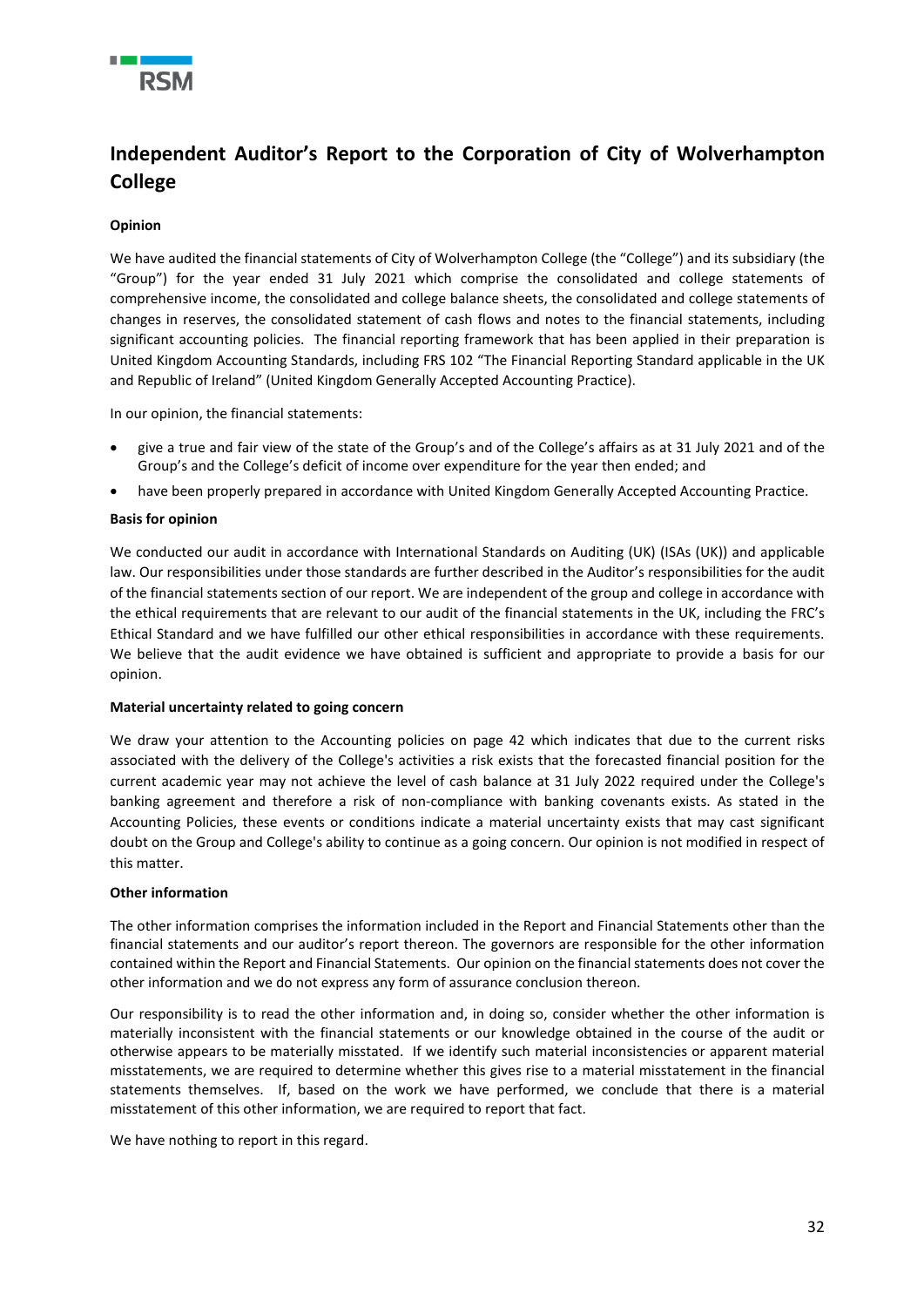# Independent Auditor's Report to the Corporation of City of Wolverhampton College

### Opinion

We have audited the financial statements of City of Wolverhampton College (the "College") and its subsidiary (the "Group") for the year ended 31 July 2021 which comprise the consolidated and college statements of comprehensive income, the consolidated and college balance sheets, the consolidated and college statements of changes in reserves, the consolidated statement of cash flows and notes to the financial statements, including significant accounting policies. The financial reporting framework that has been applied in their preparation is United Kingdom Accounting Standards, including FRS 102 "The Financial Reporting Standard applicable in the UK and Republic of Ireland" (United Kingdom Generally Accepted Accounting Practice).

In our opinion, the financial statements:

- give a true and fair view of the state of the Group's and of the College's affairs as at 31 July 2021 and of the Group's and the College's deficit of income over expenditure for the year then ended; and
- have been properly prepared in accordance with United Kingdom Generally Accepted Accounting Practice.

### Basis for opinion

We conducted our audit in accordance with International Standards on Auditing (UK) (ISAs (UK)) and applicable law. Our responsibilities under those standards are further described in the Auditor's responsibilities for the audit of the financial statements section of our report. We are independent of the group and college in accordance with the ethical requirements that are relevant to our audit of the financial statements in the UK, including the FRC's Ethical Standard and we have fulfilled our other ethical responsibilities in accordance with these requirements. We believe that the audit evidence we have obtained is sufficient and appropriate to provide a basis for our opinion.

### Material uncertainty related to going concern

We draw your attention to the Accounting policies on page 42 which indicates that due to the current risks associated with the delivery of the College's activities a risk exists that the forecasted financial position for the current academic year may not achieve the level of cash balance at 31 July 2022 required under the College's banking agreement and therefore a risk of non-compliance with banking covenants exists. As stated in the Accounting Policies, these events or conditions indicate a material uncertainty exists that may cast significant doubt on the Group and College's ability to continue as a going concern. Our opinion is not modified in respect of this matter.

### Other information

The other information comprises the information included in the Report and Financial Statements other than the financial statements and our auditor's report thereon. The governors are responsible for the other information contained within the Report and Financial Statements. Our opinion on the financial statements does not cover the other information and we do not express any form of assurance conclusion thereon.

Our responsibility is to read the other information and, in doing so, consider whether the other information is materially inconsistent with the financial statements or our knowledge obtained in the course of the audit or otherwise appears to be materially misstated. If we identify such material inconsistencies or apparent material misstatements, we are required to determine whether this gives rise to a material misstatement in the financial statements themselves. If, based on the work we have performed, we conclude that there is a material misstatement of this other information, we are required to report that fact.

We have nothing to report in this regard.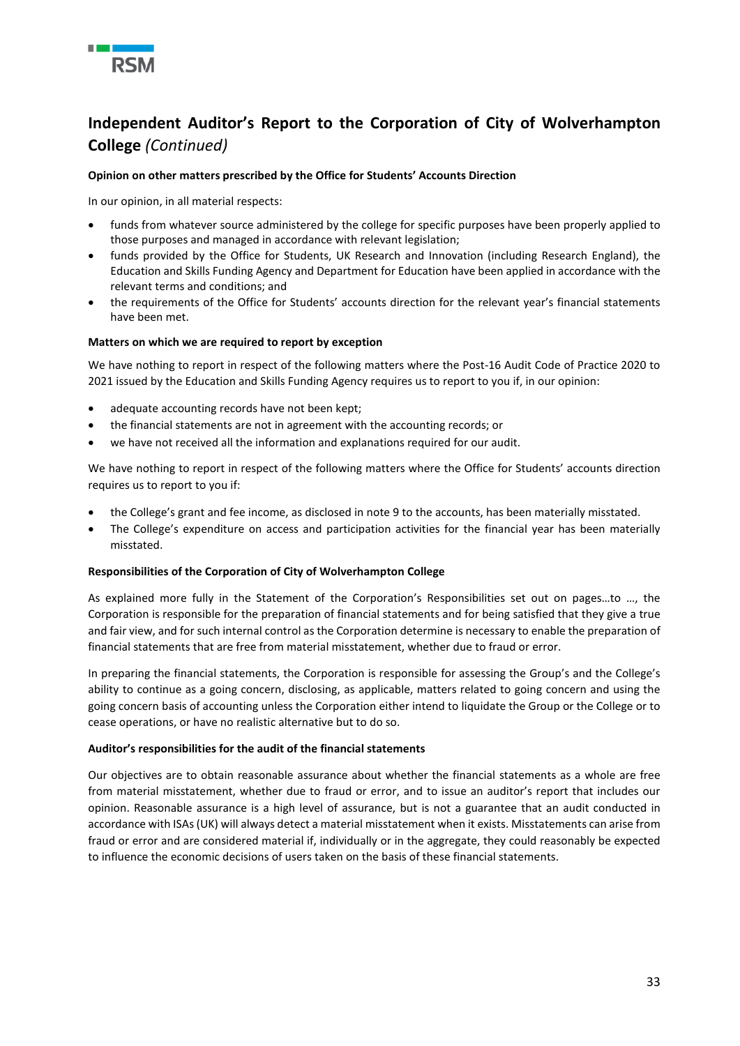# Independent Auditor's Report to the Corporation of City of Wolverhampton College *(Continued)*

**Opinion on other matters prescribed by the Office for Students' Accounts Direction**

In our opinion, in all material respects:

- funds from whatever source administered by the college for specific purposes have been properly applied to those purposes and managed in accordance with relevant legislation;
- funds provided by the Office for Students, UK Research and Innovation (including Research England), the Education and Skills Funding Agency and Department for Education have been applied in accordance with the relevant terms and conditions; and
- the requirements of the Office for Students' accounts direction for the relevant year's financial statements have been met.

**Matters on which we are required to report by exception**

We have nothing to report in respect of the following matters where the Post-16 Audit Code of Practice 2020 to 2021 issued by the Education and Skills Funding Agency requires us to report to you if, in our opinion:

- adequate accounting records have not been kept;
- the financial statements are not in agreement with the accounting records; or
- we have not received all the information and explanations required for our audit.

We have nothing to report in respect of the following matters where the Office for Students' accounts direction requires us to report to you if:

- the College's grant and fee income, as disclosed in note 9 to the accounts, has been materially misstated.
- The College's expenditure on access and participation activities for the financial year has been materially misstated.

**Responsibilities of the Corporation of City of Wolverhampton College**

As explained more fully in the Statement of the Corporation's Responsibilities set out on pages…to …, the Corporation is responsible for the preparation of financial statements and for being satisfied that they give a true and fair view, and for such internal control as the Corporation determine is necessary to enable the preparation of financial statements that are free from material misstatement, whether due to fraud or error.

In preparing the financial statements, the Corporation is responsible for assessing the Group's and the College's ability to continue as a going concern, disclosing, as applicable, matters related to going concern and using the going concern basis of accounting unless the Corporation either intend to liquidate the Group or the College or to cease operations, or have no realistic alternative but to do so.

**Auditor's responsibilities for the audit of the financial statements**

Our objectives are to obtain reasonable assurance about whether the financial statements as a whole are free from material misstatement, whether due to fraud or error, and to issue an auditor's report that includes our opinion. Reasonable assurance is a high level of assurance, but is not a guarantee that an audit conducted in accordance with ISAs (UK) will always detect a material misstatement when it exists. Misstatements can arise from fraud or error and are considered material if, individually or in the aggregate, they could reasonably be expected to influence the economic decisions of users taken on the basis of these financial statements.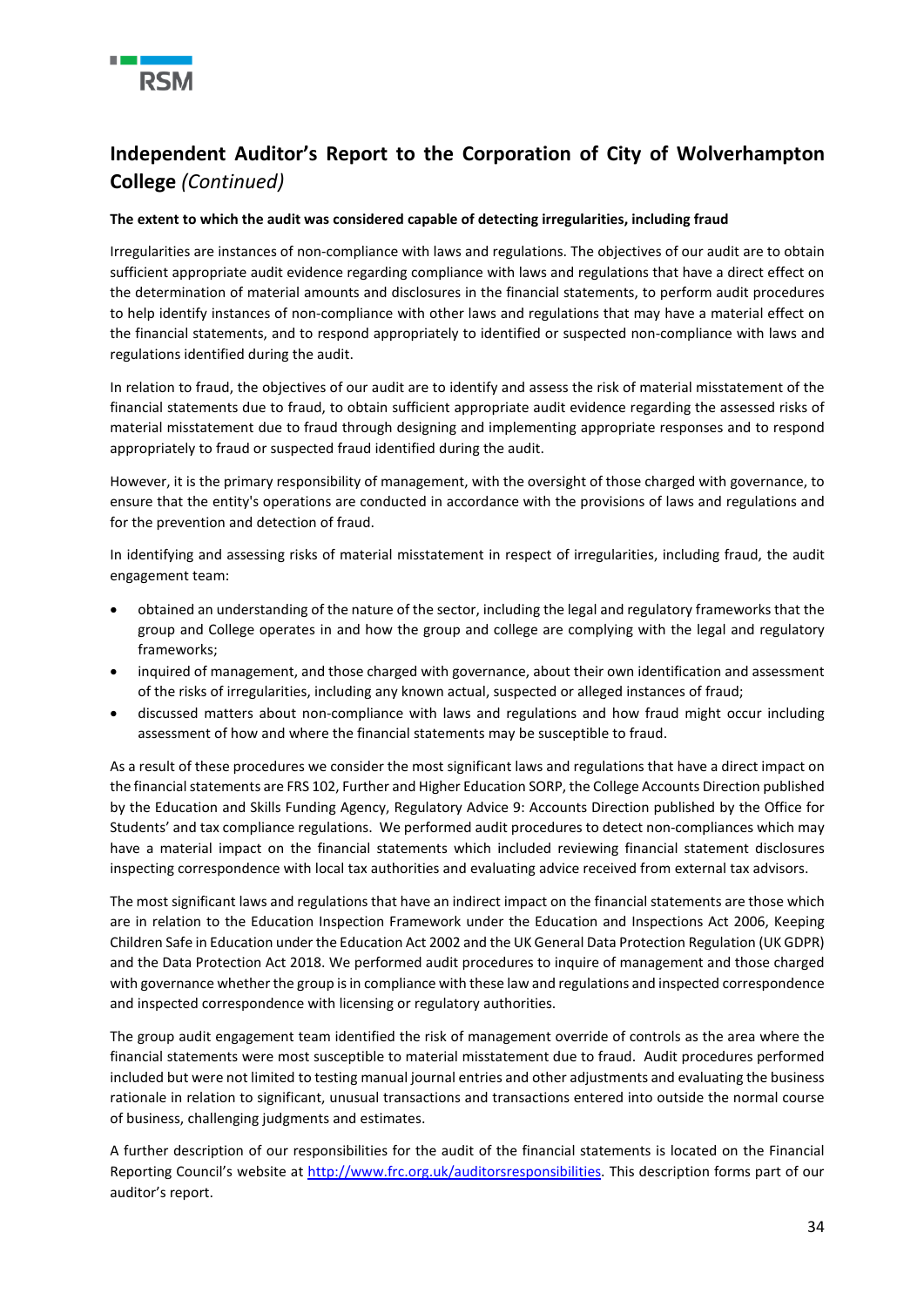## Independent Auditor's Report to the Corporation of City of Wolverhampton College *(Continued)*

**The extent to which the audit was considered capable of detecting irregularities, including fraud**

Irregularities are instances of non-compliance with laws and regulations. The objectives of our audit are to obtain sufficient appropriate audit evidence regarding compliance with laws and regulations that have a direct effect on the determination of material amounts and disclosures in the financial statements, to perform audit procedures to help identify instances of non-compliance with other laws and regulations that may have a material effect on the financial statements, and to respond appropriately to identified or suspected non-compliance with laws and regulations identified during the audit.

In relation to fraud, the objectives of our audit are to identify and assess the risk of material misstatement of the financial statements due to fraud, to obtain sufficient appropriate audit evidence regarding the assessed risks of material misstatement due to fraud through designing and implementing appropriate responses and to respond appropriately to fraud or suspected fraud identified during the audit.

However, it is the primary responsibility of management, with the oversight of those charged with governance, to ensure that the entity's operations are conducted in accordance with the provisions of laws and regulations and for the prevention and detection of fraud.

In identifying and assessing risks of material misstatement in respect of irregularities, including fraud, the audit engagement team:

- obtained an understanding of the nature of the sector, including the legal and regulatory frameworks that the group and College operates in and how the group and college are complying with the legal and regulatory frameworks;
- inquired of management, and those charged with governance, about their own identification and assessment of the risks of irregularities, including any known actual, suspected or alleged instances of fraud;
- discussed matters about non-compliance with laws and regulations and how fraud might occur including assessment of how and where the financial statements may be susceptible to fraud.

As a result of these procedures we consider the most significant laws and regulations that have a direct impact on the financial statements are FRS 102, Further and Higher Education SORP, the College Accounts Direction published by the Education and Skills Funding Agency, Regulatory Advice 9: Accounts Direction published by the Office for Students' and tax compliance regulations. We performed audit procedures to detect non-compliances which may have a material impact on the financial statements which included reviewing financial statement disclosures inspecting correspondence with local tax authorities and evaluating advice received from external tax advisors.

The most significant laws and regulations that have an indirect impact on the financial statements are those which are in relation to the Education Inspection Framework under the Education and Inspections Act 2006, Keeping Children Safe in Education under the Education Act 2002 and the UK General Data Protection Regulation (UK GDPR) and the Data Protection Act 2018. We performed audit procedures to inquire of management and those charged with governance whether the group is in compliance with these law and regulations and inspected correspondence and inspected correspondence with licensing or regulatory authorities.

The group audit engagement team identified the risk of management override of controls as the area where the financial statements were most susceptible to material misstatement due to fraud. Audit procedures performed included but were not limited to testing manual journal entries and other adjustments and evaluating the business rationale in relation to significant, unusual transactions and transactions entered into outside the normal course of business, challenging judgments and estimates.

A further description of our responsibilities for the audit of the financial statements is located on the Financial Reporting Council's website at http://www.frc.org.uk/auditorsresponsibilities. This description forms part of our auditor's report.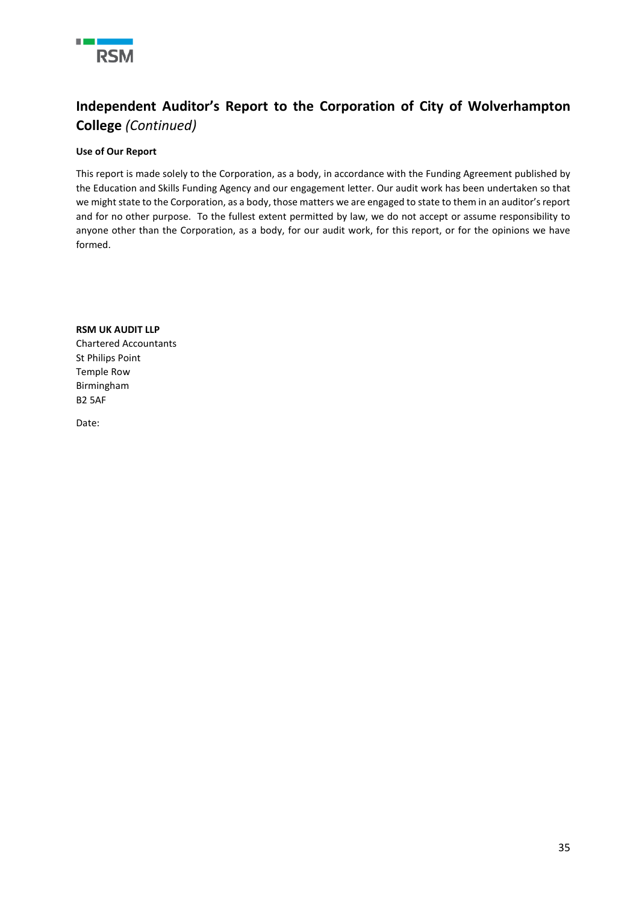## Independent Auditor's Report to the Corporation of City of Wolverhampton College *(Continued)*

**Use of Our Report**

This report is made solely to the Corporation, as a body, in accordance with the Funding Agreement published by the Education and Skills Funding Agency and our engagement letter. Our audit work has been undertaken so that we might state to the Corporation, as a body, those matters we are engaged to state to them in an auditor's report and for no other purpose. To the fullest extent permitted by law, we do not accept or assume responsibility to anyone other than the Corporation, as a body, for our audit work, for this report, or for the opinions we have formed.

**RSM UK AUDIT LLP**
Chartered Accountants
St Philips Point
Temple Row
Birmingham
B2 5AF

Date: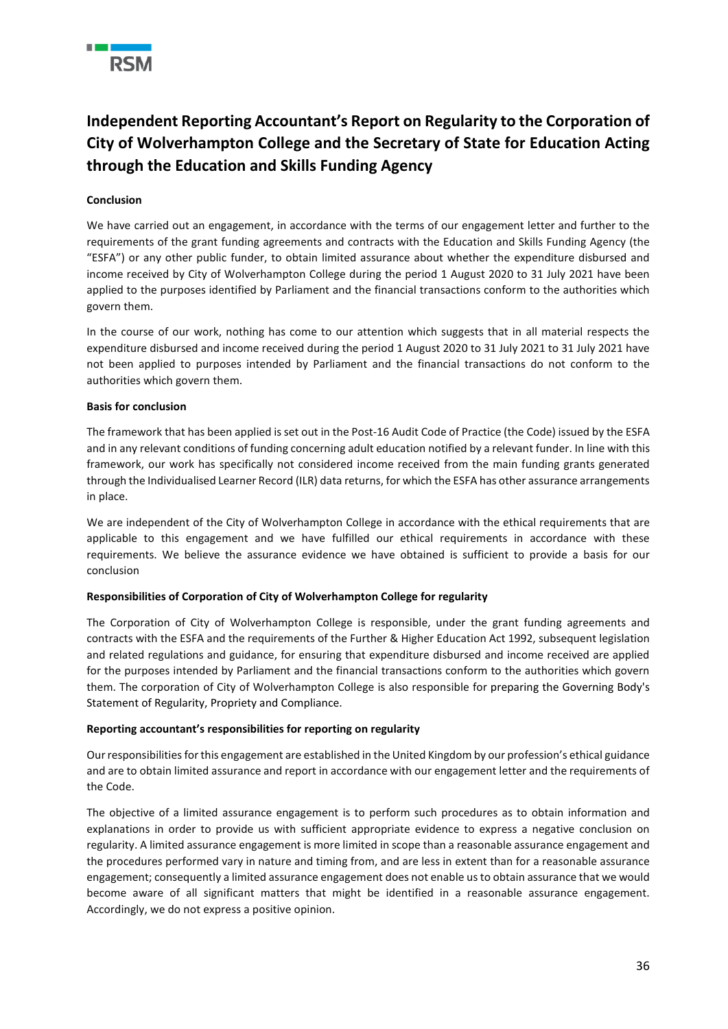# Independent Reporting Accountant's Report on Regularity to the Corporation of City of Wolverhampton College and the Secretary of State for Education Acting through the Education and Skills Funding Agency

**Conclusion**

We have carried out an engagement, in accordance with the terms of our engagement letter and further to the requirements of the grant funding agreements and contracts with the Education and Skills Funding Agency (the "ESFA") or any other public funder, to obtain limited assurance about whether the expenditure disbursed and income received by City of Wolverhampton College during the period 1 August 2020 to 31 July 2021 have been applied to the purposes identified by Parliament and the financial transactions conform to the authorities which govern them.

In the course of our work, nothing has come to our attention which suggests that in all material respects the expenditure disbursed and income received during the period 1 August 2020 to 31 July 2021 to 31 July 2021 have not been applied to purposes intended by Parliament and the financial transactions do not conform to the authorities which govern them.

**Basis for conclusion**

The framework that has been applied is set out in the Post-16 Audit Code of Practice (the Code) issued by the ESFA and in any relevant conditions of funding concerning adult education notified by a relevant funder. In line with this framework, our work has specifically not considered income received from the main funding grants generated through the Individualised Learner Record (ILR) data returns, for which the ESFA has other assurance arrangements in place.

We are independent of the City of Wolverhampton College in accordance with the ethical requirements that are applicable to this engagement and we have fulfilled our ethical requirements in accordance with these requirements. We believe the assurance evidence we have obtained is sufficient to provide a basis for our conclusion

**Responsibilities of Corporation of City of Wolverhampton College for regularity**

The Corporation of City of Wolverhampton College is responsible, under the grant funding agreements and contracts with the ESFA and the requirements of the Further & Higher Education Act 1992, subsequent legislation and related regulations and guidance, for ensuring that expenditure disbursed and income received are applied for the purposes intended by Parliament and the financial transactions conform to the authorities which govern them. The corporation of City of Wolverhampton College is also responsible for preparing the Governing Body's Statement of Regularity, Propriety and Compliance.

**Reporting accountant's responsibilities for reporting on regularity**

Our responsibilities for this engagement are established in the United Kingdom by our profession's ethical guidance and are to obtain limited assurance and report in accordance with our engagement letter and the requirements of the Code.

The objective of a limited assurance engagement is to perform such procedures as to obtain information and explanations in order to provide us with sufficient appropriate evidence to express a negative conclusion on regularity. A limited assurance engagement is more limited in scope than a reasonable assurance engagement and the procedures performed vary in nature and timing from, and are less in extent than for a reasonable assurance engagement; consequently a limited assurance engagement does not enable us to obtain assurance that we would become aware of all significant matters that might be identified in a reasonable assurance engagement. Accordingly, we do not express a positive opinion.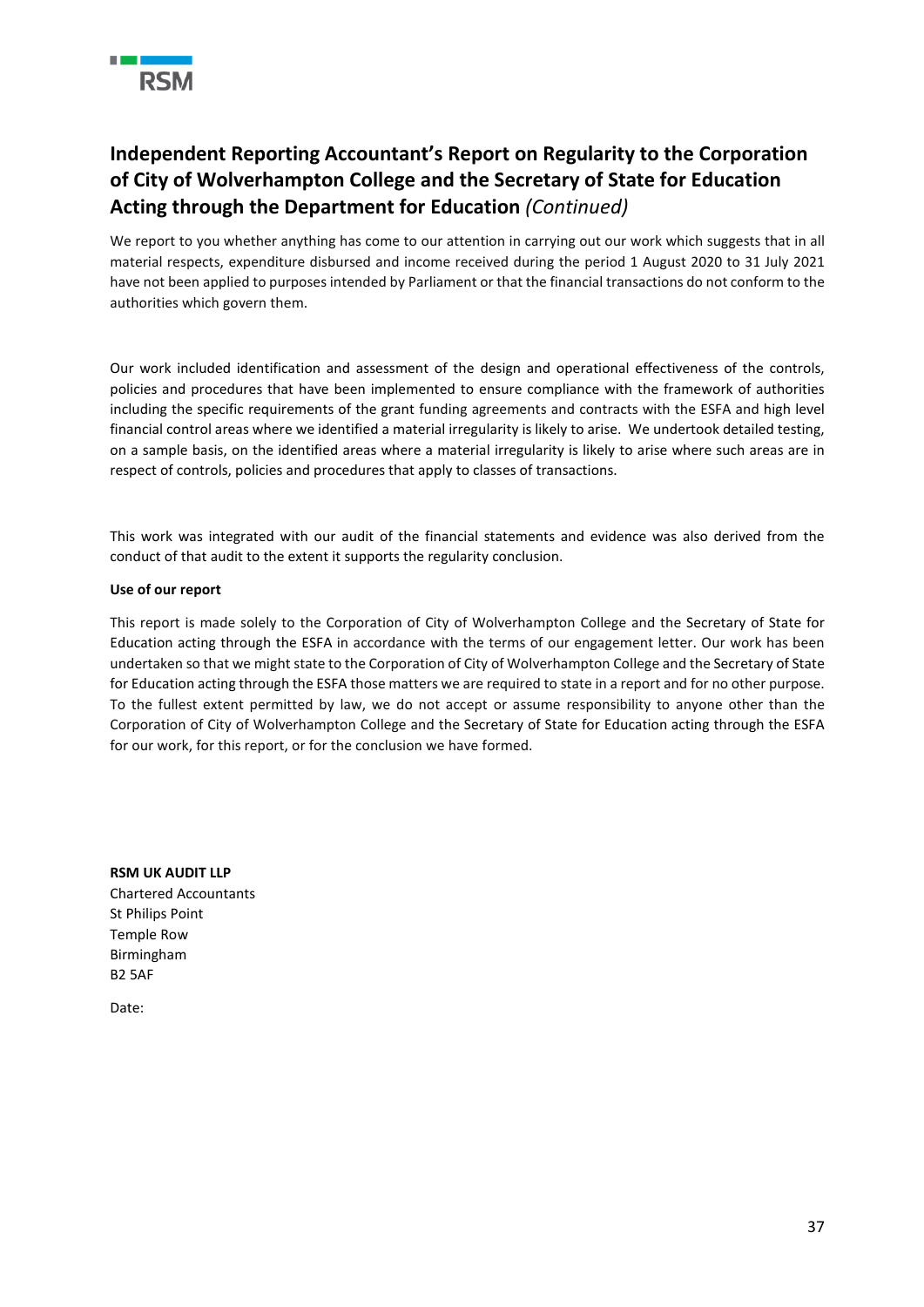## Independent Reporting Accountant's Report on Regularity to the Corporation of City of Wolverhampton College and the Secretary of State for Education Acting through the Department for Education *(Continued)*

We report to you whether anything has come to our attention in carrying out our work which suggests that in all material respects, expenditure disbursed and income received during the period 1 August 2020 to 31 July 2021 have not been applied to purposes intended by Parliament or that the financial transactions do not conform to the authorities which govern them.

Our work included identification and assessment of the design and operational effectiveness of the controls, policies and procedures that have been implemented to ensure compliance with the framework of authorities including the specific requirements of the grant funding agreements and contracts with the ESFA and high level financial control areas where we identified a material irregularity is likely to arise. We undertook detailed testing, on a sample basis, on the identified areas where a material irregularity is likely to arise where such areas are in respect of controls, policies and procedures that apply to classes of transactions.

This work was integrated with our audit of the financial statements and evidence was also derived from the conduct of that audit to the extent it supports the regularity conclusion.

**Use of our report**

This report is made solely to the Corporation of City of Wolverhampton College and the Secretary of State for Education acting through the ESFA in accordance with the terms of our engagement letter. Our work has been undertaken so that we might state to the Corporation of City of Wolverhampton College and the Secretary of State for Education acting through the ESFA those matters we are required to state in a report and for no other purpose. To the fullest extent permitted by law, we do not accept or assume responsibility to anyone other than the Corporation of City of Wolverhampton College and the Secretary of State for Education acting through the ESFA for our work, for this report, or for the conclusion we have formed.

**RSM UK AUDIT LLP**
Chartered Accountants
St Philips Point
Temple Row
Birmingham
B2 5AF

Date: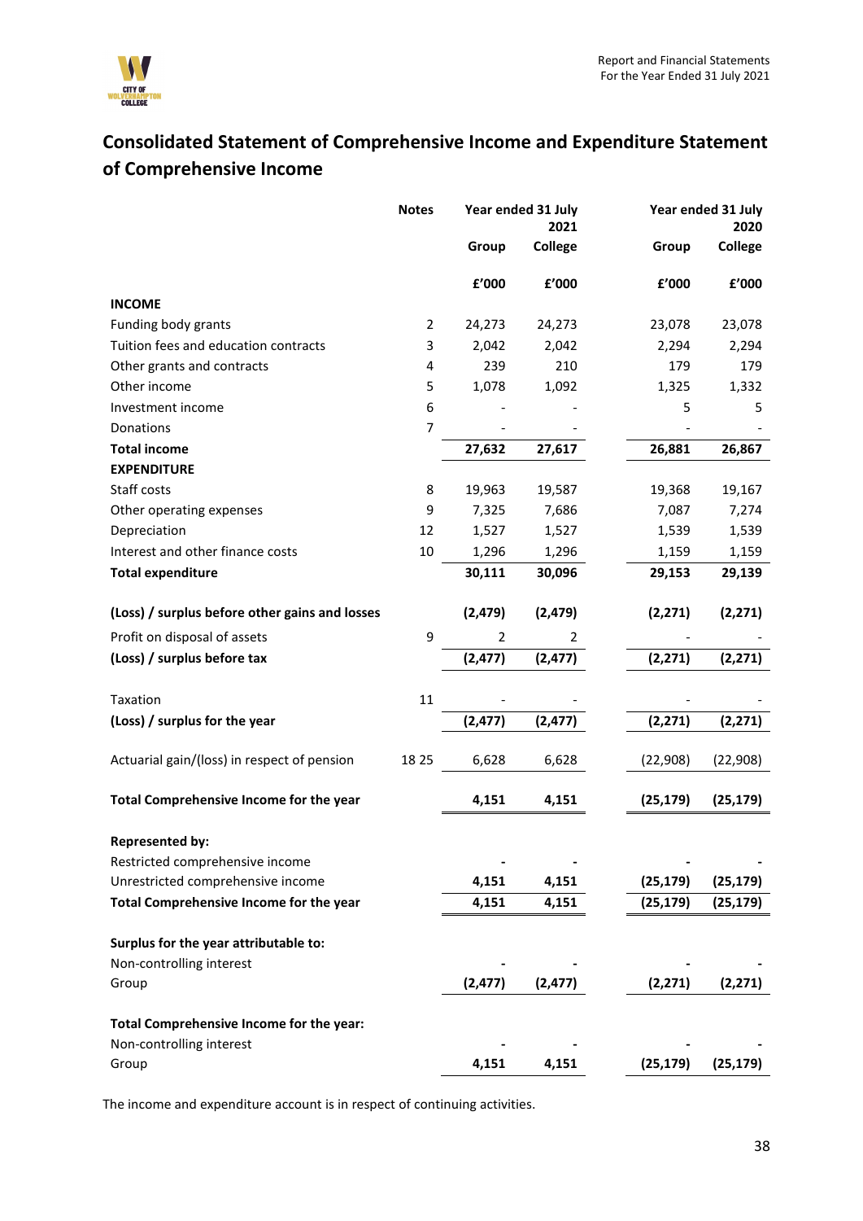# Consolidated Statement of Comprehensive Income and Expenditure Statement of Comprehensive Income

| | Notes | Year ended 31 July 2021 | | Year ended 31 July 2020 | |
|---|---|---|---|---|---|
| | | Group | College | Group | College |
| | | £'000 | £'000 | £'000 | £'000 |
| **INCOME** | | | | | |
| Funding body grants | 2 | 24,273 | 24,273 | 23,078 | 23,078 |
| Tuition fees and education contracts | 3 | 2,042 | 2,042 | 2,294 | 2,294 |
| Other grants and contracts | 4 | 239 | 210 | 179 | 179 |
| Other income | 5 | 1,078 | 1,092 | 1,325 | 1,332 |
| Investment income | 6 | - | - | 5 | 5 |
| Donations | 7 | - | - | - | - |
| **Total income** | | **27,632** | **27,617** | **26,881** | **26,867** |
| **EXPENDITURE** | | | | | |
| Staff costs | 8 | 19,963 | 19,587 | 19,368 | 19,167 |
| Other operating expenses | 9 | 7,325 | 7,686 | 7,087 | 7,274 |
| Depreciation | 12 | 1,527 | 1,527 | 1,539 | 1,539 |
| Interest and other finance costs | 10 | 1,296 | 1,296 | 1,159 | 1,159 |
| **Total expenditure** | | **30,111** | **30,096** | **29,153** | **29,139** |
| **(Loss) / surplus before other gains and losses** | | **(2,479)** | **(2,479)** | **(2,271)** | **(2,271)** |
| Profit on disposal of assets | 9 | 2 | 2 | - | - |
| **(Loss) / surplus before tax** | | **(2,477)** | **(2,477)** | **(2,271)** | **(2,271)** |
| Taxation | 11 | - | - | - | - |
| **(Loss) / surplus for the year** | | **(2,477)** | **(2,477)** | **(2,271)** | **(2,271)** |
| Actuarial gain/(loss) in respect of pension | 18 25 | 6,628 | 6,628 | (22,908) | (22,908) |
| **Total Comprehensive Income for the year** | | **4,151** | **4,151** | **(25,179)** | **(25,179)** |
| **Represented by:** | | | | | |
| Restricted comprehensive income | | **-** | **-** | **-** | **-** |
| Unrestricted comprehensive income | | **4,151** | **4,151** | **(25,179)** | **(25,179)** |
| **Total Comprehensive Income for the year** | | **4,151** | **4,151** | **(25,179)** | **(25,179)** |
| **Surplus for the year attributable to:** | | | | | |
| Non-controlling interest | | **-** | **-** | **-** | **-** |
| Group | | **(2,477)** | **(2,477)** | **(2,271)** | **(2,271)** |
| **Total Comprehensive Income for the year:** | | | | | |
| Non-controlling interest | | **-** | **-** | **-** | **-** |
| Group | | **4,151** | **4,151** | **(25,179)** | **(25,179)** |

The income and expenditure account is in respect of continuing activities.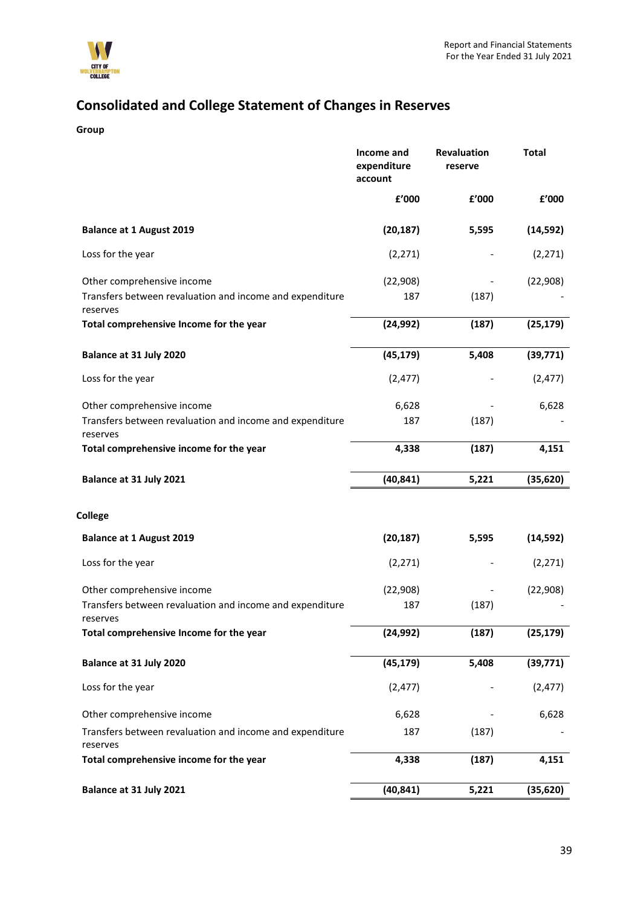# Consolidated and College Statement of Changes in Reserves

**Group**

| | Income and expenditure account | Revaluation reserve | Total |
|---|---|---|---|
| | £'000 | £'000 | £'000 |
| **Balance at 1 August 2019** | **(20,187)** | **5,595** | **(14,592)** |
| Loss for the year | (2,271) | - | (2,271) |
| Other comprehensive income | (22,908) | - | (22,908) |
| Transfers between revaluation and income and expenditure reserves | 187 | (187) | - |
| **Total comprehensive Income for the year** | **(24,992)** | **(187)** | **(25,179)** |
| **Balance at 31 July 2020** | **(45,179)** | **5,408** | **(39,771)** |
| Loss for the year | (2,477) | - | (2,477) |
| Other comprehensive income | 6,628 | - | 6,628 |
| Transfers between revaluation and income and expenditure reserves | 187 | (187) | - |
| **Total comprehensive income for the year** | **4,338** | **(187)** | **4,151** |
| **Balance at 31 July 2021** | **(40,841)** | **5,221** | **(35,620)** |

**College**

| | Income and expenditure account | Revaluation reserve | Total |
|---|---|---|---|
| | £'000 | £'000 | £'000 |
| **Balance at 1 August 2019** | **(20,187)** | **5,595** | **(14,592)** |
| Loss for the year | (2,271) | - | (2,271) |
| Other comprehensive income | (22,908) | - | (22,908) |
| Transfers between revaluation and income and expenditure reserves | 187 | (187) | - |
| **Total comprehensive Income for the year** | **(24,992)** | **(187)** | **(25,179)** |
| **Balance at 31 July 2020** | **(45,179)** | **5,408** | **(39,771)** |
| Loss for the year | (2,477) | - | (2,477) |
| Other comprehensive income | 6,628 | - | 6,628 |
| Transfers between revaluation and income and expenditure reserves | 187 | (187) | - |
| **Total comprehensive income for the year** | **4,338** | **(187)** | **4,151** |
| **Balance at 31 July 2021** | **(40,841)** | **5,221** | **(35,620)** |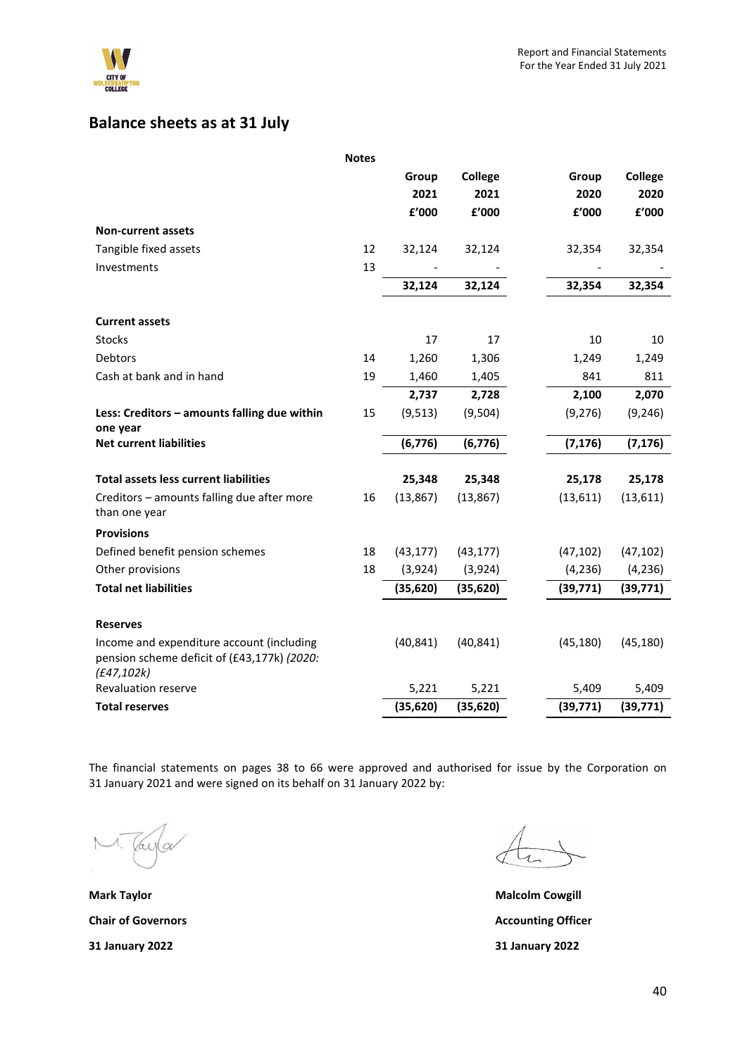## Balance sheets as at 31 July

| | Notes | Group 2021 £'000 | College 2021 £'000 | Group 2020 £'000 | College 2020 £'000 |
|---|---|---|---|---|---|
| **Non-current assets** | | | | | |
| Tangible fixed assets | 12 | 32,124 | 32,124 | 32,354 | 32,354 |
| Investments | 13 | - | - | - | - |
| | | **32,124** | **32,124** | **32,354** | **32,354** |
| **Current assets** | | | | | |
| Stocks | | 17 | 17 | 10 | 10 |
| Debtors | 14 | 1,260 | 1,306 | 1,249 | 1,249 |
| Cash at bank and in hand | 19 | 1,460 | 1,405 | 841 | 811 |
| | | **2,737** | **2,728** | **2,100** | **2,070** |
| **Less: Creditors – amounts falling due within one year** | 15 | (9,513) | (9,504) | (9,276) | (9,246) |
| **Net current liabilities** | | **(6,776)** | **(6,776)** | **(7,176)** | **(7,176)** |
| **Total assets less current liabilities** | | **25,348** | **25,348** | **25,178** | **25,178** |
| Creditors – amounts falling due after more than one year | 16 | (13,867) | (13,867) | (13,611) | (13,611) |
| **Provisions** | | | | | |
| Defined benefit pension schemes | 18 | (43,177) | (43,177) | (47,102) | (47,102) |
| Other provisions | 18 | (3,924) | (3,924) | (4,236) | (4,236) |
| **Total net liabilities** | | **(35,620)** | **(35,620)** | **(39,771)** | **(39,771)** |
| **Reserves** | | | | | |
| Income and expenditure account (including pension scheme deficit of (£43,177k) *(2020: (£47,102k)* | | (40,841) | (40,841) | (45,180) | (45,180) |
| Revaluation reserve | | 5,221 | 5,221 | 5,409 | 5,409 |
| **Total reserves** | | **(35,620)** | **(35,620)** | **(39,771)** | **(39,771)** |

The financial statements on pages 38 to 66 were approved and authorised for issue by the Corporation on 31 January 2021 and were signed on its behalf on 31 January 2022 by:

**Mark Taylor**
**Chair of Governors**
**31 January 2022**

**Malcolm Cowgill**
**Accounting Officer**
**31 January 2022**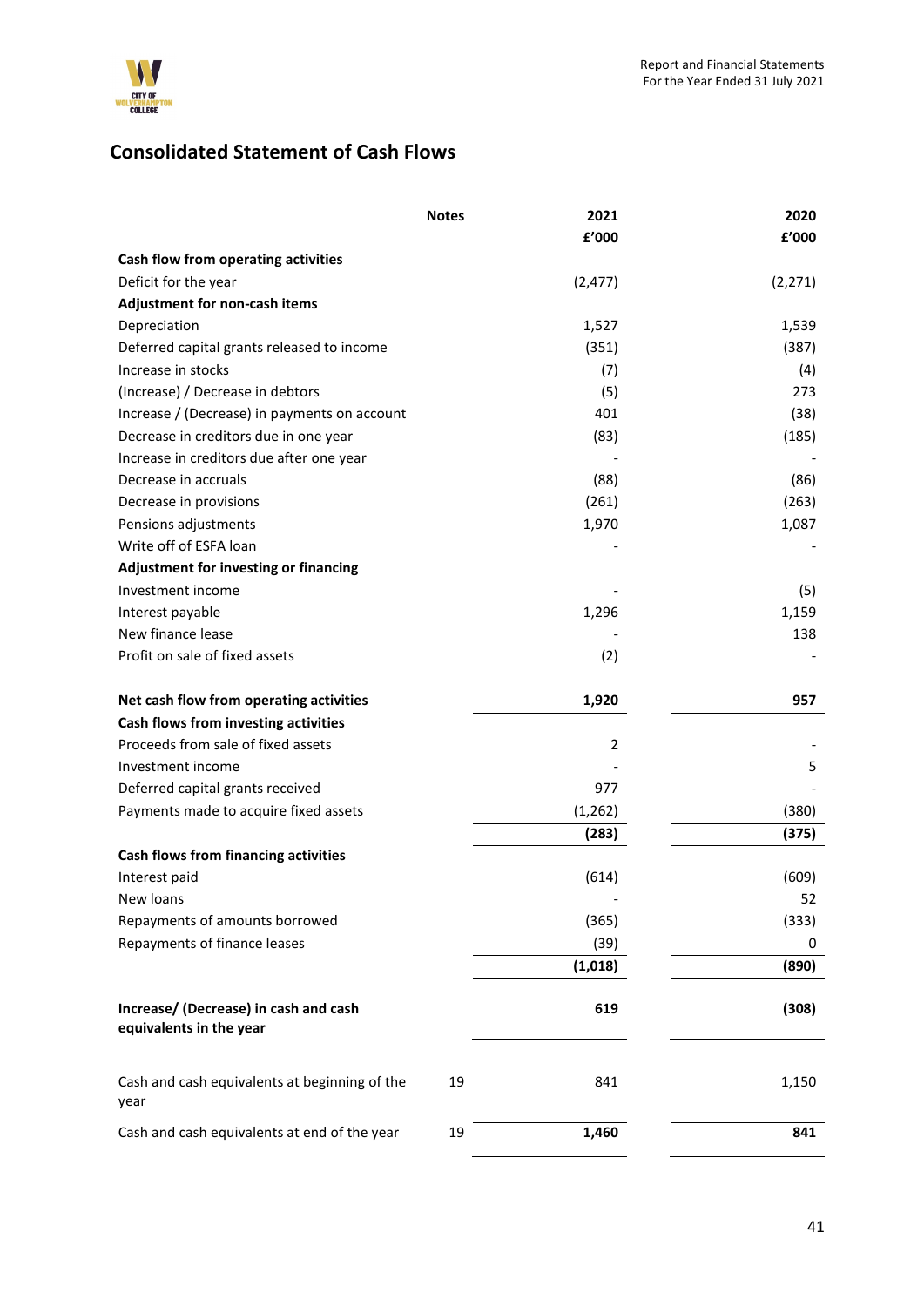## Consolidated Statement of Cash Flows

| | Notes | 2021 £'000 | 2020 £'000 |
|---|---|---|---|
| **Cash flow from operating activities** | | | |
| Deficit for the year | | (2,477) | (2,271) |
| **Adjustment for non-cash items** | | | |
| Depreciation | | 1,527 | 1,539 |
| Deferred capital grants released to income | | (351) | (387) |
| Increase in stocks | | (7) | (4) |
| (Increase) / Decrease in debtors | | (5) | 273 |
| Increase / (Decrease) in payments on account | | 401 | (38) |
| Decrease in creditors due in one year | | (83) | (185) |
| Increase in creditors due after one year | | - | - |
| Decrease in accruals | | (88) | (86) |
| Decrease in provisions | | (261) | (263) |
| Pensions adjustments | | 1,970 | 1,087 |
| Write off of ESFA loan | | - | - |
| **Adjustment for investing or financing** | | | |
| Investment income | | - | (5) |
| Interest payable | | 1,296 | 1,159 |
| New finance lease | | - | 138 |
| Profit on sale of fixed assets | | (2) | - |
| **Net cash flow from operating activities** | | **1,920** | **957** |
| **Cash flows from investing activities** | | | |
| Proceeds from sale of fixed assets | | 2 | - |
| Investment income | | - | 5 |
| Deferred capital grants received | | 977 | - |
| Payments made to acquire fixed assets | | (1,262) | (380) |
| | | **(283)** | **(375)** |
| **Cash flows from financing activities** | | | |
| Interest paid | | (614) | (609) |
| New loans | | - | 52 |
| Repayments of amounts borrowed | | (365) | (333) |
| Repayments of finance leases | | (39) | 0 |
| | | **(1,018)** | **(890)** |
| **Increase/ (Decrease) in cash and cash equivalents in the year** | | **619** | **(308)** |
| Cash and cash equivalents at beginning of the year | 19 | 841 | 1,150 |
| Cash and cash equivalents at end of the year | 19 | **1,460** | **841** |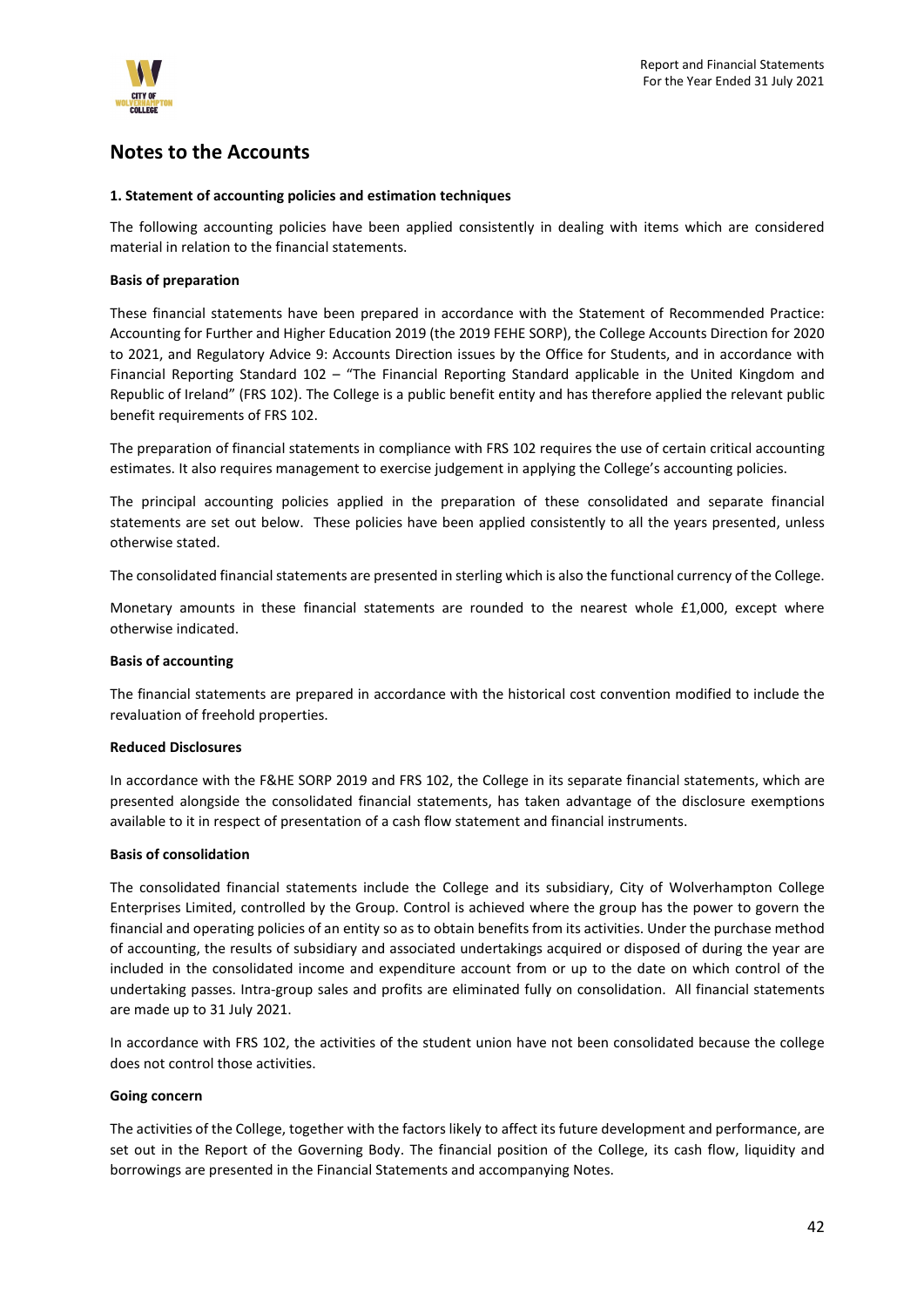# Notes to the Accounts

### 1. Statement of accounting policies and estimation techniques

The following accounting policies have been applied consistently in dealing with items which are considered material in relation to the financial statements.

**Basis of preparation**

These financial statements have been prepared in accordance with the Statement of Recommended Practice: Accounting for Further and Higher Education 2019 (the 2019 FEHE SORP), the College Accounts Direction for 2020 to 2021, and Regulatory Advice 9: Accounts Direction issues by the Office for Students, and in accordance with Financial Reporting Standard 102 – "The Financial Reporting Standard applicable in the United Kingdom and Republic of Ireland" (FRS 102). The College is a public benefit entity and has therefore applied the relevant public benefit requirements of FRS 102.

The preparation of financial statements in compliance with FRS 102 requires the use of certain critical accounting estimates. It also requires management to exercise judgement in applying the College's accounting policies.

The principal accounting policies applied in the preparation of these consolidated and separate financial statements are set out below. These policies have been applied consistently to all the years presented, unless otherwise stated.

The consolidated financial statements are presented in sterling which is also the functional currency of the College.

Monetary amounts in these financial statements are rounded to the nearest whole £1,000, except where otherwise indicated.

**Basis of accounting**

The financial statements are prepared in accordance with the historical cost convention modified to include the revaluation of freehold properties.

**Reduced Disclosures**

In accordance with the F&HE SORP 2019 and FRS 102, the College in its separate financial statements, which are presented alongside the consolidated financial statements, has taken advantage of the disclosure exemptions available to it in respect of presentation of a cash flow statement and financial instruments.

**Basis of consolidation**

The consolidated financial statements include the College and its subsidiary, City of Wolverhampton College Enterprises Limited, controlled by the Group. Control is achieved where the group has the power to govern the financial and operating policies of an entity so as to obtain benefits from its activities. Under the purchase method of accounting, the results of subsidiary and associated undertakings acquired or disposed of during the year are included in the consolidated income and expenditure account from or up to the date on which control of the undertaking passes. Intra-group sales and profits are eliminated fully on consolidation. All financial statements are made up to 31 July 2021.

In accordance with FRS 102, the activities of the student union have not been consolidated because the college does not control those activities.

**Going concern**

The activities of the College, together with the factors likely to affect its future development and performance, are set out in the Report of the Governing Body. The financial position of the College, its cash flow, liquidity and borrowings are presented in the Financial Statements and accompanying Notes.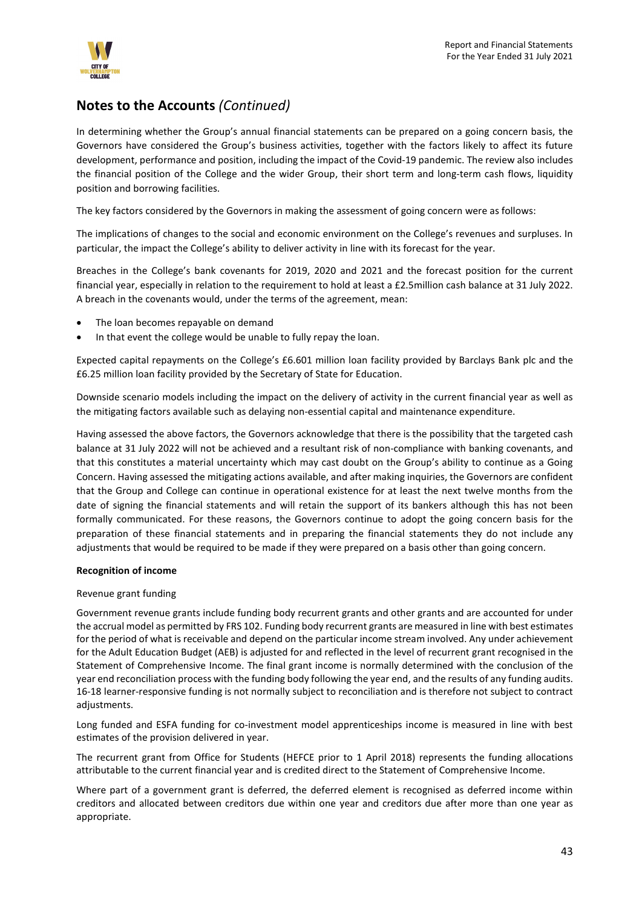# Notes to the Accounts *(Continued)*

In determining whether the Group's annual financial statements can be prepared on a going concern basis, the Governors have considered the Group's business activities, together with the factors likely to affect its future development, performance and position, including the impact of the Covid-19 pandemic. The review also includes the financial position of the College and the wider Group, their short term and long-term cash flows, liquidity position and borrowing facilities.

The key factors considered by the Governors in making the assessment of going concern were as follows:

The implications of changes to the social and economic environment on the College's revenues and surpluses. In particular, the impact the College's ability to deliver activity in line with its forecast for the year.

Breaches in the College's bank covenants for 2019, 2020 and 2021 and the forecast position for the current financial year, especially in relation to the requirement to hold at least a £2.5million cash balance at 31 July 2022. A breach in the covenants would, under the terms of the agreement, mean:

- The loan becomes repayable on demand
- In that event the college would be unable to fully repay the loan.

Expected capital repayments on the College's £6.601 million loan facility provided by Barclays Bank plc and the £6.25 million loan facility provided by the Secretary of State for Education.

Downside scenario models including the impact on the delivery of activity in the current financial year as well as the mitigating factors available such as delaying non-essential capital and maintenance expenditure.

Having assessed the above factors, the Governors acknowledge that there is the possibility that the targeted cash balance at 31 July 2022 will not be achieved and a resultant risk of non-compliance with banking covenants, and that this constitutes a material uncertainty which may cast doubt on the Group's ability to continue as a Going Concern. Having assessed the mitigating actions available, and after making inquiries, the Governors are confident that the Group and College can continue in operational existence for at least the next twelve months from the date of signing the financial statements and will retain the support of its bankers although this has not been formally communicated. For these reasons, the Governors continue to adopt the going concern basis for the preparation of these financial statements and in preparing the financial statements they do not include any adjustments that would be required to be made if they were prepared on a basis other than going concern.

**Recognition of income**

Revenue grant funding

Government revenue grants include funding body recurrent grants and other grants and are accounted for under the accrual model as permitted by FRS 102. Funding body recurrent grants are measured in line with best estimates for the period of what is receivable and depend on the particular income stream involved. Any under achievement for the Adult Education Budget (AEB) is adjusted for and reflected in the level of recurrent grant recognised in the Statement of Comprehensive Income. The final grant income is normally determined with the conclusion of the year end reconciliation process with the funding body following the year end, and the results of any funding audits. 16-18 learner-responsive funding is not normally subject to reconciliation and is therefore not subject to contract adjustments.

Long funded and ESFA funding for co-investment model apprenticeships income is measured in line with best estimates of the provision delivered in year.

The recurrent grant from Office for Students (HEFCE prior to 1 April 2018) represents the funding allocations attributable to the current financial year and is credited direct to the Statement of Comprehensive Income.

Where part of a government grant is deferred, the deferred element is recognised as deferred income within creditors and allocated between creditors due within one year and creditors due after more than one year as appropriate.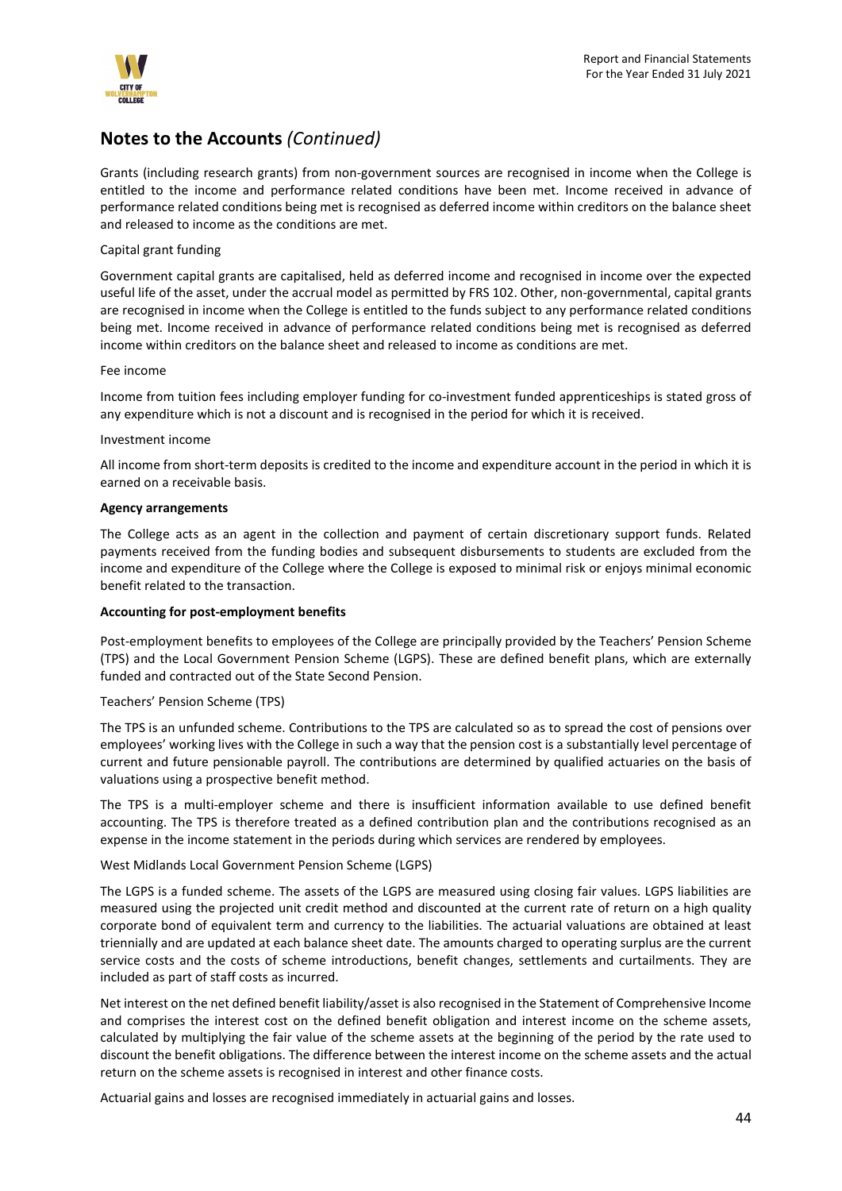## Notes to the Accounts *(Continued)*

Grants (including research grants) from non-government sources are recognised in income when the College is entitled to the income and performance related conditions have been met. Income received in advance of performance related conditions being met is recognised as deferred income within creditors on the balance sheet and released to income as the conditions are met.

Capital grant funding

Government capital grants are capitalised, held as deferred income and recognised in income over the expected useful life of the asset, under the accrual model as permitted by FRS 102. Other, non-governmental, capital grants are recognised in income when the College is entitled to the funds subject to any performance related conditions being met. Income received in advance of performance related conditions being met is recognised as deferred income within creditors on the balance sheet and released to income as conditions are met.

Fee income

Income from tuition fees including employer funding for co-investment funded apprenticeships is stated gross of any expenditure which is not a discount and is recognised in the period for which it is received.

Investment income

All income from short-term deposits is credited to the income and expenditure account in the period in which it is earned on a receivable basis.

**Agency arrangements**

The College acts as an agent in the collection and payment of certain discretionary support funds. Related payments received from the funding bodies and subsequent disbursements to students are excluded from the income and expenditure of the College where the College is exposed to minimal risk or enjoys minimal economic benefit related to the transaction.

**Accounting for post-employment benefits**

Post-employment benefits to employees of the College are principally provided by the Teachers' Pension Scheme (TPS) and the Local Government Pension Scheme (LGPS). These are defined benefit plans, which are externally funded and contracted out of the State Second Pension.

Teachers' Pension Scheme (TPS)

The TPS is an unfunded scheme. Contributions to the TPS are calculated so as to spread the cost of pensions over employees' working lives with the College in such a way that the pension cost is a substantially level percentage of current and future pensionable payroll. The contributions are determined by qualified actuaries on the basis of valuations using a prospective benefit method.

The TPS is a multi-employer scheme and there is insufficient information available to use defined benefit accounting. The TPS is therefore treated as a defined contribution plan and the contributions recognised as an expense in the income statement in the periods during which services are rendered by employees.

West Midlands Local Government Pension Scheme (LGPS)

The LGPS is a funded scheme. The assets of the LGPS are measured using closing fair values. LGPS liabilities are measured using the projected unit credit method and discounted at the current rate of return on a high quality corporate bond of equivalent term and currency to the liabilities. The actuarial valuations are obtained at least triennially and are updated at each balance sheet date. The amounts charged to operating surplus are the current service costs and the costs of scheme introductions, benefit changes, settlements and curtailments. They are included as part of staff costs as incurred.

Net interest on the net defined benefit liability/asset is also recognised in the Statement of Comprehensive Income and comprises the interest cost on the defined benefit obligation and interest income on the scheme assets, calculated by multiplying the fair value of the scheme assets at the beginning of the period by the rate used to discount the benefit obligations. The difference between the interest income on the scheme assets and the actual return on the scheme assets is recognised in interest and other finance costs.

Actuarial gains and losses are recognised immediately in actuarial gains and losses.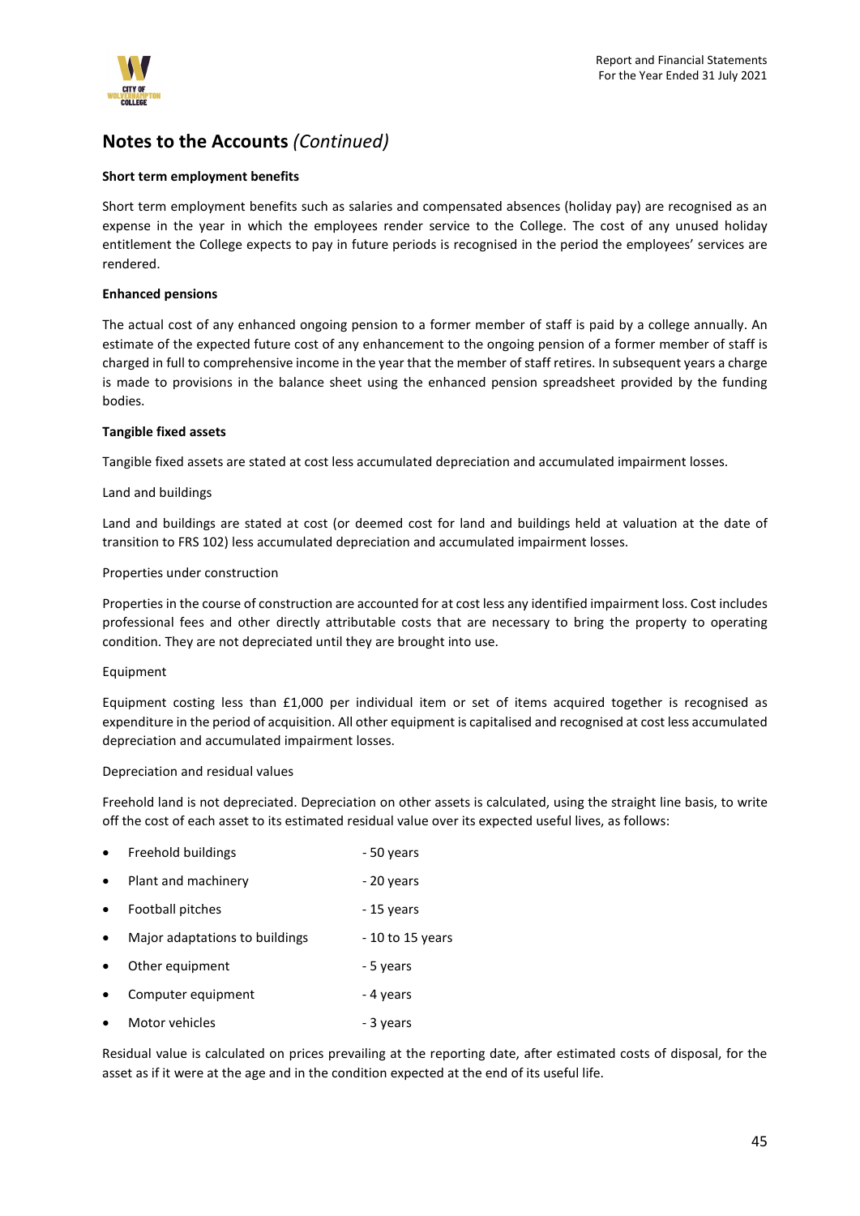# Notes to the Accounts *(Continued)*

**Short term employment benefits**

Short term employment benefits such as salaries and compensated absences (holiday pay) are recognised as an expense in the year in which the employees render service to the College. The cost of any unused holiday entitlement the College expects to pay in future periods is recognised in the period the employees' services are rendered.

**Enhanced pensions**

The actual cost of any enhanced ongoing pension to a former member of staff is paid by a college annually. An estimate of the expected future cost of any enhancement to the ongoing pension of a former member of staff is charged in full to comprehensive income in the year that the member of staff retires. In subsequent years a charge is made to provisions in the balance sheet using the enhanced pension spreadsheet provided by the funding bodies.

**Tangible fixed assets**

Tangible fixed assets are stated at cost less accumulated depreciation and accumulated impairment losses.

Land and buildings

Land and buildings are stated at cost (or deemed cost for land and buildings held at valuation at the date of transition to FRS 102) less accumulated depreciation and accumulated impairment losses.

Properties under construction

Properties in the course of construction are accounted for at cost less any identified impairment loss. Cost includes professional fees and other directly attributable costs that are necessary to bring the property to operating condition. They are not depreciated until they are brought into use.

Equipment

Equipment costing less than £1,000 per individual item or set of items acquired together is recognised as expenditure in the period of acquisition. All other equipment is capitalised and recognised at cost less accumulated depreciation and accumulated impairment losses.

Depreciation and residual values

Freehold land is not depreciated. Depreciation on other assets is calculated, using the straight line basis, to write off the cost of each asset to its estimated residual value over its expected useful lives, as follows:

- Freehold buildings - 50 years
- Plant and machinery - 20 years
- Football pitches - 15 years
- Major adaptations to buildings - 10 to 15 years
- Other equipment - 5 years
- Computer equipment - 4 years
- Motor vehicles - 3 years

Residual value is calculated on prices prevailing at the reporting date, after estimated costs of disposal, for the asset as if it were at the age and in the condition expected at the end of its useful life.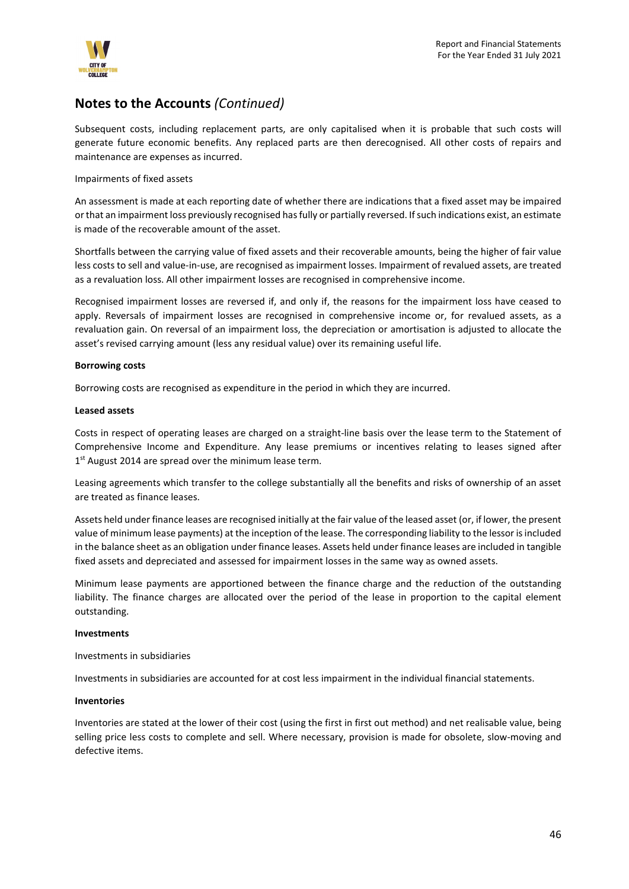## Notes to the Accounts *(Continued)*

Subsequent costs, including replacement parts, are only capitalised when it is probable that such costs will generate future economic benefits. Any replaced parts are then derecognised. All other costs of repairs and maintenance are expenses as incurred.

Impairments of fixed assets

An assessment is made at each reporting date of whether there are indications that a fixed asset may be impaired or that an impairment loss previously recognised has fully or partially reversed. If such indications exist, an estimate is made of the recoverable amount of the asset.

Shortfalls between the carrying value of fixed assets and their recoverable amounts, being the higher of fair value less costs to sell and value-in-use, are recognised as impairment losses. Impairment of revalued assets, are treated as a revaluation loss. All other impairment losses are recognised in comprehensive income.

Recognised impairment losses are reversed if, and only if, the reasons for the impairment loss have ceased to apply. Reversals of impairment losses are recognised in comprehensive income or, for revalued assets, as a revaluation gain. On reversal of an impairment loss, the depreciation or amortisation is adjusted to allocate the asset's revised carrying amount (less any residual value) over its remaining useful life.

**Borrowing costs**

Borrowing costs are recognised as expenditure in the period in which they are incurred.

**Leased assets**

Costs in respect of operating leases are charged on a straight-line basis over the lease term to the Statement of Comprehensive Income and Expenditure. Any lease premiums or incentives relating to leases signed after 1st August 2014 are spread over the minimum lease term.

Leasing agreements which transfer to the college substantially all the benefits and risks of ownership of an asset are treated as finance leases.

Assets held under finance leases are recognised initially at the fair value of the leased asset (or, if lower, the present value of minimum lease payments) at the inception of the lease. The corresponding liability to the lessor is included in the balance sheet as an obligation under finance leases. Assets held under finance leases are included in tangible fixed assets and depreciated and assessed for impairment losses in the same way as owned assets.

Minimum lease payments are apportioned between the finance charge and the reduction of the outstanding liability. The finance charges are allocated over the period of the lease in proportion to the capital element outstanding.

**Investments**

Investments in subsidiaries

Investments in subsidiaries are accounted for at cost less impairment in the individual financial statements.

**Inventories**

Inventories are stated at the lower of their cost (using the first in first out method) and net realisable value, being selling price less costs to complete and sell. Where necessary, provision is made for obsolete, slow-moving and defective items.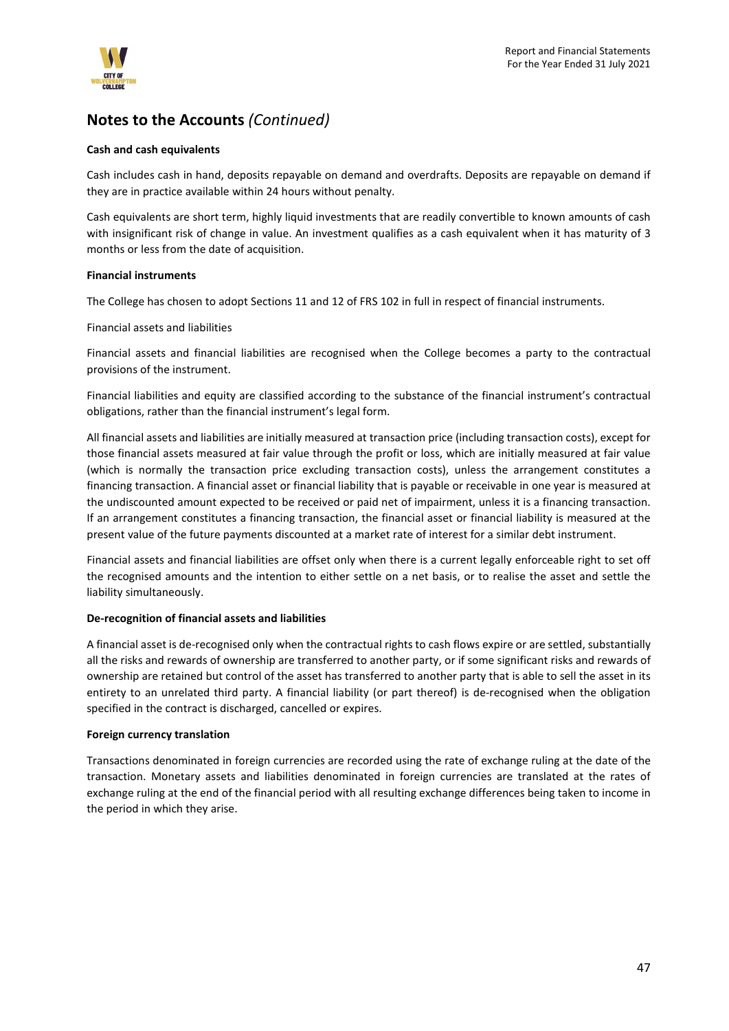## Notes to the Accounts *(Continued)*

**Cash and cash equivalents**

Cash includes cash in hand, deposits repayable on demand and overdrafts. Deposits are repayable on demand if they are in practice available within 24 hours without penalty.

Cash equivalents are short term, highly liquid investments that are readily convertible to known amounts of cash with insignificant risk of change in value. An investment qualifies as a cash equivalent when it has maturity of 3 months or less from the date of acquisition.

**Financial instruments**

The College has chosen to adopt Sections 11 and 12 of FRS 102 in full in respect of financial instruments.

Financial assets and liabilities

Financial assets and financial liabilities are recognised when the College becomes a party to the contractual provisions of the instrument.

Financial liabilities and equity are classified according to the substance of the financial instrument's contractual obligations, rather than the financial instrument's legal form.

All financial assets and liabilities are initially measured at transaction price (including transaction costs), except for those financial assets measured at fair value through the profit or loss, which are initially measured at fair value (which is normally the transaction price excluding transaction costs), unless the arrangement constitutes a financing transaction. A financial asset or financial liability that is payable or receivable in one year is measured at the undiscounted amount expected to be received or paid net of impairment, unless it is a financing transaction. If an arrangement constitutes a financing transaction, the financial asset or financial liability is measured at the present value of the future payments discounted at a market rate of interest for a similar debt instrument.

Financial assets and financial liabilities are offset only when there is a current legally enforceable right to set off the recognised amounts and the intention to either settle on a net basis, or to realise the asset and settle the liability simultaneously.

**De-recognition of financial assets and liabilities**

A financial asset is de-recognised only when the contractual rights to cash flows expire or are settled, substantially all the risks and rewards of ownership are transferred to another party, or if some significant risks and rewards of ownership are retained but control of the asset has transferred to another party that is able to sell the asset in its entirety to an unrelated third party. A financial liability (or part thereof) is de-recognised when the obligation specified in the contract is discharged, cancelled or expires.

**Foreign currency translation**

Transactions denominated in foreign currencies are recorded using the rate of exchange ruling at the date of the transaction. Monetary assets and liabilities denominated in foreign currencies are translated at the rates of exchange ruling at the end of the financial period with all resulting exchange differences being taken to income in the period in which they arise.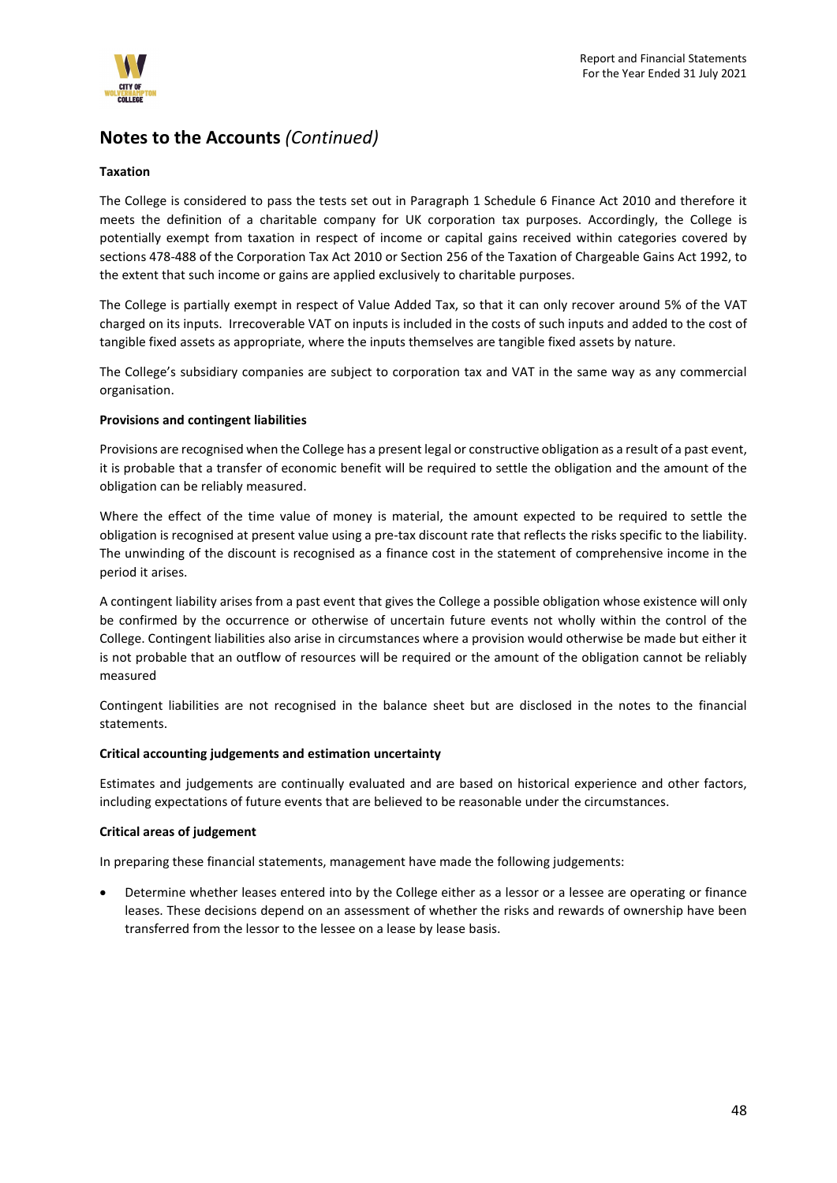## Notes to the Accounts *(Continued)*

**Taxation**

The College is considered to pass the tests set out in Paragraph 1 Schedule 6 Finance Act 2010 and therefore it meets the definition of a charitable company for UK corporation tax purposes. Accordingly, the College is potentially exempt from taxation in respect of income or capital gains received within categories covered by sections 478-488 of the Corporation Tax Act 2010 or Section 256 of the Taxation of Chargeable Gains Act 1992, to the extent that such income or gains are applied exclusively to charitable purposes.

The College is partially exempt in respect of Value Added Tax, so that it can only recover around 5% of the VAT charged on its inputs. Irrecoverable VAT on inputs is included in the costs of such inputs and added to the cost of tangible fixed assets as appropriate, where the inputs themselves are tangible fixed assets by nature.

The College's subsidiary companies are subject to corporation tax and VAT in the same way as any commercial organisation.

**Provisions and contingent liabilities**

Provisions are recognised when the College has a present legal or constructive obligation as a result of a past event, it is probable that a transfer of economic benefit will be required to settle the obligation and the amount of the obligation can be reliably measured.

Where the effect of the time value of money is material, the amount expected to be required to settle the obligation is recognised at present value using a pre-tax discount rate that reflects the risks specific to the liability. The unwinding of the discount is recognised as a finance cost in the statement of comprehensive income in the period it arises.

A contingent liability arises from a past event that gives the College a possible obligation whose existence will only be confirmed by the occurrence or otherwise of uncertain future events not wholly within the control of the College. Contingent liabilities also arise in circumstances where a provision would otherwise be made but either it is not probable that an outflow of resources will be required or the amount of the obligation cannot be reliably measured

Contingent liabilities are not recognised in the balance sheet but are disclosed in the notes to the financial statements.

**Critical accounting judgements and estimation uncertainty**

Estimates and judgements are continually evaluated and are based on historical experience and other factors, including expectations of future events that are believed to be reasonable under the circumstances.

**Critical areas of judgement**

In preparing these financial statements, management have made the following judgements:

- Determine whether leases entered into by the College either as a lessor or a lessee are operating or finance leases. These decisions depend on an assessment of whether the risks and rewards of ownership have been transferred from the lessor to the lessee on a lease by lease basis.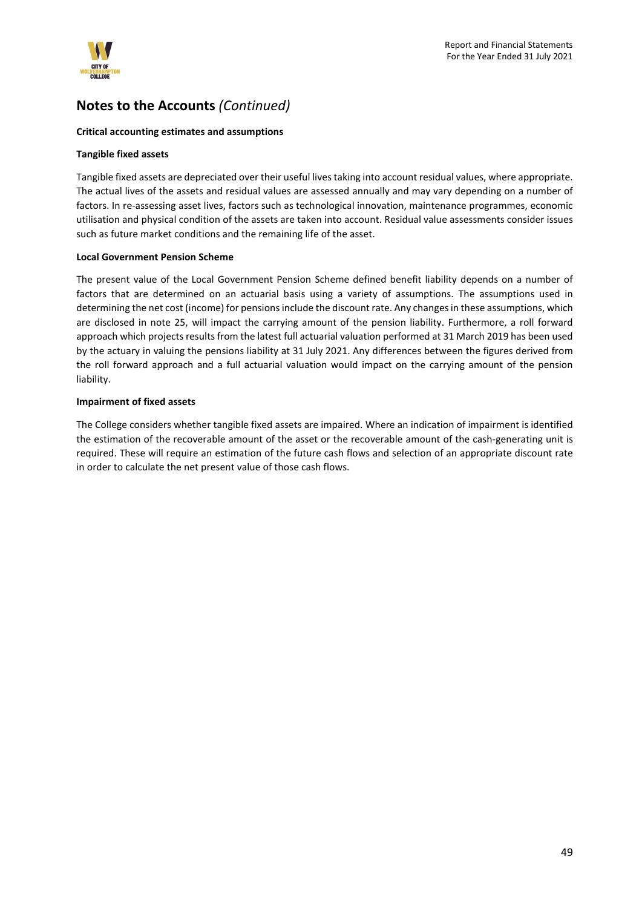## Notes to the Accounts *(Continued)*

**Critical accounting estimates and assumptions**

**Tangible fixed assets**

Tangible fixed assets are depreciated over their useful lives taking into account residual values, where appropriate. The actual lives of the assets and residual values are assessed annually and may vary depending on a number of factors. In re-assessing asset lives, factors such as technological innovation, maintenance programmes, economic utilisation and physical condition of the assets are taken into account. Residual value assessments consider issues such as future market conditions and the remaining life of the asset.

**Local Government Pension Scheme**

The present value of the Local Government Pension Scheme defined benefit liability depends on a number of factors that are determined on an actuarial basis using a variety of assumptions. The assumptions used in determining the net cost (income) for pensions include the discount rate. Any changes in these assumptions, which are disclosed in note 25, will impact the carrying amount of the pension liability. Furthermore, a roll forward approach which projects results from the latest full actuarial valuation performed at 31 March 2019 has been used by the actuary in valuing the pensions liability at 31 July 2021. Any differences between the figures derived from the roll forward approach and a full actuarial valuation would impact on the carrying amount of the pension liability.

**Impairment of fixed assets**

The College considers whether tangible fixed assets are impaired. Where an indication of impairment is identified the estimation of the recoverable amount of the asset or the recoverable amount of the cash-generating unit is required. These will require an estimation of the future cash flows and selection of an appropriate discount rate in order to calculate the net present value of those cash flows.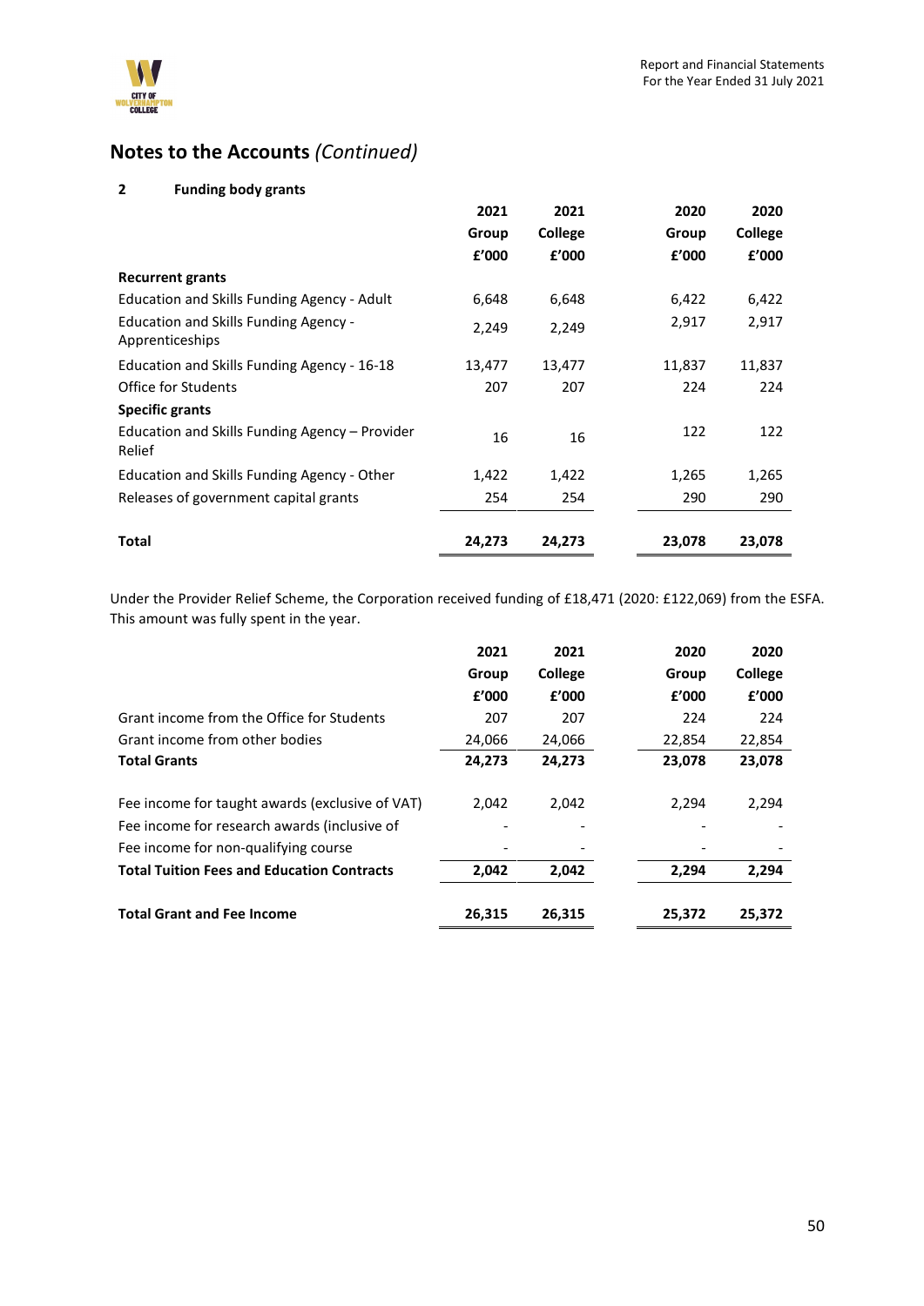## Notes to the Accounts *(Continued)*

### 2 Funding body grants

| | 2021 Group £'000 | 2021 College £'000 | 2020 Group £'000 | 2020 College £'000 |
|---|---|---|---|---|
| **Recurrent grants** | | | | |
| Education and Skills Funding Agency - Adult | 6,648 | 6,648 | 6,422 | 6,422 |
| Education and Skills Funding Agency - Apprenticeships | 2,249 | 2,249 | 2,917 | 2,917 |
| Education and Skills Funding Agency - 16-18 | 13,477 | 13,477 | 11,837 | 11,837 |
| Office for Students | 207 | 207 | 224 | 224 |
| **Specific grants** | | | | |
| Education and Skills Funding Agency – Provider Relief | 16 | 16 | 122 | 122 |
| Education and Skills Funding Agency - Other | 1,422 | 1,422 | 1,265 | 1,265 |
| Releases of government capital grants | 254 | 254 | 290 | 290 |
| **Total** | **24,273** | **24,273** | **23,078** | **23,078** |

Under the Provider Relief Scheme, the Corporation received funding of £18,471 (2020: £122,069) from the ESFA. This amount was fully spent in the year.

| | 2021 Group £'000 | 2021 College £'000 | 2020 Group £'000 | 2020 College £'000 |
|---|---|---|---|---|
| Grant income from the Office for Students | 207 | 207 | 224 | 224 |
| Grant income from other bodies | 24,066 | 24,066 | 22,854 | 22,854 |
| **Total Grants** | **24,273** | **24,273** | **23,078** | **23,078** |
| | | | | |
| Fee income for taught awards (exclusive of VAT) | 2,042 | 2,042 | 2,294 | 2,294 |
| Fee income for research awards (inclusive of | - | - | - | - |
| Fee income for non-qualifying course | - | - | - | - |
| **Total Tuition Fees and Education Contracts** | **2,042** | **2,042** | **2,294** | **2,294** |
| | | | | |
| **Total Grant and Fee Income** | **26,315** | **26,315** | **25,372** | **25,372** |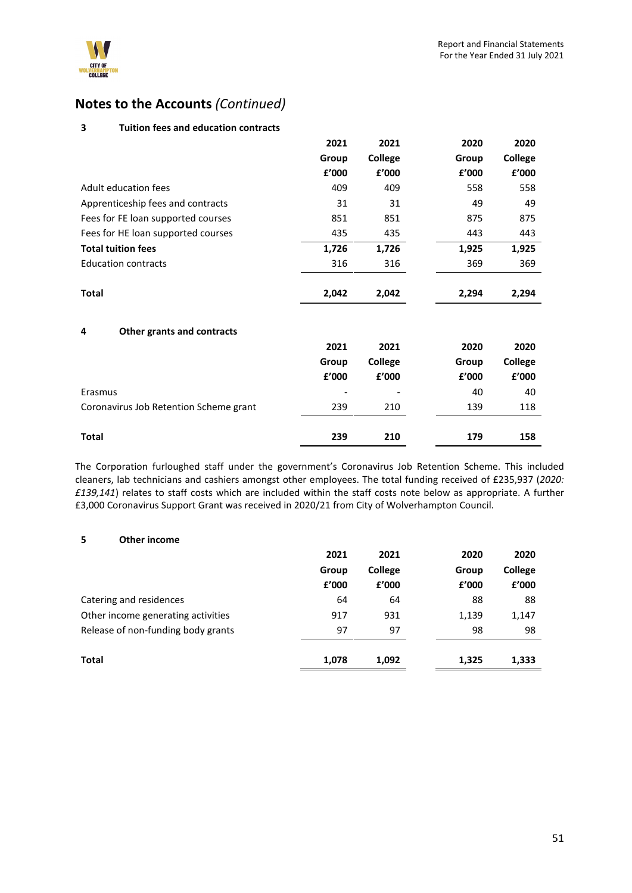## Notes to the Accounts *(Continued)*

### 3 Tuition fees and education contracts

| | 2021 Group £'000 | 2021 College £'000 | 2020 Group £'000 | 2020 College £'000 |
|---|---|---|---|---|
| Adult education fees | 409 | 409 | 558 | 558 |
| Apprenticeship fees and contracts | 31 | 31 | 49 | 49 |
| Fees for FE loan supported courses | 851 | 851 | 875 | 875 |
| Fees for HE loan supported courses | 435 | 435 | 443 | 443 |
| **Total tuition fees** | **1,726** | **1,726** | **1,925** | **1,925** |
| Education contracts | 316 | 316 | 369 | 369 |
| **Total** | **2,042** | **2,042** | **2,294** | **2,294** |

### 4 Other grants and contracts

| | 2021 Group £'000 | 2021 College £'000 | 2020 Group £'000 | 2020 College £'000 |
|---|---|---|---|---|
| Erasmus | - | - | 40 | 40 |
| Coronavirus Job Retention Scheme grant | 239 | 210 | 139 | 118 |
| **Total** | **239** | **210** | **179** | **158** |

The Corporation furloughed staff under the government's Coronavirus Job Retention Scheme. This included cleaners, lab technicians and cashiers amongst other employees. The total funding received of £235,937 (*2020: £139,141*) relates to staff costs which are included within the staff costs note below as appropriate. A further £3,000 Coronavirus Support Grant was received in 2020/21 from City of Wolverhampton Council.

### 5 Other income

| | 2021 Group £'000 | 2021 College £'000 | 2020 Group £'000 | 2020 College £'000 |
|---|---|---|---|---|
| Catering and residences | 64 | 64 | 88 | 88 |
| Other income generating activities | 917 | 931 | 1,139 | 1,147 |
| Release of non-funding body grants | 97 | 97 | 98 | 98 |
| **Total** | **1,078** | **1,092** | **1,325** | **1,333** |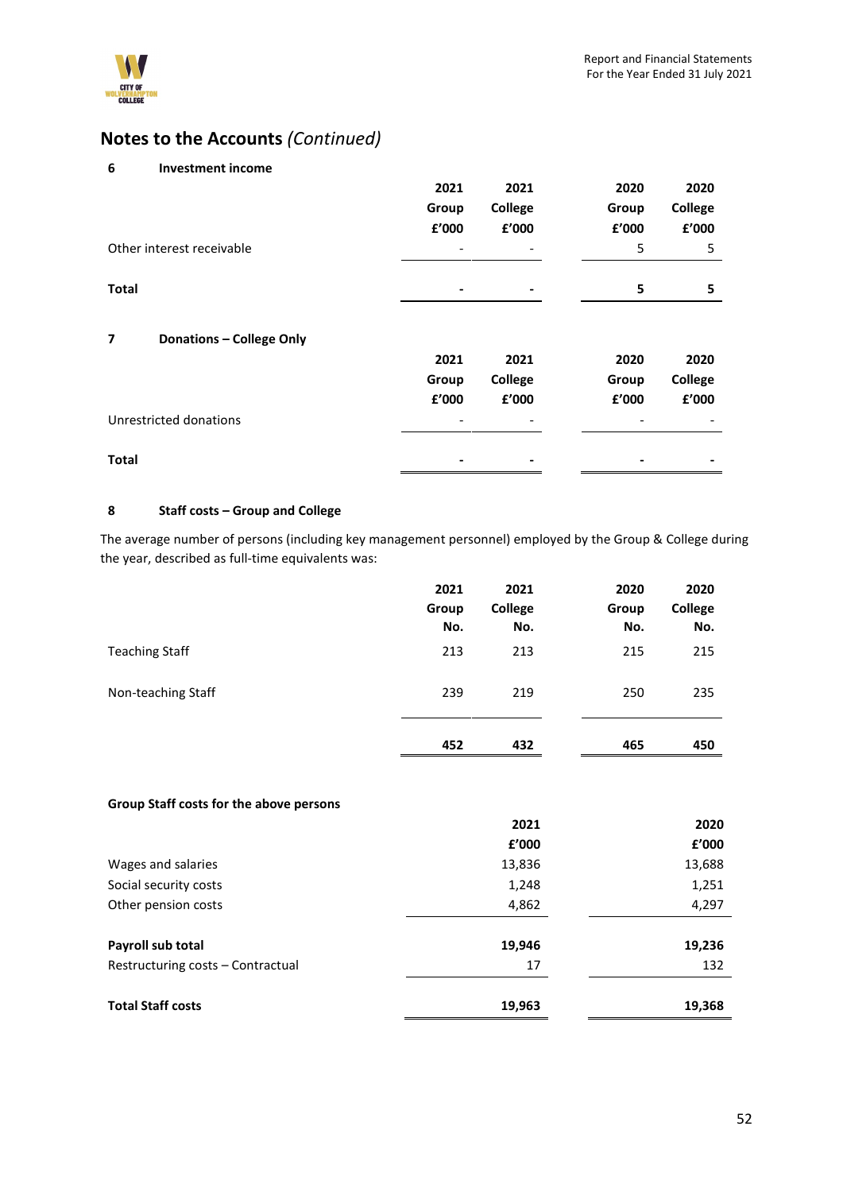# Notes to the Accounts *(Continued)*

## 6 Investment income

| | 2021 Group £'000 | 2021 College £'000 | 2020 Group £'000 | 2020 College £'000 |
|---|---|---|---|---|
| Other interest receivable | - | - | 5 | 5 |
| **Total** | **-** | **-** | **5** | **5** |

## 7 Donations – College Only

| | 2021 Group £'000 | 2021 College £'000 | 2020 Group £'000 | 2020 College £'000 |
|---|---|---|---|---|
| Unrestricted donations | - | - | - | - |
| **Total** | **-** | **-** | **-** | **-** |

## 8 Staff costs – Group and College

The average number of persons (including key management personnel) employed by the Group & College during the year, described as full-time equivalents was:

| | 2021 Group No. | 2021 College No. | 2020 Group No. | 2020 College No. |
|---|---|---|---|---|
| Teaching Staff | 213 | 213 | 215 | 215 |
| Non-teaching Staff | 239 | 219 | 250 | 235 |
| | **452** | **432** | **465** | **450** |

**Group Staff costs for the above persons**

| | 2021 £'000 | 2020 £'000 |
|---|---|---|
| Wages and salaries | 13,836 | 13,688 |
| Social security costs | 1,248 | 1,251 |
| Other pension costs | 4,862 | 4,297 |
| **Payroll sub total** | **19,946** | **19,236** |
| Restructuring costs – Contractual | 17 | 132 |
| **Total Staff costs** | **19,963** | **19,368** |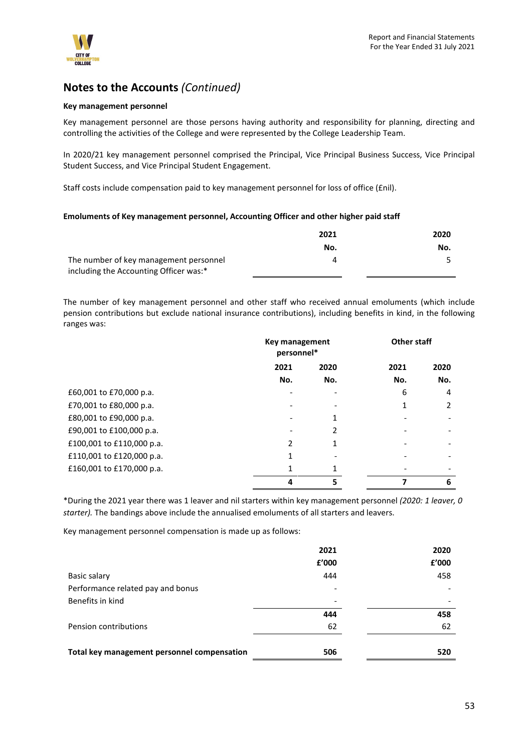## Notes to the Accounts *(Continued)*

**Key management personnel**

Key management personnel are those persons having authority and responsibility for planning, directing and controlling the activities of the College and were represented by the College Leadership Team.

In 2020/21 key management personnel comprised the Principal, Vice Principal Business Success, Vice Principal Student Success, and Vice Principal Student Engagement.

Staff costs include compensation paid to key management personnel for loss of office (£nil).

**Emoluments of Key management personnel, Accounting Officer and other higher paid staff**

| | 2021 | 2020 |
|---|---|---|
| | No. | No. |
| The number of key management personnel including the Accounting Officer was:* | 4 | 5 |

The number of key management personnel and other staff who received annual emoluments (which include pension contributions but exclude national insurance contributions), including benefits in kind, in the following ranges was:

| | Key management personnel* | | Other staff | |
|---|---|---|---|---|
| | 2021 | 2020 | 2021 | 2020 |
| | No. | No. | No. | No. |
| £60,001 to £70,000 p.a. | - | - | 6 | 4 |
| £70,001 to £80,000 p.a. | - | - | 1 | 2 |
| £80,001 to £90,000 p.a. | - | 1 | - | - |
| £90,001 to £100,000 p.a. | - | 2 | - | - |
| £100,001 to £110,000 p.a. | 2 | 1 | - | - |
| £110,001 to £120,000 p.a. | 1 | - | - | - |
| £160,001 to £170,000 p.a. | 1 | 1 | - | - |
| | **4** | **5** | **7** | **6** |

*During the 2021 year there was 1 leaver and nil starters within key management personnel *(2020: 1 leaver, 0 starter).* The bandings above include the annualised emoluments of all starters and leavers.

Key management personnel compensation is made up as follows:

| | 2021 | 2020 |
|---|---|---|
| | £'000 | £'000 |
| Basic salary | 444 | 458 |
| Performance related pay and bonus | - | - |
| Benefits in kind | - | - |
| | **444** | **458** |
| Pension contributions | 62 | 62 |
| **Total key management personnel compensation** | **506** | **520** |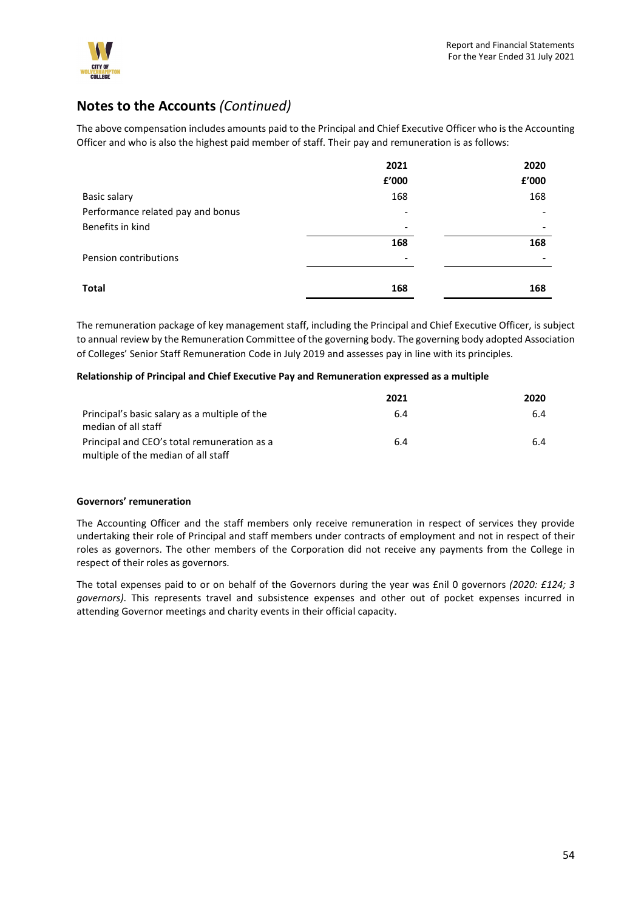## Notes to the Accounts *(Continued)*

The above compensation includes amounts paid to the Principal and Chief Executive Officer who is the Accounting Officer and who is also the highest paid member of staff. Their pay and remuneration is as follows:

| | 2021 | 2020 |
|---|---|---|
| | £'000 | £'000 |
| Basic salary | 168 | 168 |
| Performance related pay and bonus | - | - |
| Benefits in kind | - | - |
| | 168 | 168 |
| Pension contributions | - | - |
| **Total** | **168** | **168** |

The remuneration package of key management staff, including the Principal and Chief Executive Officer, is subject to annual review by the Remuneration Committee of the governing body. The governing body adopted Association of Colleges' Senior Staff Remuneration Code in July 2019 and assesses pay in line with its principles.

**Relationship of Principal and Chief Executive Pay and Remuneration expressed as a multiple**

| | 2021 | 2020 |
|---|---|---|
| Principal's basic salary as a multiple of the median of all staff | 6.4 | 6.4 |
| Principal and CEO's total remuneration as a multiple of the median of all staff | 6.4 | 6.4 |

**Governors' remuneration**

The Accounting Officer and the staff members only receive remuneration in respect of services they provide undertaking their role of Principal and staff members under contracts of employment and not in respect of their roles as governors. The other members of the Corporation did not receive any payments from the College in respect of their roles as governors.

The total expenses paid to or on behalf of the Governors during the year was £nil 0 governors *(2020: £124; 3 governors)*. This represents travel and subsistence expenses and other out of pocket expenses incurred in attending Governor meetings and charity events in their official capacity.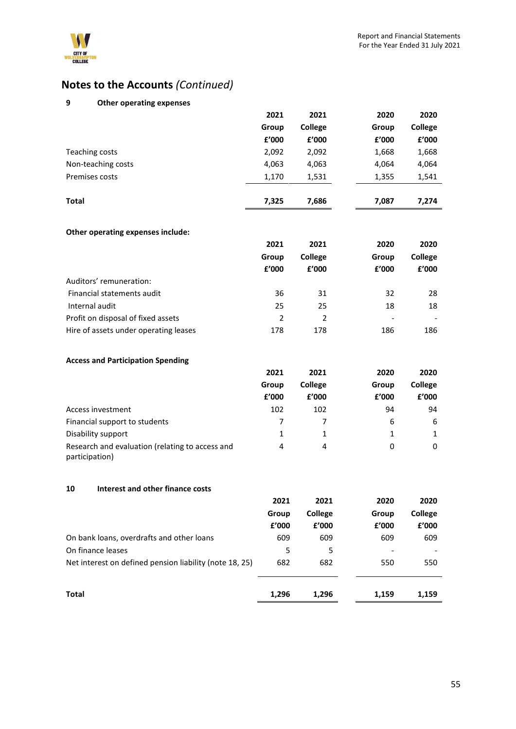## Notes to the Accounts *(Continued)*

### 9 Other operating expenses

| | 2021 Group £'000 | 2021 College £'000 | 2020 Group £'000 | 2020 College £'000 |
|---|---|---|---|---|
| Teaching costs | 2,092 | 2,092 | 1,668 | 1,668 |
| Non-teaching costs | 4,063 | 4,063 | 4,064 | 4,064 |
| Premises costs | 1,170 | 1,531 | 1,355 | 1,541 |
| **Total** | **7,325** | **7,686** | **7,087** | **7,274** |

**Other operating expenses include:**

| | 2021 Group £'000 | 2021 College £'000 | 2020 Group £'000 | 2020 College £'000 |
|---|---|---|---|---|
| Auditors' remuneration: | | | | |
| Financial statements audit | 36 | 31 | 32 | 28 |
| Internal audit | 25 | 25 | 18 | 18 |
| Profit on disposal of fixed assets | 2 | 2 | - | - |
| Hire of assets under operating leases | 178 | 178 | 186 | 186 |

**Access and Participation Spending**

| | 2021 Group £'000 | 2021 College £'000 | 2020 Group £'000 | 2020 College £'000 |
|---|---|---|---|---|
| Access investment | 102 | 102 | 94 | 94 |
| Financial support to students | 7 | 7 | 6 | 6 |
| Disability support | 1 | 1 | 1 | 1 |
| Research and evaluation (relating to access and participation) | 4 | 4 | 0 | 0 |

### 10 Interest and other finance costs

| | 2021 Group £'000 | 2021 College £'000 | 2020 Group £'000 | 2020 College £'000 |
|---|---|---|---|---|
| On bank loans, overdrafts and other loans | 609 | 609 | 609 | 609 |
| On finance leases | 5 | 5 | - | - |
| Net interest on defined pension liability (note 18, 25) | 682 | 682 | 550 | 550 |
| **Total** | **1,296** | **1,296** | **1,159** | **1,159** |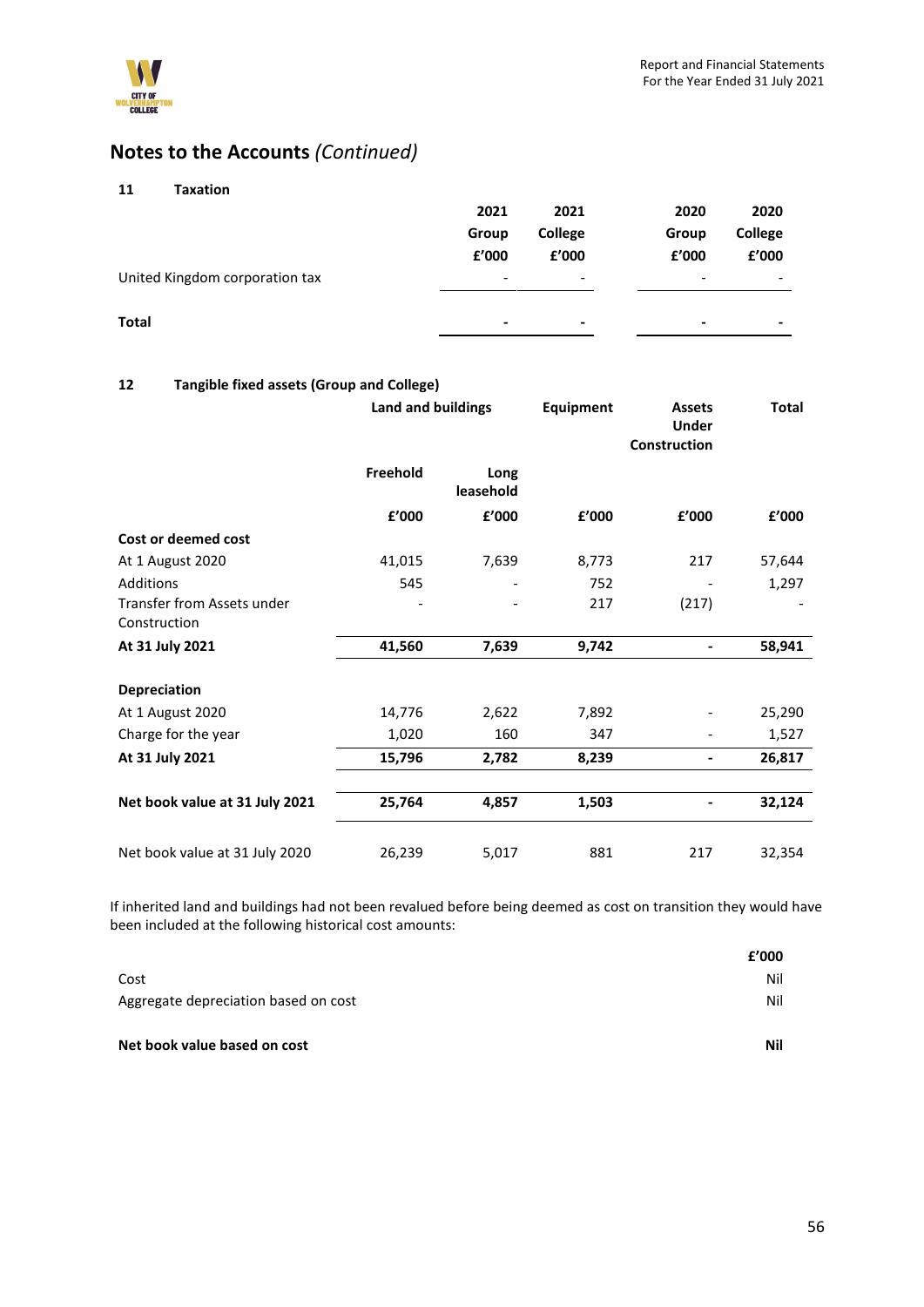## Notes to the Accounts *(Continued)*

### 11 Taxation

| | 2021 Group £'000 | 2021 College £'000 | 2020 Group £'000 | 2020 College £'000 |
|---|---|---|---|---|
| United Kingdom corporation tax | - | - | - | - |
| **Total** | **-** | **-** | **-** | **-** |

### 12 Tangible fixed assets (Group and College)

| | Land and buildings | | Equipment | Assets Under Construction | Total |
|---|---|---|---|---|---|
| | Freehold | Long leasehold | | | |
| | £'000 | £'000 | £'000 | £'000 | £'000 |
| **Cost or deemed cost** | | | | | |
| At 1 August 2020 | 41,015 | 7,639 | 8,773 | 217 | 57,644 |
| Additions | 545 | - | 752 | - | 1,297 |
| Transfer from Assets under Construction | - | - | 217 | (217) | - |
| **At 31 July 2021** | **41,560** | **7,639** | **9,742** | **-** | **58,941** |
| | | | | | |
| **Depreciation** | | | | | |
| At 1 August 2020 | 14,776 | 2,622 | 7,892 | - | 25,290 |
| Charge for the year | 1,020 | 160 | 347 | - | 1,527 |
| **At 31 July 2021** | **15,796** | **2,782** | **8,239** | **-** | **26,817** |
| | | | | | |
| **Net book value at 31 July 2021** | **25,764** | **4,857** | **1,503** | **-** | **32,124** |
| | | | | | |
| Net book value at 31 July 2020 | 26,239 | 5,017 | 881 | 217 | 32,354 |

If inherited land and buildings had not been revalued before being deemed as cost on transition they would have been included at the following historical cost amounts:

| | £'000 |
|---|---|
| Cost | Nil |
| Aggregate depreciation based on cost | Nil |
| **Net book value based on cost** | **Nil** |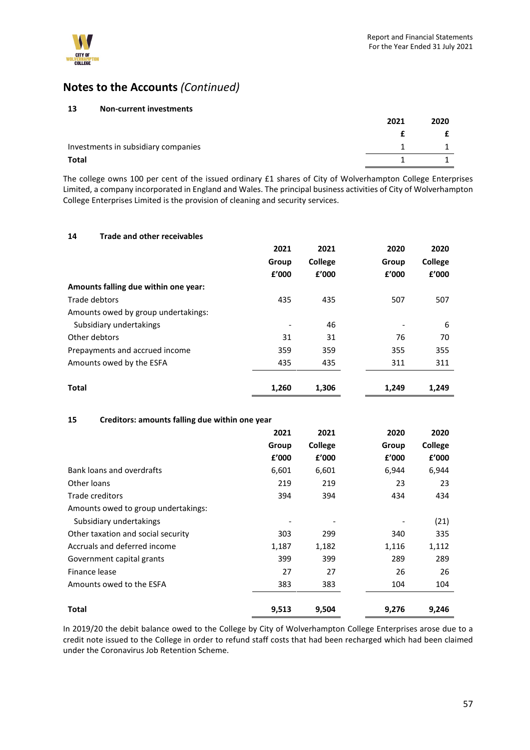# Notes to the Accounts *(Continued)*

## 13 Non-current investments

| | 2021 | 2020 |
|---|---|---|
| | £ | £ |
| Investments in subsidiary companies | 1 | 1 |
| **Total** | 1 | 1 |

The college owns 100 per cent of the issued ordinary £1 shares of City of Wolverhampton College Enterprises Limited, a company incorporated in England and Wales. The principal business activities of City of Wolverhampton College Enterprises Limited is the provision of cleaning and security services.

## 14 Trade and other receivables

| | 2021 | 2021 | 2020 | 2020 |
|---|---|---|---|---|
| | Group | College | Group | College |
| | £'000 | £'000 | £'000 | £'000 |
| **Amounts falling due within one year:** | | | | |
| Trade debtors | 435 | 435 | 507 | 507 |
| Amounts owed by group undertakings: | | | | |
| Subsidiary undertakings | - | 46 | - | 6 |
| Other debtors | 31 | 31 | 76 | 70 |
| Prepayments and accrued income | 359 | 359 | 355 | 355 |
| Amounts owed by the ESFA | 435 | 435 | 311 | 311 |
| **Total** | **1,260** | **1,306** | **1,249** | **1,249** |

## 15 Creditors: amounts falling due within one year

| | 2021 | 2021 | 2020 | 2020 |
|---|---|---|---|---|
| | Group | College | Group | College |
| | £'000 | £'000 | £'000 | £'000 |
| Bank loans and overdrafts | 6,601 | 6,601 | 6,944 | 6,944 |
| Other loans | 219 | 219 | 23 | 23 |
| Trade creditors | 394 | 394 | 434 | 434 |
| Amounts owed to group undertakings: | | | | |
| Subsidiary undertakings | - | - | - | (21) |
| Other taxation and social security | 303 | 299 | 340 | 335 |
| Accruals and deferred income | 1,187 | 1,182 | 1,116 | 1,112 |
| Government capital grants | 399 | 399 | 289 | 289 |
| Finance lease | 27 | 27 | 26 | 26 |
| Amounts owed to the ESFA | 383 | 383 | 104 | 104 |
| **Total** | **9,513** | **9,504** | **9,276** | **9,246** |

In 2019/20 the debit balance owed to the College by City of Wolverhampton College Enterprises arose due to a credit note issued to the College in order to refund staff costs that had been recharged which had been claimed under the Coronavirus Job Retention Scheme.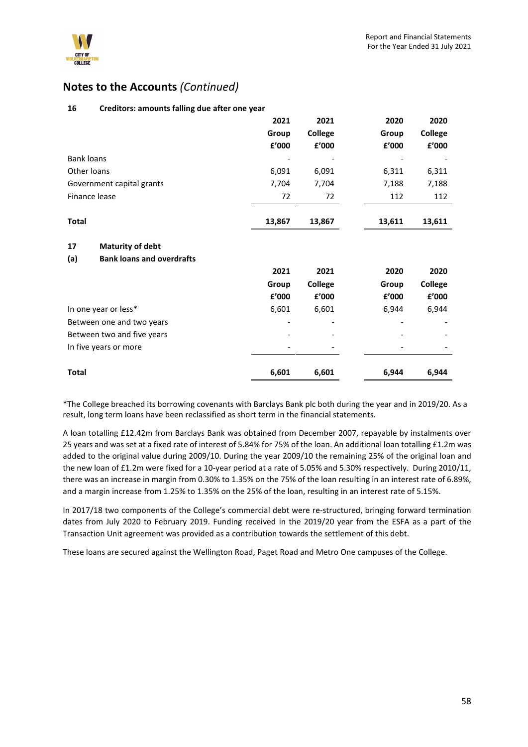# Notes to the Accounts *(Continued)*

## 16 Creditors: amounts falling due after one year

| | 2021 Group £'000 | 2021 College £'000 | 2020 Group £'000 | 2020 College £'000 |
|---|---|---|---|---|
| Bank loans | - | - | - | - |
| Other loans | 6,091 | 6,091 | 6,311 | 6,311 |
| Government capital grants | 7,704 | 7,704 | 7,188 | 7,188 |
| Finance lease | 72 | 72 | 112 | 112 |
| **Total** | **13,867** | **13,867** | **13,611** | **13,611** |

## 17 Maturity of debt

### (a) Bank loans and overdrafts

| | 2021 Group £'000 | 2021 College £'000 | 2020 Group £'000 | 2020 College £'000 |
|---|---|---|---|---|
| In one year or less* | 6,601 | 6,601 | 6,944 | 6,944 |
| Between one and two years | - | - | - | - |
| Between two and five years | - | - | - | - |
| In five years or more | - | - | - | - |
| **Total** | **6,601** | **6,601** | **6,944** | **6,944** |

*The College breached its borrowing covenants with Barclays Bank plc both during the year and in 2019/20. As a result, long term loans have been reclassified as short term in the financial statements.

A loan totalling £12.42m from Barclays Bank was obtained from December 2007, repayable by instalments over 25 years and was set at a fixed rate of interest of 5.84% for 75% of the loan. An additional loan totalling £1.2m was added to the original value during 2009/10. During the year 2009/10 the remaining 25% of the original loan and the new loan of £1.2m were fixed for a 10-year period at a rate of 5.05% and 5.30% respectively. During 2010/11, there was an increase in margin from 0.30% to 1.35% on the 75% of the loan resulting in an interest rate of 6.89%, and a margin increase from 1.25% to 1.35% on the 25% of the loan, resulting in an interest rate of 5.15%.

In 2017/18 two components of the College's commercial debt were re-structured, bringing forward termination dates from July 2020 to February 2019. Funding received in the 2019/20 year from the ESFA as a part of the Transaction Unit agreement was provided as a contribution towards the settlement of this debt.

These loans are secured against the Wellington Road, Paget Road and Metro One campuses of the College.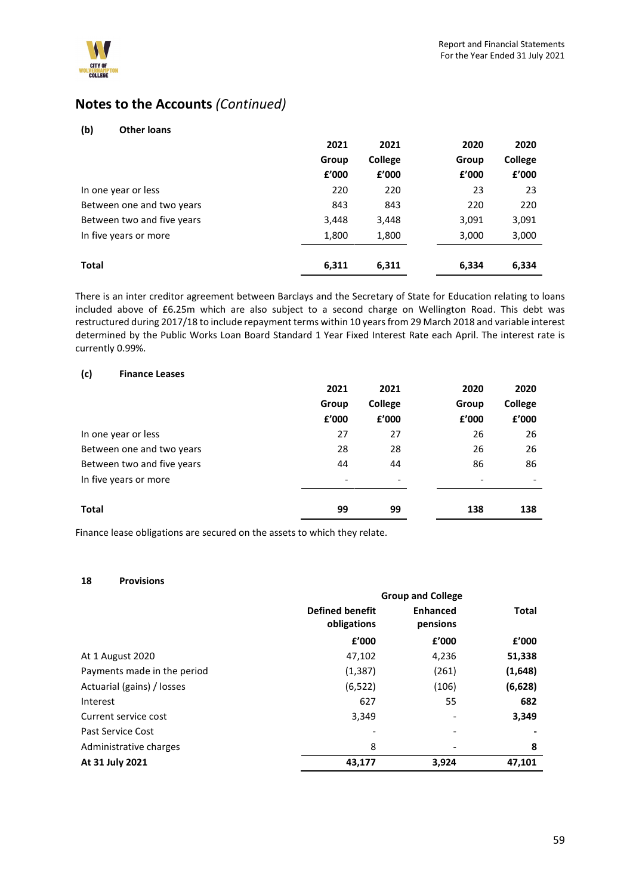## Notes to the Accounts *(Continued)*

**(b) Other loans**

| | 2021 Group £'000 | 2021 College £'000 | 2020 Group £'000 | 2020 College £'000 |
|---|---|---|---|---|
| In one year or less | 220 | 220 | 23 | 23 |
| Between one and two years | 843 | 843 | 220 | 220 |
| Between two and five years | 3,448 | 3,448 | 3,091 | 3,091 |
| In five years or more | 1,800 | 1,800 | 3,000 | 3,000 |
| **Total** | **6,311** | **6,311** | **6,334** | **6,334** |

There is an inter creditor agreement between Barclays and the Secretary of State for Education relating to loans included above of £6.25m which are also subject to a second charge on Wellington Road. This debt was restructured during 2017/18 to include repayment terms within 10 years from 29 March 2018 and variable interest determined by the Public Works Loan Board Standard 1 Year Fixed Interest Rate each April. The interest rate is currently 0.99%.

**(c) Finance Leases**

| | 2021 Group £'000 | 2021 College £'000 | 2020 Group £'000 | 2020 College £'000 |
|---|---|---|---|---|
| In one year or less | 27 | 27 | 26 | 26 |
| Between one and two years | 28 | 28 | 26 | 26 |
| Between two and five years | 44 | 44 | 86 | 86 |
| In five years or more | - | - | - | - |
| **Total** | **99** | **99** | **138** | **138** |

Finance lease obligations are secured on the assets to which they relate.

### 18 Provisions

| | Group and College | | |
|---|---|---|---|
| | **Defined benefit obligations** | **Enhanced pensions** | **Total** |
| | **£'000** | **£'000** | **£'000** |
| At 1 August 2020 | 47,102 | 4,236 | **51,338** |
| Payments made in the period | (1,387) | (261) | **(1,648)** |
| Actuarial (gains) / losses | (6,522) | (106) | **(6,628)** |
| Interest | 627 | 55 | **682** |
| Current service cost | 3,349 | - | **3,349** |
| Past Service Cost | - | - | **-** |
| Administrative charges | 8 | - | **8** |
| **At 31 July 2021** | **43,177** | **3,924** | **47,101** |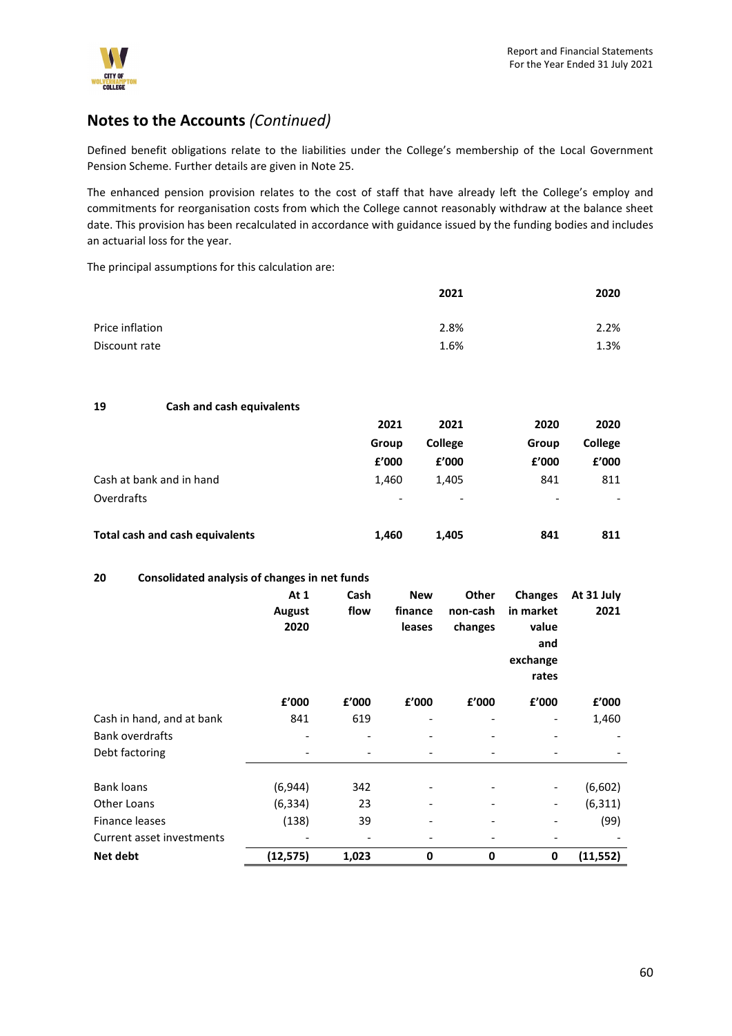## Notes to the Accounts *(Continued)*

Defined benefit obligations relate to the liabilities under the College's membership of the Local Government Pension Scheme. Further details are given in Note 25.

The enhanced pension provision relates to the cost of staff that have already left the College's employ and commitments for reorganisation costs from which the College cannot reasonably withdraw at the balance sheet date. This provision has been recalculated in accordance with guidance issued by the funding bodies and includes an actuarial loss for the year.

The principal assumptions for this calculation are:

| | 2021 | 2020 |
|---|---|---|
| Price inflation | 2.8% | 2.2% |
| Discount rate | 1.6% | 1.3% |

### 19 Cash and cash equivalents

| | 2021 Group £'000 | 2021 College £'000 | 2020 Group £'000 | 2020 College £'000 |
|---|---|---|---|---|
| Cash at bank and in hand | 1,460 | 1,405 | 841 | 811 |
| Overdrafts | - | - | - | - |
| **Total cash and cash equivalents** | **1,460** | **1,405** | **841** | **811** |

### 20 Consolidated analysis of changes in net funds

| | At 1 August 2020 | Cash flow | New finance leases | Other non-cash changes | Changes in market value and exchange rates | At 31 July 2021 |
|---|---|---|---|---|---|---|
| | £'000 | £'000 | £'000 | £'000 | £'000 | £'000 |
| Cash in hand, and at bank | 841 | 619 | - | - | - | 1,460 |
| Bank overdrafts | - | - | - | - | - | - |
| Debt factoring | - | - | - | - | - | - |
| Bank loans | (6,944) | 342 | - | - | - | (6,602) |
| Other Loans | (6,334) | 23 | - | - | - | (6,311) |
| Finance leases | (138) | 39 | - | - | - | (99) |
| Current asset investments | - | - | - | - | - | - |
| **Net debt** | **(12,575)** | **1,023** | **0** | **0** | **0** | **(11,552)** |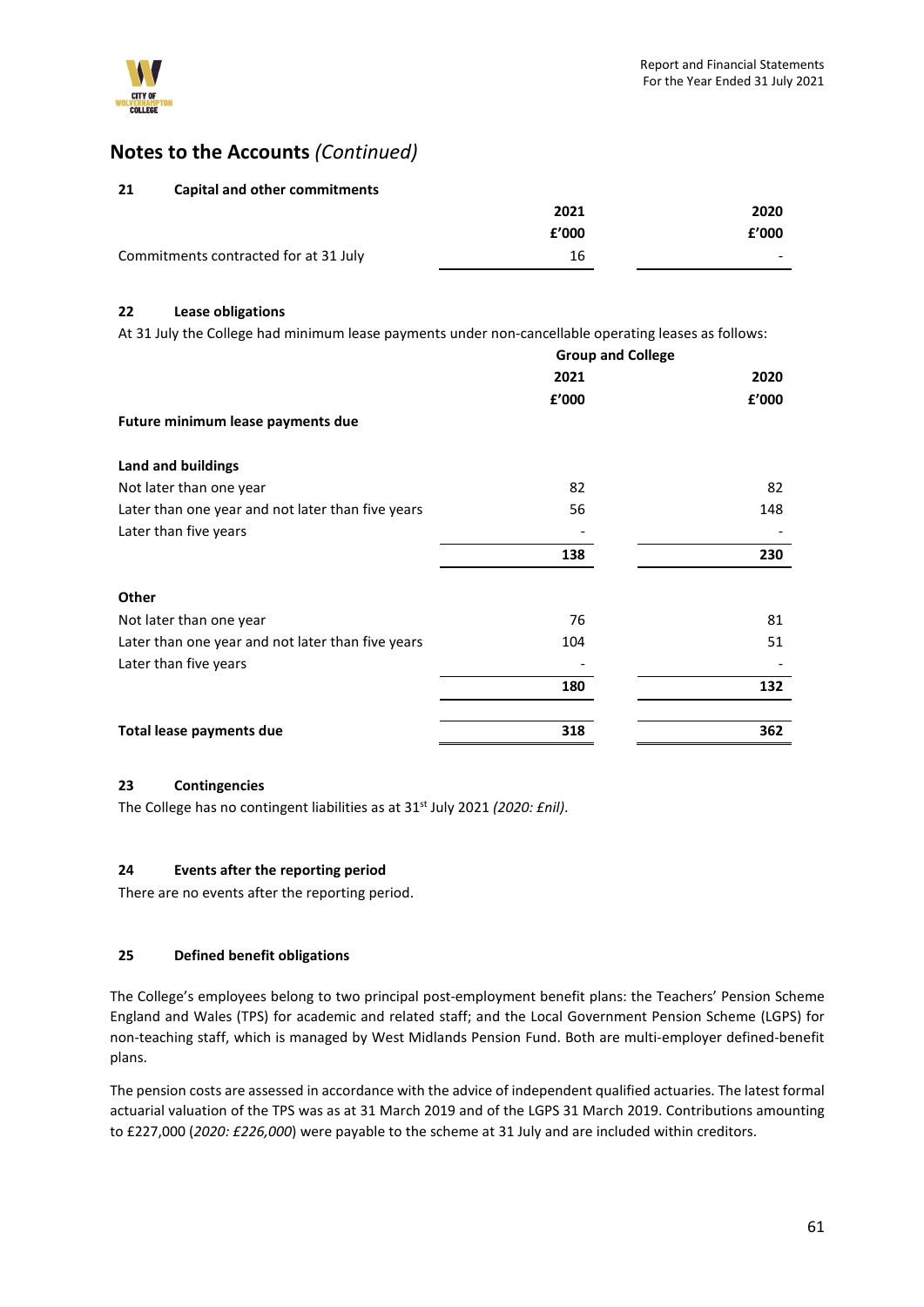# Notes to the Accounts *(Continued)*

## 21 Capital and other commitments

| | 2021 | 2020 |
|---|---|---|
| | £'000 | £'000 |
| Commitments contracted for at 31 July | 16 | - |

## 22 Lease obligations

At 31 July the College had minimum lease payments under non-cancellable operating leases as follows:

| | Group and College | |
|---|---|---|
| | 2021 | 2020 |
| | £'000 | £'000 |
| **Future minimum lease payments due** | | |
| **Land and buildings** | | |
| Not later than one year | 82 | 82 |
| Later than one year and not later than five years | 56 | 148 |
| Later than five years | - | - |
| | **138** | **230** |
| **Other** | | |
| Not later than one year | 76 | 81 |
| Later than one year and not later than five years | 104 | 51 |
| Later than five years | - | - |
| | **180** | **132** |
| **Total lease payments due** | **318** | **362** |

## 23 Contingencies

The College has no contingent liabilities as at 31st July 2021 *(2020: £nil)*.

## 24 Events after the reporting period

There are no events after the reporting period.

## 25 Defined benefit obligations

The College's employees belong to two principal post-employment benefit plans: the Teachers' Pension Scheme England and Wales (TPS) for academic and related staff; and the Local Government Pension Scheme (LGPS) for non-teaching staff, which is managed by West Midlands Pension Fund. Both are multi-employer defined-benefit plans.

The pension costs are assessed in accordance with the advice of independent qualified actuaries. The latest formal actuarial valuation of the TPS was as at 31 March 2019 and of the LGPS 31 March 2019. Contributions amounting to £227,000 (*2020: £226,000*) were payable to the scheme at 31 July and are included within creditors.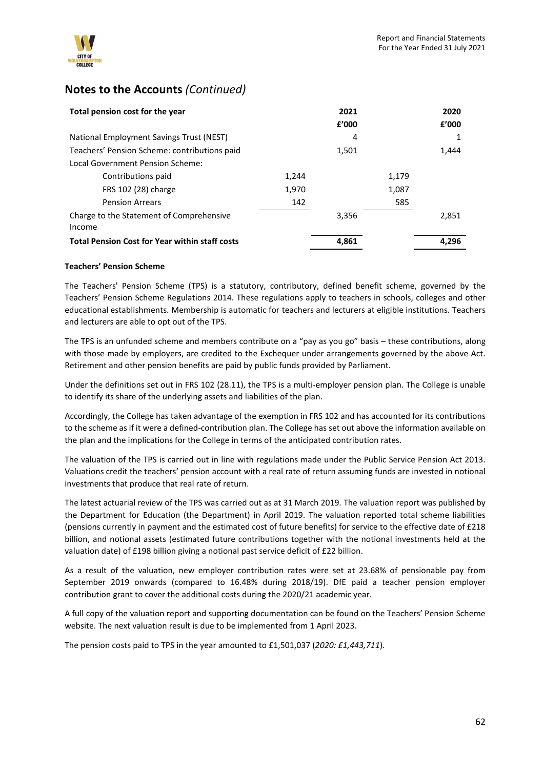## Notes to the Accounts *(Continued)*

| **Total pension cost for the year** | | **2021** | | **2020** |
|---|---|---|---|---|
| | | **£'000** | | **£'000** |
| National Employment Savings Trust (NEST) | | 4 | | 1 |
| Teachers' Pension Scheme: contributions paid | | 1,501 | | 1,444 |
| Local Government Pension Scheme: | | | | |
| Contributions paid | 1,244 | | 1,179 | |
| FRS 102 (28) charge | 1,970 | | 1,087 | |
| Pension Arrears | 142 | | 585 | |
| Charge to the Statement of Comprehensive Income | | 3,356 | | 2,851 |
| **Total Pension Cost for Year within staff costs** | | **4,861** | | **4,296** |

**Teachers' Pension Scheme**

The Teachers' Pension Scheme (TPS) is a statutory, contributory, defined benefit scheme, governed by the Teachers' Pension Scheme Regulations 2014. These regulations apply to teachers in schools, colleges and other educational establishments. Membership is automatic for teachers and lecturers at eligible institutions. Teachers and lecturers are able to opt out of the TPS.

The TPS is an unfunded scheme and members contribute on a "pay as you go" basis – these contributions, along with those made by employers, are credited to the Exchequer under arrangements governed by the above Act. Retirement and other pension benefits are paid by public funds provided by Parliament.

Under the definitions set out in FRS 102 (28.11), the TPS is a multi-employer pension plan. The College is unable to identify its share of the underlying assets and liabilities of the plan.

Accordingly, the College has taken advantage of the exemption in FRS 102 and has accounted for its contributions to the scheme as if it were a defined-contribution plan. The College has set out above the information available on the plan and the implications for the College in terms of the anticipated contribution rates.

The valuation of the TPS is carried out in line with regulations made under the Public Service Pension Act 2013. Valuations credit the teachers' pension account with a real rate of return assuming funds are invested in notional investments that produce that real rate of return.

The latest actuarial review of the TPS was carried out as at 31 March 2019. The valuation report was published by the Department for Education (the Department) in April 2019. The valuation reported total scheme liabilities (pensions currently in payment and the estimated cost of future benefits) for service to the effective date of £218 billion, and notional assets (estimated future contributions together with the notional investments held at the valuation date) of £198 billion giving a notional past service deficit of £22 billion.

As a result of the valuation, new employer contribution rates were set at 23.68% of pensionable pay from September 2019 onwards (compared to 16.48% during 2018/19). DfE paid a teacher pension employer contribution grant to cover the additional costs during the 2020/21 academic year.

A full copy of the valuation report and supporting documentation can be found on the Teachers' Pension Scheme website. The next valuation result is due to be implemented from 1 April 2023.

The pension costs paid to TPS in the year amounted to £1,501,037 (*2020: £1,443,711*).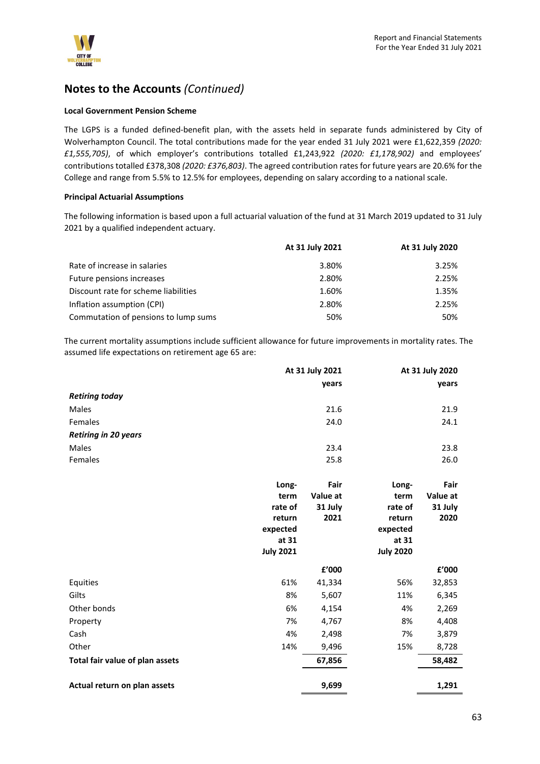## Notes to the Accounts *(Continued)*

**Local Government Pension Scheme**

The LGPS is a funded defined-benefit plan, with the assets held in separate funds administered by City of Wolverhampton Council. The total contributions made for the year ended 31 July 2021 were £1,622,359 *(2020: £1,555,705)*, of which employer's contributions totalled £1,243,922 *(2020: £1,178,902)* and employees' contributions totalled £378,308 *(2020: £376,803)*. The agreed contribution rates for future years are 20.6% for the College and range from 5.5% to 12.5% for employees, depending on salary according to a national scale.

**Principal Actuarial Assumptions**

The following information is based upon a full actuarial valuation of the fund at 31 March 2019 updated to 31 July 2021 by a qualified independent actuary.

| | At 31 July 2021 | At 31 July 2020 |
|---|---|---|
| Rate of increase in salaries | 3.80% | 3.25% |
| Future pensions increases | 2.80% | 2.25% |
| Discount rate for scheme liabilities | 1.60% | 1.35% |
| Inflation assumption (CPI) | 2.80% | 2.25% |
| Commutation of pensions to lump sums | 50% | 50% |

The current mortality assumptions include sufficient allowance for future improvements in mortality rates. The assumed life expectations on retirement age 65 are:

| | At 31 July 2021 | At 31 July 2020 |
|---|---|---|
| | years | years |
| ***Retiring today*** | | |
| Males | 21.6 | 21.9 |
| Females | 24.0 | 24.1 |
| ***Retiring in 20 years*** | | |
| Males | 23.4 | 23.8 |
| Females | 25.8 | 26.0 |

| | Long-term rate of return expected at 31 July 2021 | Fair Value at 31 July 2021 | Long-term rate of return expected at 31 July 2020 | Fair Value at 31 July 2020 |
|---|---|---|---|---|
| | | £'000 | | £'000 |
| Equities | 61% | 41,334 | 56% | 32,853 |
| Gilts | 8% | 5,607 | 11% | 6,345 |
| Other bonds | 6% | 4,154 | 4% | 2,269 |
| Property | 7% | 4,767 | 8% | 4,408 |
| Cash | 4% | 2,498 | 7% | 3,879 |
| Other | 14% | 9,496 | 15% | 8,728 |
| **Total fair value of plan assets** | | **67,856** | | **58,482** |
| **Actual return on plan assets** | | **9,699** | | **1,291** |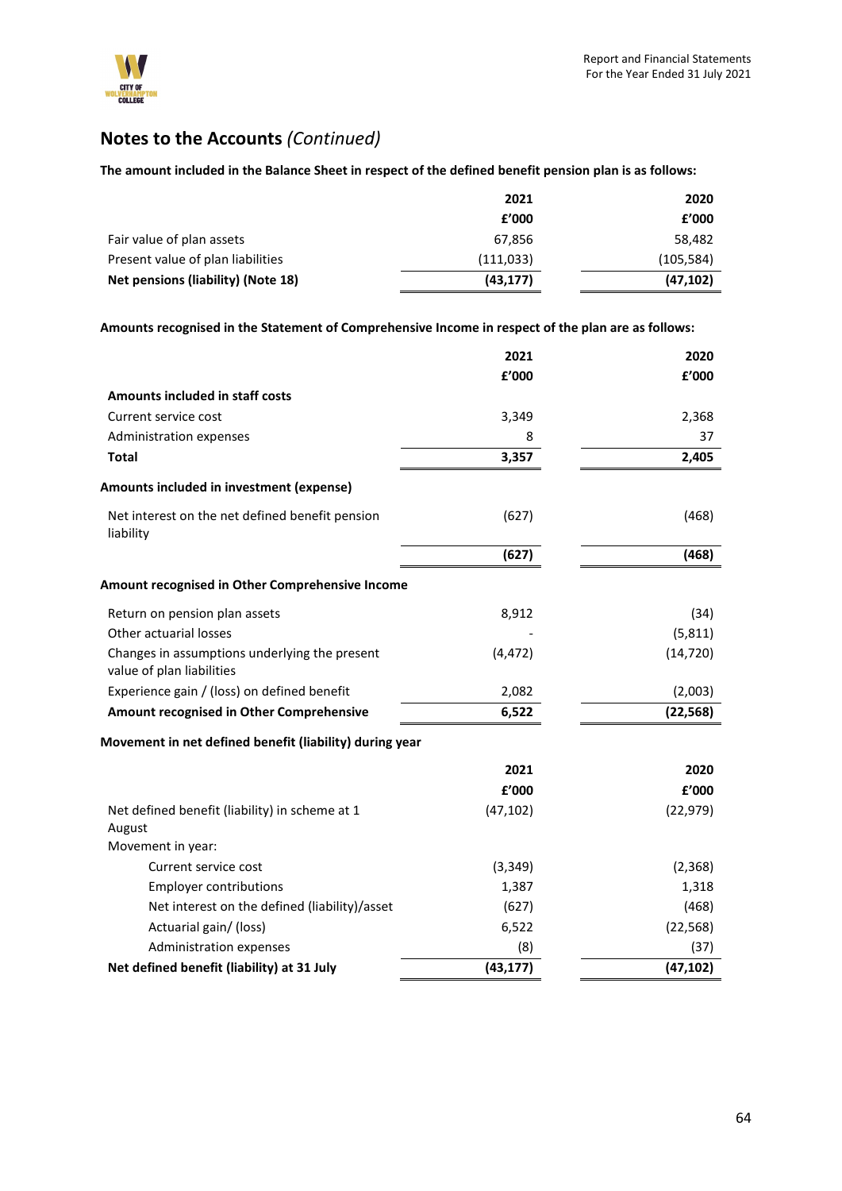## Notes to the Accounts *(Continued)*

**The amount included in the Balance Sheet in respect of the defined benefit pension plan is as follows:**

| | 2021 | 2020 |
|---|---|---|
| | £'000 | £'000 |
| Fair value of plan assets | 67,856 | 58,482 |
| Present value of plan liabilities | (111,033) | (105,584) |
| **Net pensions (liability) (Note 18)** | **(43,177)** | **(47,102)** |

**Amounts recognised in the Statement of Comprehensive Income in respect of the plan are as follows:**

| | 2021 | 2020 |
|---|---|---|
| | £'000 | £'000 |
| **Amounts included in staff costs** | | |
| Current service cost | 3,349 | 2,368 |
| Administration expenses | 8 | 37 |
| **Total** | **3,357** | **2,405** |
| **Amounts included in investment (expense)** | | |
| Net interest on the net defined benefit pension liability | (627) | (468) |
| | **(627)** | **(468)** |
| **Amount recognised in Other Comprehensive Income** | | |
| Return on pension plan assets | 8,912 | (34) |
| Other actuarial losses | - | (5,811) |
| Changes in assumptions underlying the present value of plan liabilities | (4,472) | (14,720) |
| Experience gain / (loss) on defined benefit | 2,082 | (2,003) |
| **Amount recognised in Other Comprehensive** | **6,522** | **(22,568)** |

**Movement in net defined benefit (liability) during year**

| | 2021 | 2020 |
|---|---|---|
| | £'000 | £'000 |
| Net defined benefit (liability) in scheme at 1 August | (47,102) | (22,979) |
| Movement in year: | | |
| Current service cost | (3,349) | (2,368) |
| Employer contributions | 1,387 | 1,318 |
| Net interest on the defined (liability)/asset | (627) | (468) |
| Actuarial gain/ (loss) | 6,522 | (22,568) |
| Administration expenses | (8) | (37) |
| **Net defined benefit (liability) at 31 July** | **(43,177)** | **(47,102)** |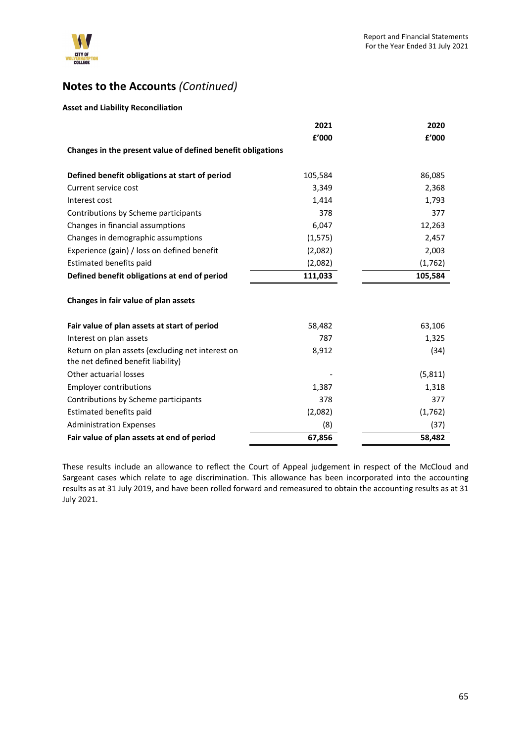## Notes to the Accounts *(Continued)*

**Asset and Liability Reconciliation**

| | 2021 | 2020 |
|---|---|---|
| | £'000 | £'000 |
| **Changes in the present value of defined benefit obligations** | | |
| **Defined benefit obligations at start of period** | 105,584 | 86,085 |
| Current service cost | 3,349 | 2,368 |
| Interest cost | 1,414 | 1,793 |
| Contributions by Scheme participants | 378 | 377 |
| Changes in financial assumptions | 6,047 | 12,263 |
| Changes in demographic assumptions | (1,575) | 2,457 |
| Experience (gain) / loss on defined benefit | (2,082) | 2,003 |
| Estimated benefits paid | (2,082) | (1,762) |
| **Defined benefit obligations at end of period** | **111,033** | **105,584** |
| **Changes in fair value of plan assets** | | |
| **Fair value of plan assets at start of period** | 58,482 | 63,106 |
| Interest on plan assets | 787 | 1,325 |
| Return on plan assets (excluding net interest on the net defined benefit liability) | 8,912 | (34) |
| Other actuarial losses | - | (5,811) |
| Employer contributions | 1,387 | 1,318 |
| Contributions by Scheme participants | 378 | 377 |
| Estimated benefits paid | (2,082) | (1,762) |
| Administration Expenses | (8) | (37) |
| **Fair value of plan assets at end of period** | **67,856** | **58,482** |

These results include an allowance to reflect the Court of Appeal judgement in respect of the McCloud and Sargeant cases which relate to age discrimination. This allowance has been incorporated into the accounting results as at 31 July 2019, and have been rolled forward and remeasured to obtain the accounting results as at 31 July 2021.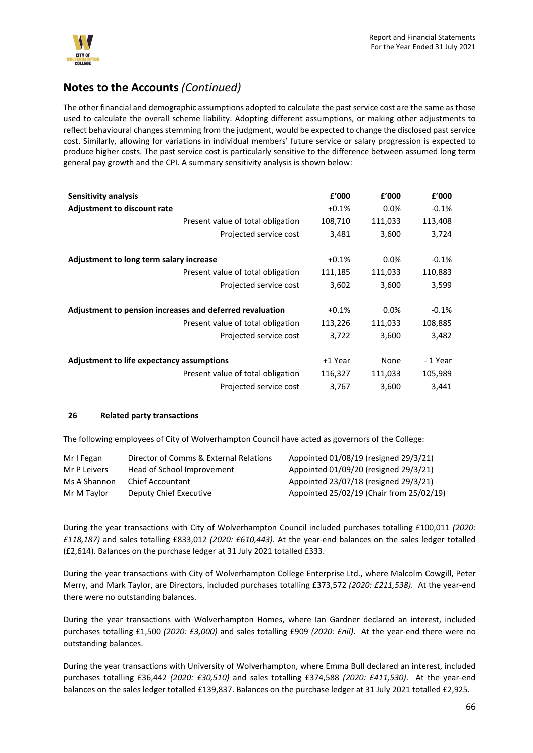## Notes to the Accounts *(Continued)*

The other financial and demographic assumptions adopted to calculate the past service cost are the same as those used to calculate the overall scheme liability. Adopting different assumptions, or making other adjustments to reflect behavioural changes stemming from the judgment, would be expected to change the disclosed past service cost. Similarly, allowing for variations in individual members' future service or salary progression is expected to produce higher costs. The past service cost is particularly sensitive to the difference between assumed long term general pay growth and the CPI. A summary sensitivity analysis is shown below:

| **Sensitivity analysis** | **£'000** | **£'000** | **£'000** |
|---|---|---|---|
| **Adjustment to discount rate** | +0.1% | 0.0% | -0.1% |
| Present value of total obligation | 108,710 | 111,033 | 113,408 |
| Projected service cost | 3,481 | 3,600 | 3,724 |
| | | | |
| **Adjustment to long term salary increase** | +0.1% | 0.0% | -0.1% |
| Present value of total obligation | 111,185 | 111,033 | 110,883 |
| Projected service cost | 3,602 | 3,600 | 3,599 |
| | | | |
| **Adjustment to pension increases and deferred revaluation** | +0.1% | 0.0% | -0.1% |
| Present value of total obligation | 113,226 | 111,033 | 108,885 |
| Projected service cost | 3,722 | 3,600 | 3,482 |
| | | | |
| **Adjustment to life expectancy assumptions** | +1 Year | None | - 1 Year |
| Present value of total obligation | 116,327 | 111,033 | 105,989 |
| Projected service cost | 3,767 | 3,600 | 3,441 |

### 26 Related party transactions

The following employees of City of Wolverhampton Council have acted as governors of the College:

| | | |
|---|---|---|
| Mr I Fegan | Director of Comms & External Relations | Appointed 01/08/19 (resigned 29/3/21) |
| Mr P Leivers | Head of School Improvement | Appointed 01/09/20 (resigned 29/3/21) |
| Ms A Shannon | Chief Accountant | Appointed 23/07/18 (resigned 29/3/21) |
| Mr M Taylor | Deputy Chief Executive | Appointed 25/02/19 (Chair from 25/02/19) |

During the year transactions with City of Wolverhampton Council included purchases totalling £100,011 *(2020: £118,187)* and sales totalling £833,012 *(2020: £610,443)*. At the year-end balances on the sales ledger totalled (£2,614). Balances on the purchase ledger at 31 July 2021 totalled £333.

During the year transactions with City of Wolverhampton College Enterprise Ltd., where Malcolm Cowgill, Peter Merry, and Mark Taylor, are Directors, included purchases totalling £373,572 *(2020: £211,538)*. At the year-end there were no outstanding balances.

During the year transactions with Wolverhampton Homes, where Ian Gardner declared an interest, included purchases totalling £1,500 *(2020: £3,000)* and sales totalling £909 *(2020: £nil)*. At the year-end there were no outstanding balances.

During the year transactions with University of Wolverhampton, where Emma Bull declared an interest, included purchases totalling £36,442 *(2020: £30,510)* and sales totalling £374,588 *(2020: £411,530)*. At the year-end balances on the sales ledger totalled £139,837. Balances on the purchase ledger at 31 July 2021 totalled £2,925.